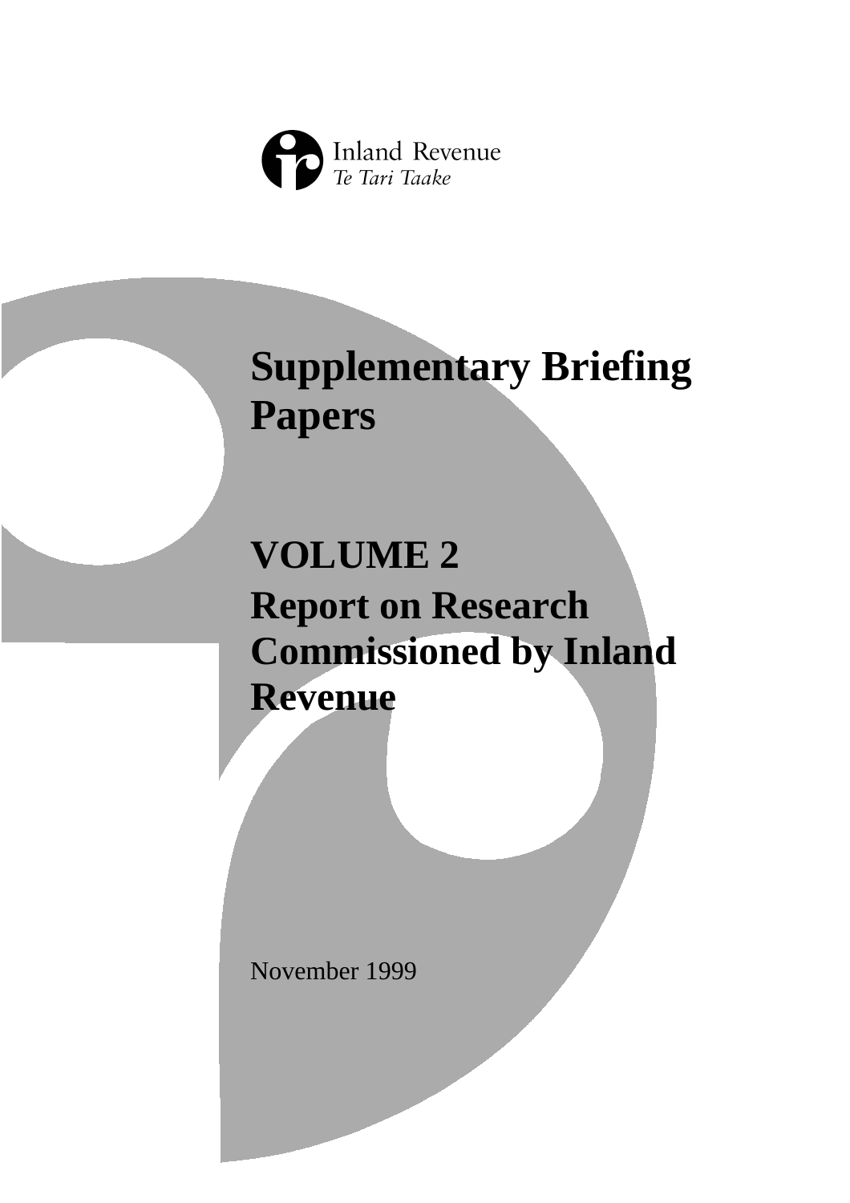Inland Revenue
*Te Tari Taake*

# Supplementary Briefing Papers

## VOLUME 2
## Report on Research Commissioned by Inland Revenue

November 1999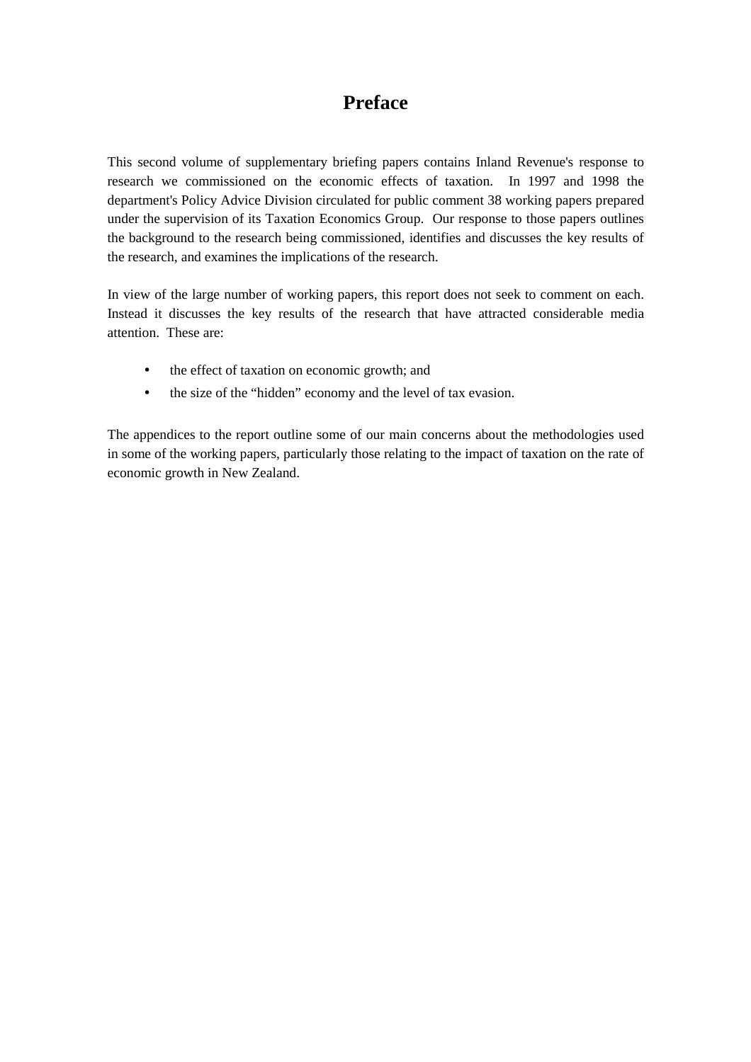# Preface

This second volume of supplementary briefing papers contains Inland Revenue's response to research we commissioned on the economic effects of taxation. In 1997 and 1998 the department's Policy Advice Division circulated for public comment 38 working papers prepared under the supervision of its Taxation Economics Group. Our response to those papers outlines the background to the research being commissioned, identifies and discusses the key results of the research, and examines the implications of the research.

In view of the large number of working papers, this report does not seek to comment on each. Instead it discusses the key results of the research that have attracted considerable media attention. These are:

- the effect of taxation on economic growth; and
- the size of the "hidden" economy and the level of tax evasion.

The appendices to the report outline some of our main concerns about the methodologies used in some of the working papers, particularly those relating to the impact of taxation on the rate of economic growth in New Zealand.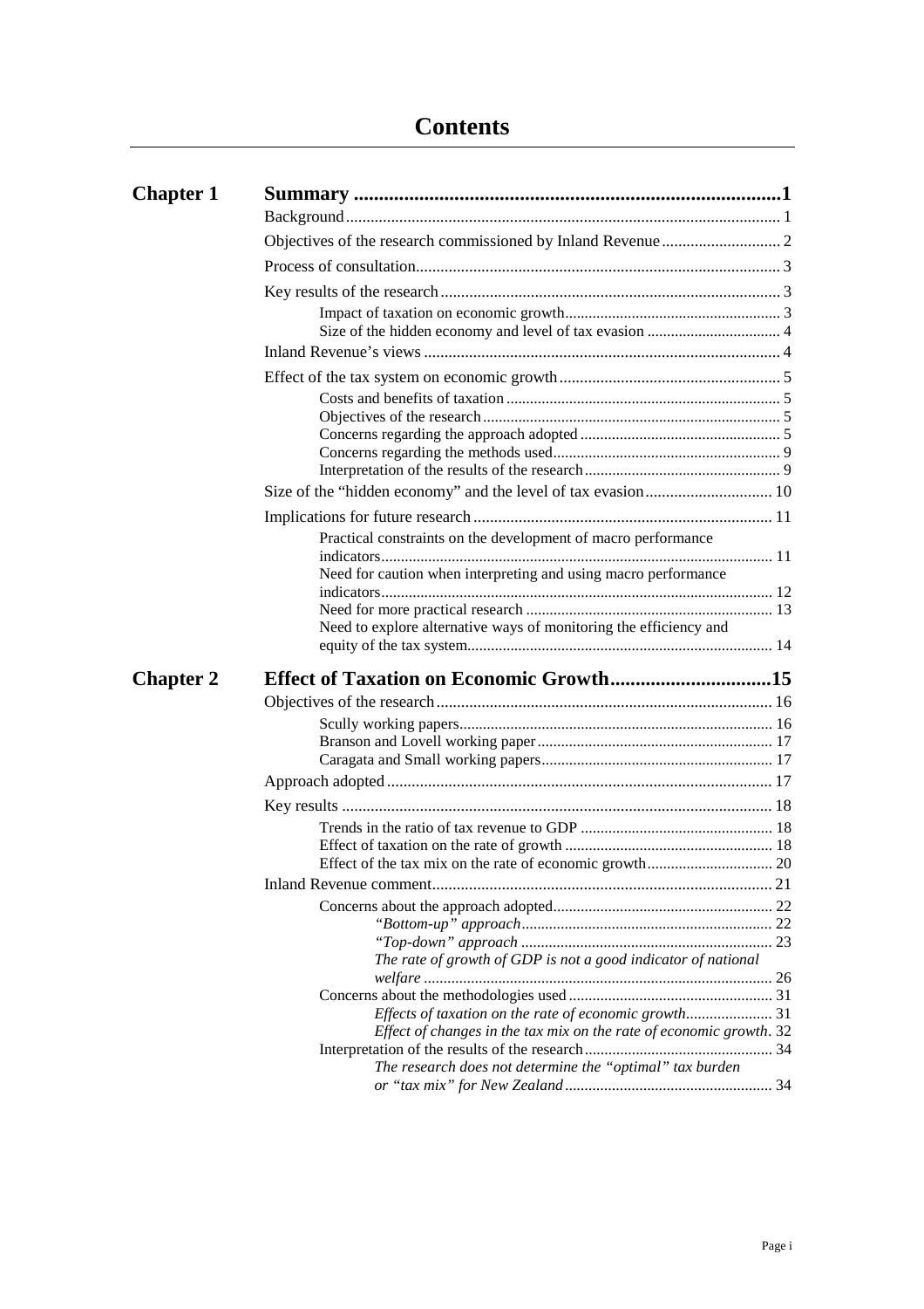# Contents

**Chapter 1** **Summary ..... 1**

Background ..... 1

Objectives of the research commissioned by Inland Revenue ..... 2

Process of consultation ..... 3

Key results of the research ..... 3

- Impact of taxation on economic growth ..... 3
- Size of the hidden economy and level of tax evasion ..... 4

Inland Revenue's views ..... 4

Effect of the tax system on economic growth ..... 5

- Costs and benefits of taxation ..... 5
- Objectives of the research ..... 5
- Concerns regarding the approach adopted ..... 5
- Concerns regarding the methods used ..... 9
- Interpretation of the results of the research ..... 9

Size of the "hidden economy" and the level of tax evasion ..... 10

Implications for future research ..... 11

- Practical constraints on the development of macro performance indicators ..... 11
- Need for caution when interpreting and using macro performance indicators ..... 12
- Need for more practical research ..... 13
- Need to explore alternative ways of monitoring the efficiency and equity of the tax system ..... 14

**Chapter 2** **Effect of Taxation on Economic Growth ..... 15**

Objectives of the research ..... 16

- Scully working papers ..... 16
- Branson and Lovell working paper ..... 17
- Caragata and Small working papers ..... 17

Approach adopted ..... 17

Key results ..... 18

- Trends in the ratio of tax revenue to GDP ..... 18
- Effect of taxation on the rate of growth ..... 18
- Effect of the tax mix on the rate of economic growth ..... 20

Inland Revenue comment ..... 21

- Concerns about the approach adopted ..... 22
  - *"Bottom-up" approach* ..... 22
  - *"Top-down" approach* ..... 23
  - *The rate of growth of GDP is not a good indicator of national welfare* ..... 26
- Concerns about the methodologies used ..... 31
  - *Effects of taxation on the rate of economic growth* ..... 31
  - *Effect of changes in the tax mix on the rate of economic growth* ..... 32
- Interpretation of the results of the research ..... 34
  - *The research does not determine the "optimal" tax burden or "tax mix" for New Zealand* ..... 34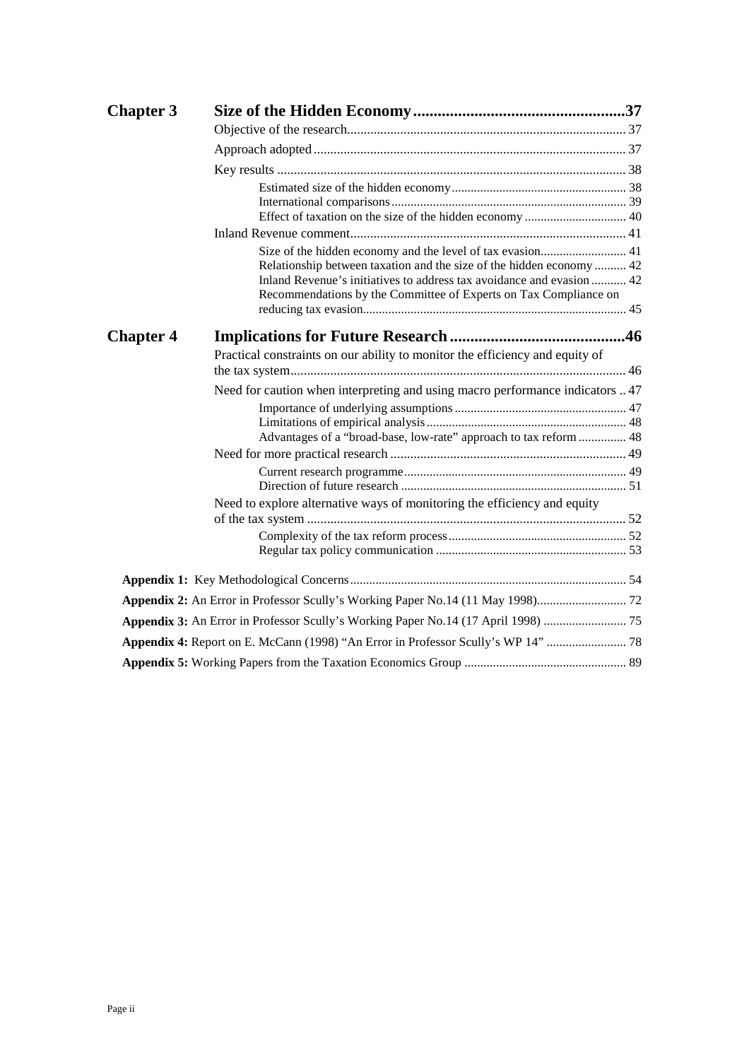| | | |
|---|---|---|
| **Chapter 3** | **Size of the Hidden Economy** | **37** |
| | Objective of the research | 37 |
| | Approach adopted | 37 |
| | Key results | 38 |
| | Estimated size of the hidden economy | 38 |
| | International comparisons | 39 |
| | Effect of taxation on the size of the hidden economy | 40 |
| | Inland Revenue comment | 41 |
| | Size of the hidden economy and the level of tax evasion | 41 |
| | Relationship between taxation and the size of the hidden economy | 42 |
| | Inland Revenue's initiatives to address tax avoidance and evasion | 42 |
| | Recommendations by the Committee of Experts on Tax Compliance on reducing tax evasion | 45 |
| **Chapter 4** | **Implications for Future Research** | **46** |
| | Practical constraints on our ability to monitor the efficiency and equity of the tax system | 46 |
| | Need for caution when interpreting and using macro performance indicators | 47 |
| | Importance of underlying assumptions | 47 |
| | Limitations of empirical analysis | 48 |
| | Advantages of a "broad-base, low-rate" approach to tax reform | 48 |
| | Need for more practical research | 49 |
| | Current research programme | 49 |
| | Direction of future research | 51 |
| | Need to explore alternative ways of monitoring the efficiency and equity of the tax system | 52 |
| | Complexity of the tax reform process | 52 |
| | Regular tax policy communication | 53 |

| | |
|---|---|
| **Appendix 1:** Key Methodological Concerns | 54 |
| **Appendix 2:** An Error in Professor Scully's Working Paper No.14 (11 May 1998) | 72 |
| **Appendix 3:** An Error in Professor Scully's Working Paper No.14 (17 April 1998) | 75 |
| **Appendix 4:** Report on E. McCann (1998) "An Error in Professor Scully's WP 14" | 78 |
| **Appendix 5:** Working Papers from the Taxation Economics Group | 89 |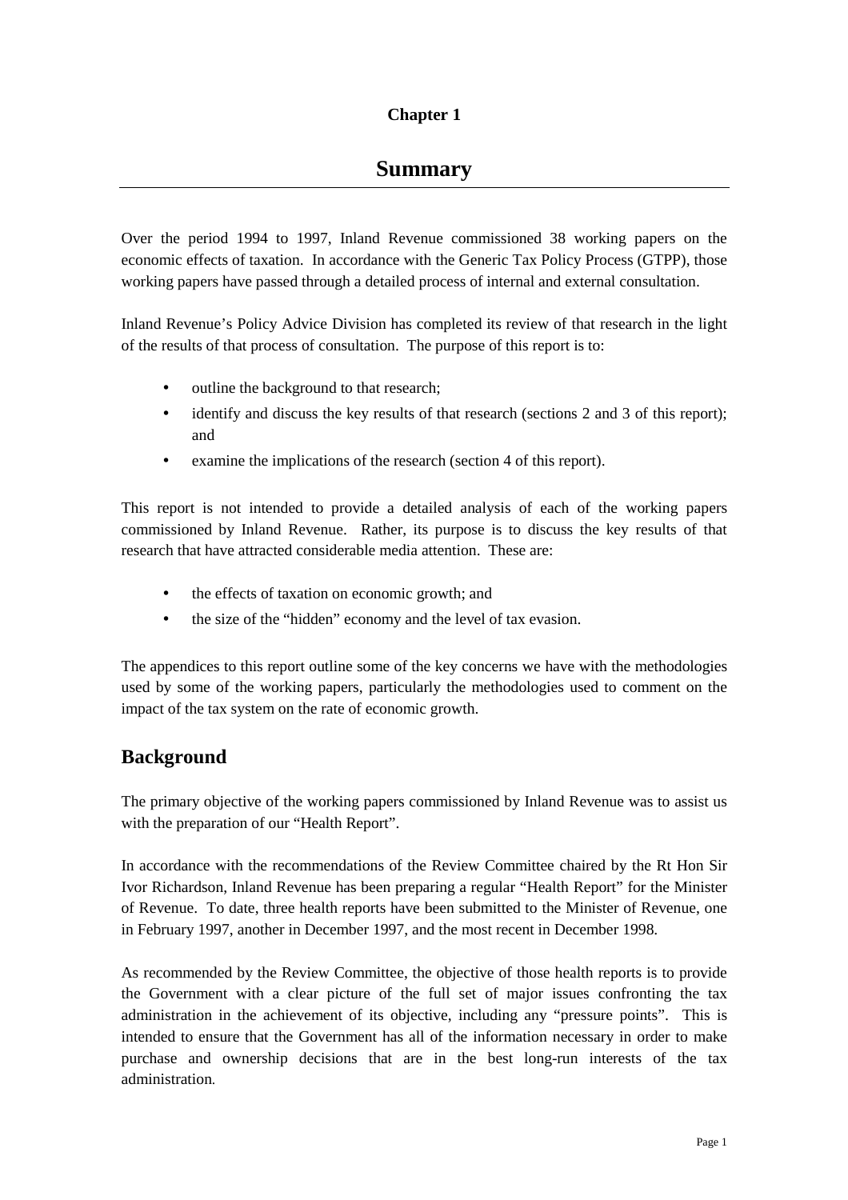# Chapter 1

# Summary

Over the period 1994 to 1997, Inland Revenue commissioned 38 working papers on the economic effects of taxation. In accordance with the Generic Tax Policy Process (GTPP), those working papers have passed through a detailed process of internal and external consultation.

Inland Revenue's Policy Advice Division has completed its review of that research in the light of the results of that process of consultation. The purpose of this report is to:

- outline the background to that research;
- identify and discuss the key results of that research (sections 2 and 3 of this report); and
- examine the implications of the research (section 4 of this report).

This report is not intended to provide a detailed analysis of each of the working papers commissioned by Inland Revenue. Rather, its purpose is to discuss the key results of that research that have attracted considerable media attention. These are:

- the effects of taxation on economic growth; and
- the size of the "hidden" economy and the level of tax evasion.

The appendices to this report outline some of the key concerns we have with the methodologies used by some of the working papers, particularly the methodologies used to comment on the impact of the tax system on the rate of economic growth.

## Background

The primary objective of the working papers commissioned by Inland Revenue was to assist us with the preparation of our "Health Report".

In accordance with the recommendations of the Review Committee chaired by the Rt Hon Sir Ivor Richardson, Inland Revenue has been preparing a regular "Health Report" for the Minister of Revenue. To date, three health reports have been submitted to the Minister of Revenue, one in February 1997, another in December 1997, and the most recent in December 1998.

As recommended by the Review Committee, the objective of those health reports is to provide the Government with a clear picture of the full set of major issues confronting the tax administration in the achievement of its objective, including any "pressure points". This is intended to ensure that the Government has all of the information necessary in order to make purchase and ownership decisions that are in the best long-run interests of the tax administration.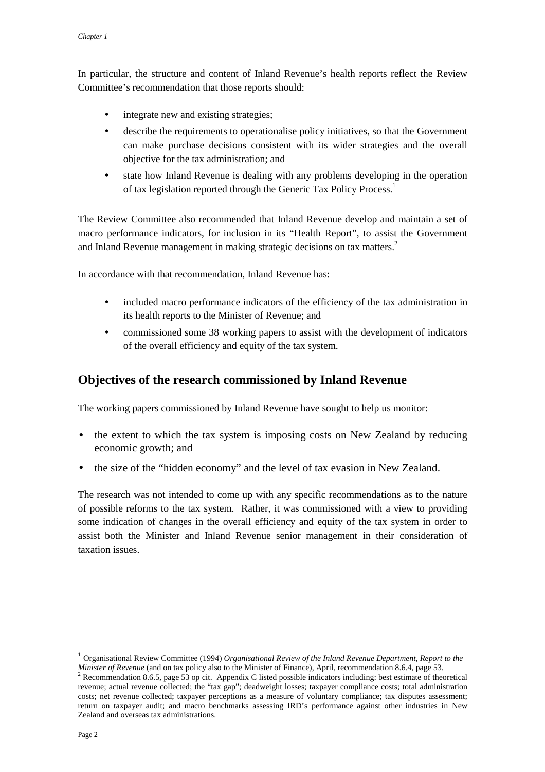In particular, the structure and content of Inland Revenue's health reports reflect the Review Committee's recommendation that those reports should:

- integrate new and existing strategies;
- describe the requirements to operationalise policy initiatives, so that the Government can make purchase decisions consistent with its wider strategies and the overall objective for the tax administration; and
- state how Inland Revenue is dealing with any problems developing in the operation of tax legislation reported through the Generic Tax Policy Process.[1]

The Review Committee also recommended that Inland Revenue develop and maintain a set of macro performance indicators, for inclusion in its "Health Report", to assist the Government and Inland Revenue management in making strategic decisions on tax matters.[2]

In accordance with that recommendation, Inland Revenue has:

- included macro performance indicators of the efficiency of the tax administration in its health reports to the Minister of Revenue; and
- commissioned some 38 working papers to assist with the development of indicators of the overall efficiency and equity of the tax system.

## Objectives of the research commissioned by Inland Revenue

The working papers commissioned by Inland Revenue have sought to help us monitor:

- the extent to which the tax system is imposing costs on New Zealand by reducing economic growth; and
- the size of the "hidden economy" and the level of tax evasion in New Zealand.

The research was not intended to come up with any specific recommendations as to the nature of possible reforms to the tax system. Rather, it was commissioned with a view to providing some indication of changes in the overall efficiency and equity of the tax system in order to assist both the Minister and Inland Revenue senior management in their consideration of taxation issues.

---

[1] Organisational Review Committee (1994) *Organisational Review of the Inland Revenue Department, Report to the Minister of Revenue* (and on tax policy also to the Minister of Finance), April, recommendation 8.6.4, page 53.

[2] Recommendation 8.6.5, page 53 op cit. Appendix C listed possible indicators including: best estimate of theoretical revenue; actual revenue collected; the "tax gap"; deadweight losses; taxpayer compliance costs; total administration costs; net revenue collected; taxpayer perceptions as a measure of voluntary compliance; tax disputes assessment; return on taxpayer audit; and macro benchmarks assessing IRD's performance against other industries in New Zealand and overseas tax administrations.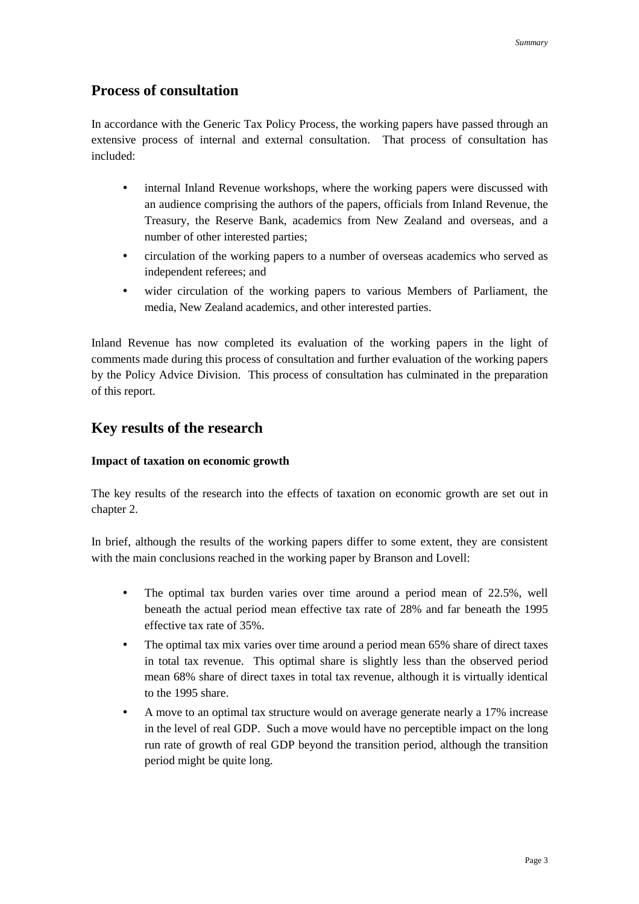## Process of consultation

In accordance with the Generic Tax Policy Process, the working papers have passed through an extensive process of internal and external consultation. That process of consultation has included:

- internal Inland Revenue workshops, where the working papers were discussed with an audience comprising the authors of the papers, officials from Inland Revenue, the Treasury, the Reserve Bank, academics from New Zealand and overseas, and a number of other interested parties;
- circulation of the working papers to a number of overseas academics who served as independent referees; and
- wider circulation of the working papers to various Members of Parliament, the media, New Zealand academics, and other interested parties.

Inland Revenue has now completed its evaluation of the working papers in the light of comments made during this process of consultation and further evaluation of the working papers by the Policy Advice Division. This process of consultation has culminated in the preparation of this report.

## Key results of the research

### Impact of taxation on economic growth

The key results of the research into the effects of taxation on economic growth are set out in chapter 2.

In brief, although the results of the working papers differ to some extent, they are consistent with the main conclusions reached in the working paper by Branson and Lovell:

- The optimal tax burden varies over time around a period mean of 22.5%, well beneath the actual period mean effective tax rate of 28% and far beneath the 1995 effective tax rate of 35%.
- The optimal tax mix varies over time around a period mean 65% share of direct taxes in total tax revenue. This optimal share is slightly less than the observed period mean 68% share of direct taxes in total tax revenue, although it is virtually identical to the 1995 share.
- A move to an optimal tax structure would on average generate nearly a 17% increase in the level of real GDP. Such a move would have no perceptible impact on the long run rate of growth of real GDP beyond the transition period, although the transition period might be quite long.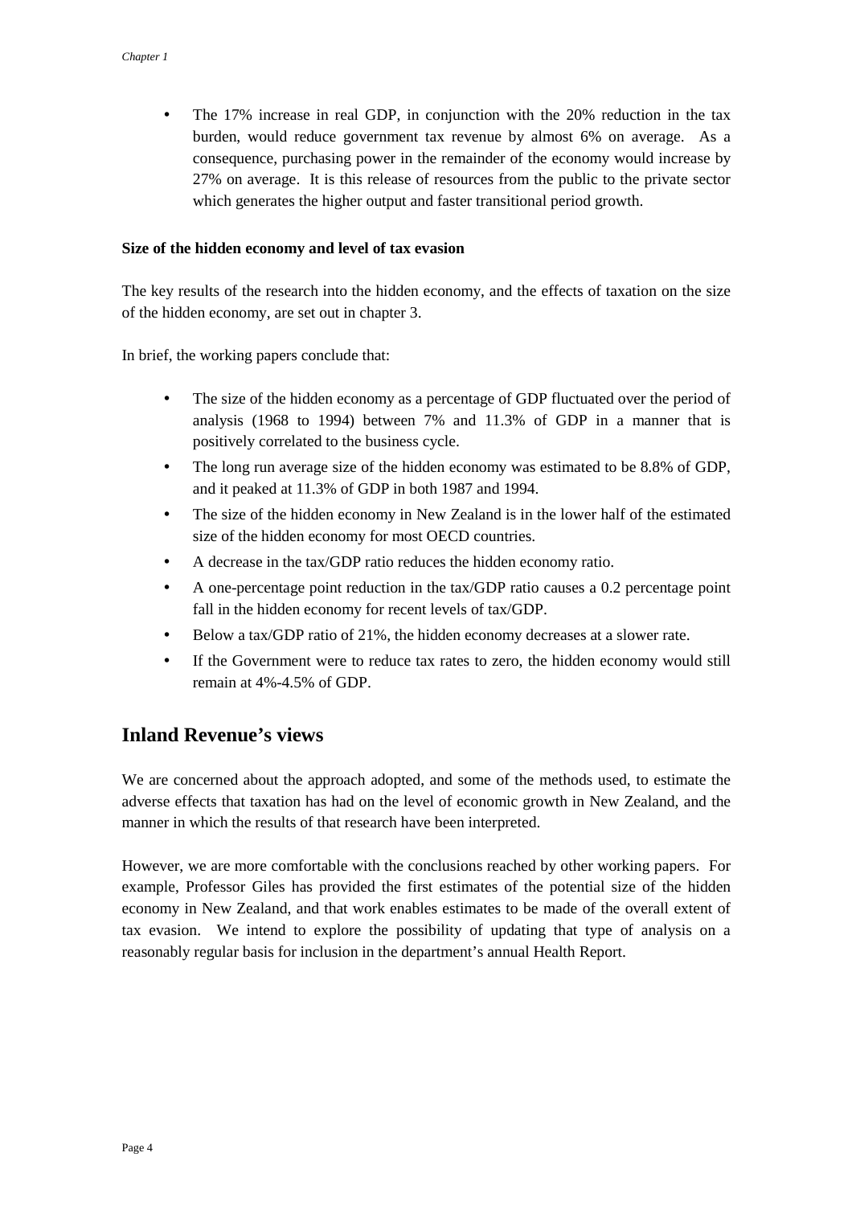- The 17% increase in real GDP, in conjunction with the 20% reduction in the tax burden, would reduce government tax revenue by almost 6% on average. As a consequence, purchasing power in the remainder of the economy would increase by 27% on average. It is this release of resources from the public to the private sector which generates the higher output and faster transitional period growth.

**Size of the hidden economy and level of tax evasion**

The key results of the research into the hidden economy, and the effects of taxation on the size of the hidden economy, are set out in chapter 3.

In brief, the working papers conclude that:

- The size of the hidden economy as a percentage of GDP fluctuated over the period of analysis (1968 to 1994) between 7% and 11.3% of GDP in a manner that is positively correlated to the business cycle.
- The long run average size of the hidden economy was estimated to be 8.8% of GDP, and it peaked at 11.3% of GDP in both 1987 and 1994.
- The size of the hidden economy in New Zealand is in the lower half of the estimated size of the hidden economy for most OECD countries.
- A decrease in the tax/GDP ratio reduces the hidden economy ratio.
- A one-percentage point reduction in the tax/GDP ratio causes a 0.2 percentage point fall in the hidden economy for recent levels of tax/GDP.
- Below a tax/GDP ratio of 21%, the hidden economy decreases at a slower rate.
- If the Government were to reduce tax rates to zero, the hidden economy would still remain at 4%-4.5% of GDP.

## Inland Revenue's views

We are concerned about the approach adopted, and some of the methods used, to estimate the adverse effects that taxation has had on the level of economic growth in New Zealand, and the manner in which the results of that research have been interpreted.

However, we are more comfortable with the conclusions reached by other working papers. For example, Professor Giles has provided the first estimates of the potential size of the hidden economy in New Zealand, and that work enables estimates to be made of the overall extent of tax evasion. We intend to explore the possibility of updating that type of analysis on a reasonably regular basis for inclusion in the department's annual Health Report.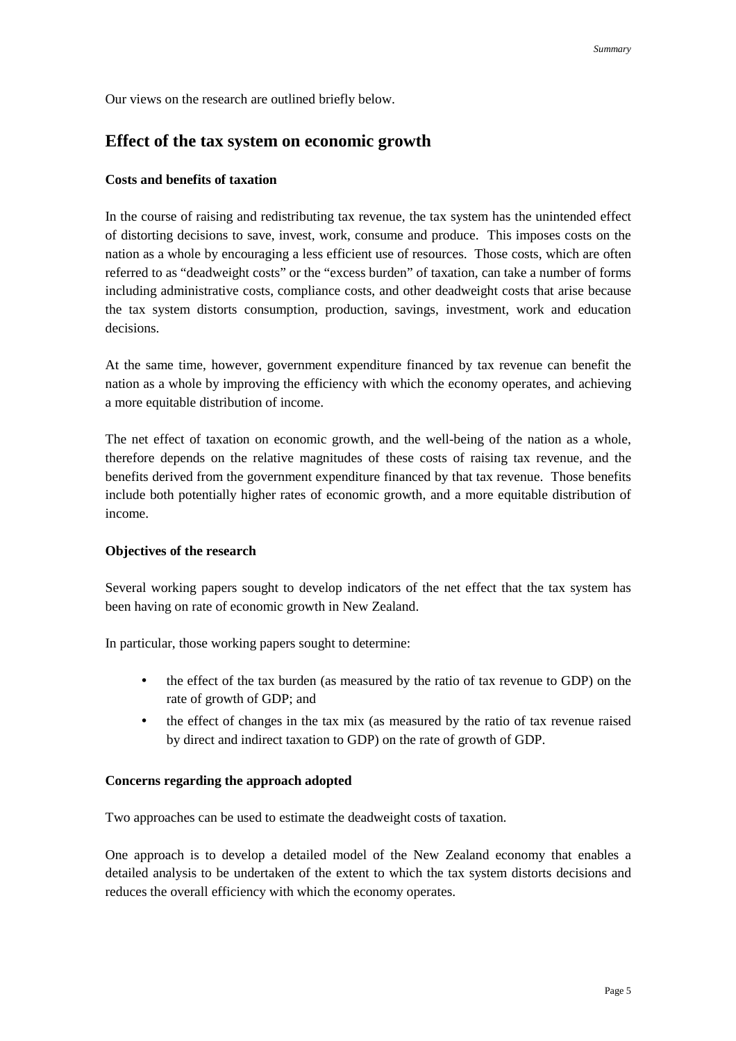Our views on the research are outlined briefly below.

## Effect of the tax system on economic growth

### Costs and benefits of taxation

In the course of raising and redistributing tax revenue, the tax system has the unintended effect of distorting decisions to save, invest, work, consume and produce. This imposes costs on the nation as a whole by encouraging a less efficient use of resources. Those costs, which are often referred to as "deadweight costs" or the "excess burden" of taxation, can take a number of forms including administrative costs, compliance costs, and other deadweight costs that arise because the tax system distorts consumption, production, savings, investment, work and education decisions.

At the same time, however, government expenditure financed by tax revenue can benefit the nation as a whole by improving the efficiency with which the economy operates, and achieving a more equitable distribution of income.

The net effect of taxation on economic growth, and the well-being of the nation as a whole, therefore depends on the relative magnitudes of these costs of raising tax revenue, and the benefits derived from the government expenditure financed by that tax revenue. Those benefits include both potentially higher rates of economic growth, and a more equitable distribution of income.

### Objectives of the research

Several working papers sought to develop indicators of the net effect that the tax system has been having on rate of economic growth in New Zealand.

In particular, those working papers sought to determine:

- the effect of the tax burden (as measured by the ratio of tax revenue to GDP) on the rate of growth of GDP; and
- the effect of changes in the tax mix (as measured by the ratio of tax revenue raised by direct and indirect taxation to GDP) on the rate of growth of GDP.

### Concerns regarding the approach adopted

Two approaches can be used to estimate the deadweight costs of taxation.

One approach is to develop a detailed model of the New Zealand economy that enables a detailed analysis to be undertaken of the extent to which the tax system distorts decisions and reduces the overall efficiency with which the economy operates.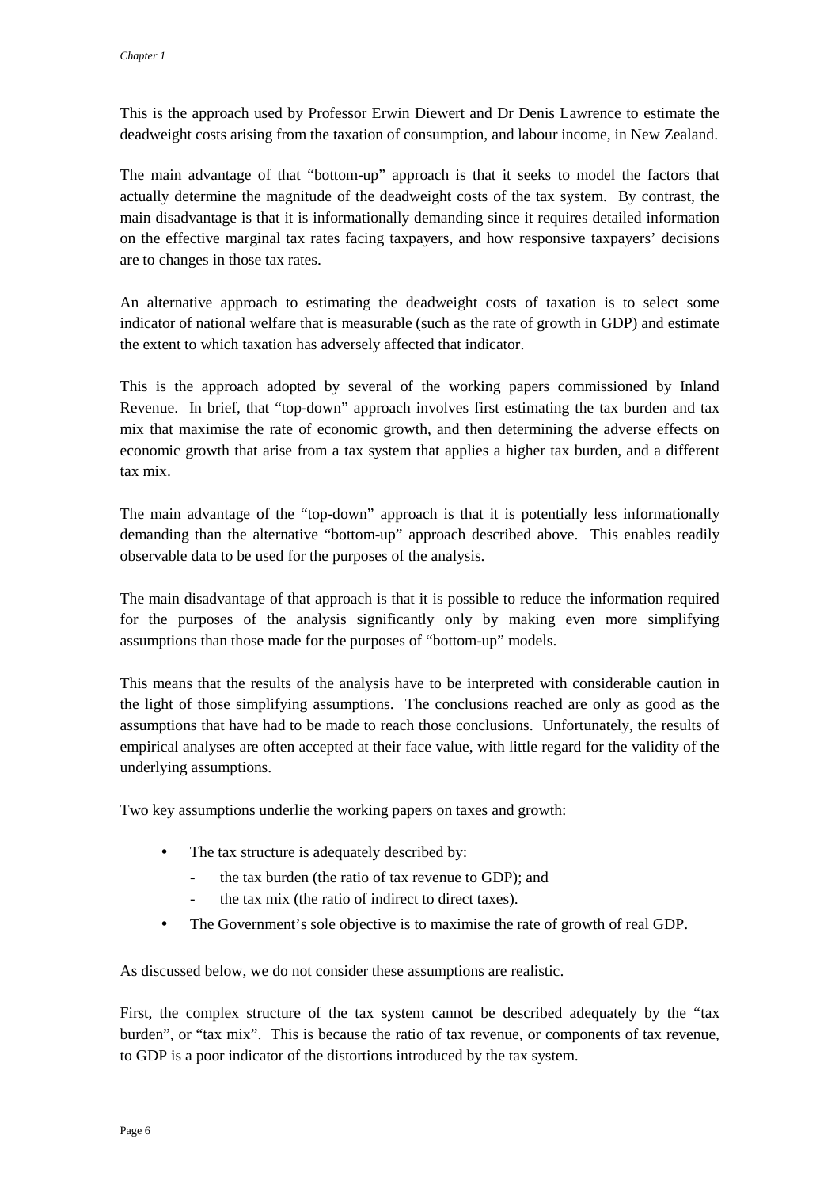This is the approach used by Professor Erwin Diewert and Dr Denis Lawrence to estimate the deadweight costs arising from the taxation of consumption, and labour income, in New Zealand.

The main advantage of that "bottom-up" approach is that it seeks to model the factors that actually determine the magnitude of the deadweight costs of the tax system. By contrast, the main disadvantage is that it is informationally demanding since it requires detailed information on the effective marginal tax rates facing taxpayers, and how responsive taxpayers' decisions are to changes in those tax rates.

An alternative approach to estimating the deadweight costs of taxation is to select some indicator of national welfare that is measurable (such as the rate of growth in GDP) and estimate the extent to which taxation has adversely affected that indicator.

This is the approach adopted by several of the working papers commissioned by Inland Revenue. In brief, that "top-down" approach involves first estimating the tax burden and tax mix that maximise the rate of economic growth, and then determining the adverse effects on economic growth that arise from a tax system that applies a higher tax burden, and a different tax mix.

The main advantage of the "top-down" approach is that it is potentially less informationally demanding than the alternative "bottom-up" approach described above. This enables readily observable data to be used for the purposes of the analysis.

The main disadvantage of that approach is that it is possible to reduce the information required for the purposes of the analysis significantly only by making even more simplifying assumptions than those made for the purposes of "bottom-up" models.

This means that the results of the analysis have to be interpreted with considerable caution in the light of those simplifying assumptions. The conclusions reached are only as good as the assumptions that have had to be made to reach those conclusions. Unfortunately, the results of empirical analyses are often accepted at their face value, with little regard for the validity of the underlying assumptions.

Two key assumptions underlie the working papers on taxes and growth:

- The tax structure is adequately described by:
  - the tax burden (the ratio of tax revenue to GDP); and
  - the tax mix (the ratio of indirect to direct taxes).
- The Government's sole objective is to maximise the rate of growth of real GDP.

As discussed below, we do not consider these assumptions are realistic.

First, the complex structure of the tax system cannot be described adequately by the "tax burden", or "tax mix". This is because the ratio of tax revenue, or components of tax revenue, to GDP is a poor indicator of the distortions introduced by the tax system.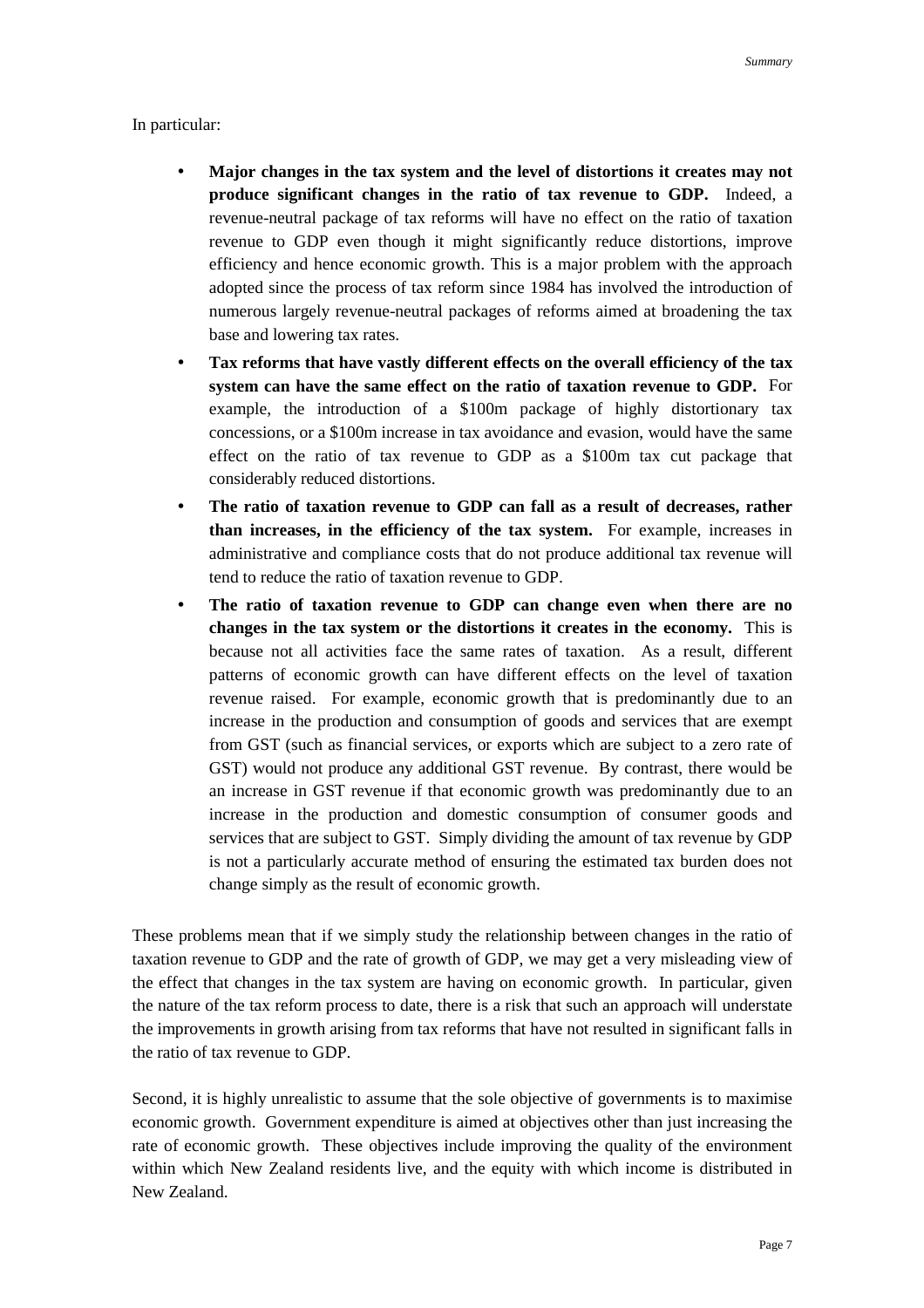In particular:

- **Major changes in the tax system and the level of distortions it creates may not produce significant changes in the ratio of tax revenue to GDP.** Indeed, a revenue-neutral package of tax reforms will have no effect on the ratio of taxation revenue to GDP even though it might significantly reduce distortions, improve efficiency and hence economic growth. This is a major problem with the approach adopted since the process of tax reform since 1984 has involved the introduction of numerous largely revenue-neutral packages of reforms aimed at broadening the tax base and lowering tax rates.
- **Tax reforms that have vastly different effects on the overall efficiency of the tax system can have the same effect on the ratio of taxation revenue to GDP.** For example, the introduction of a \$100m package of highly distortionary tax concessions, or a \$100m increase in tax avoidance and evasion, would have the same effect on the ratio of tax revenue to GDP as a \$100m tax cut package that considerably reduced distortions.
- **The ratio of taxation revenue to GDP can fall as a result of decreases, rather than increases, in the efficiency of the tax system.** For example, increases in administrative and compliance costs that do not produce additional tax revenue will tend to reduce the ratio of taxation revenue to GDP.
- **The ratio of taxation revenue to GDP can change even when there are no changes in the tax system or the distortions it creates in the economy.** This is because not all activities face the same rates of taxation. As a result, different patterns of economic growth can have different effects on the level of taxation revenue raised. For example, economic growth that is predominantly due to an increase in the production and consumption of goods and services that are exempt from GST (such as financial services, or exports which are subject to a zero rate of GST) would not produce any additional GST revenue. By contrast, there would be an increase in GST revenue if that economic growth was predominantly due to an increase in the production and domestic consumption of consumer goods and services that are subject to GST. Simply dividing the amount of tax revenue by GDP is not a particularly accurate method of ensuring the estimated tax burden does not change simply as the result of economic growth.

These problems mean that if we simply study the relationship between changes in the ratio of taxation revenue to GDP and the rate of growth of GDP, we may get a very misleading view of the effect that changes in the tax system are having on economic growth. In particular, given the nature of the tax reform process to date, there is a risk that such an approach will understate the improvements in growth arising from tax reforms that have not resulted in significant falls in the ratio of tax revenue to GDP.

Second, it is highly unrealistic to assume that the sole objective of governments is to maximise economic growth. Government expenditure is aimed at objectives other than just increasing the rate of economic growth. These objectives include improving the quality of the environment within which New Zealand residents live, and the equity with which income is distributed in New Zealand.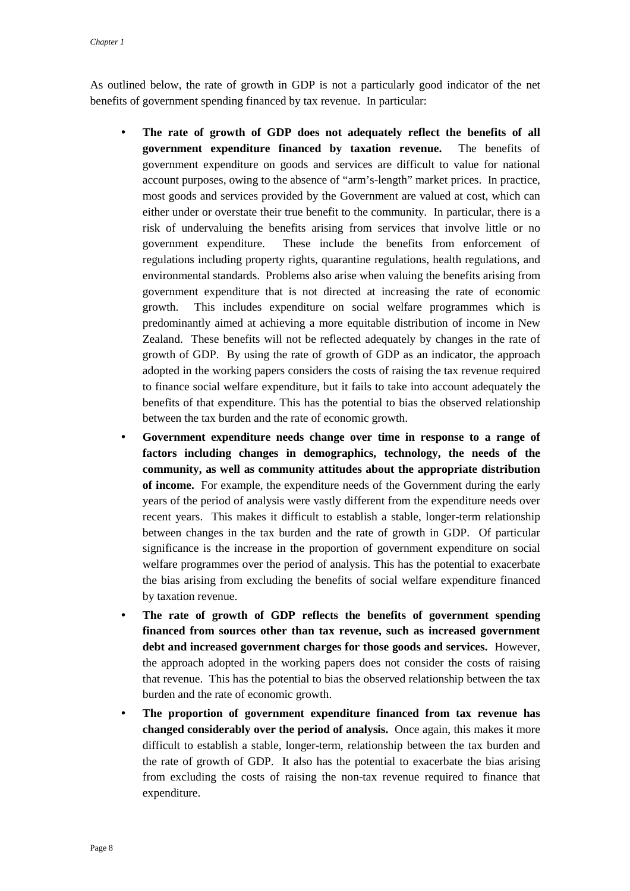As outlined below, the rate of growth in GDP is not a particularly good indicator of the net benefits of government spending financed by tax revenue. In particular:

- **The rate of growth of GDP does not adequately reflect the benefits of all government expenditure financed by taxation revenue.** The benefits of government expenditure on goods and services are difficult to value for national account purposes, owing to the absence of "arm's-length" market prices. In practice, most goods and services provided by the Government are valued at cost, which can either under or overstate their true benefit to the community. In particular, there is a risk of undervaluing the benefits arising from services that involve little or no government expenditure. These include the benefits from enforcement of regulations including property rights, quarantine regulations, health regulations, and environmental standards. Problems also arise when valuing the benefits arising from government expenditure that is not directed at increasing the rate of economic growth. This includes expenditure on social welfare programmes which is predominantly aimed at achieving a more equitable distribution of income in New Zealand. These benefits will not be reflected adequately by changes in the rate of growth of GDP. By using the rate of growth of GDP as an indicator, the approach adopted in the working papers considers the costs of raising the tax revenue required to finance social welfare expenditure, but it fails to take into account adequately the benefits of that expenditure. This has the potential to bias the observed relationship between the tax burden and the rate of economic growth.
- **Government expenditure needs change over time in response to a range of factors including changes in demographics, technology, the needs of the community, as well as community attitudes about the appropriate distribution of income.** For example, the expenditure needs of the Government during the early years of the period of analysis were vastly different from the expenditure needs over recent years. This makes it difficult to establish a stable, longer-term relationship between changes in the tax burden and the rate of growth in GDP. Of particular significance is the increase in the proportion of government expenditure on social welfare programmes over the period of analysis. This has the potential to exacerbate the bias arising from excluding the benefits of social welfare expenditure financed by taxation revenue.
- **The rate of growth of GDP reflects the benefits of government spending financed from sources other than tax revenue, such as increased government debt and increased government charges for those goods and services.** However, the approach adopted in the working papers does not consider the costs of raising that revenue. This has the potential to bias the observed relationship between the tax burden and the rate of economic growth.
- **The proportion of government expenditure financed from tax revenue has changed considerably over the period of analysis.** Once again, this makes it more difficult to establish a stable, longer-term, relationship between the tax burden and the rate of growth of GDP. It also has the potential to exacerbate the bias arising from excluding the costs of raising the non-tax revenue required to finance that expenditure.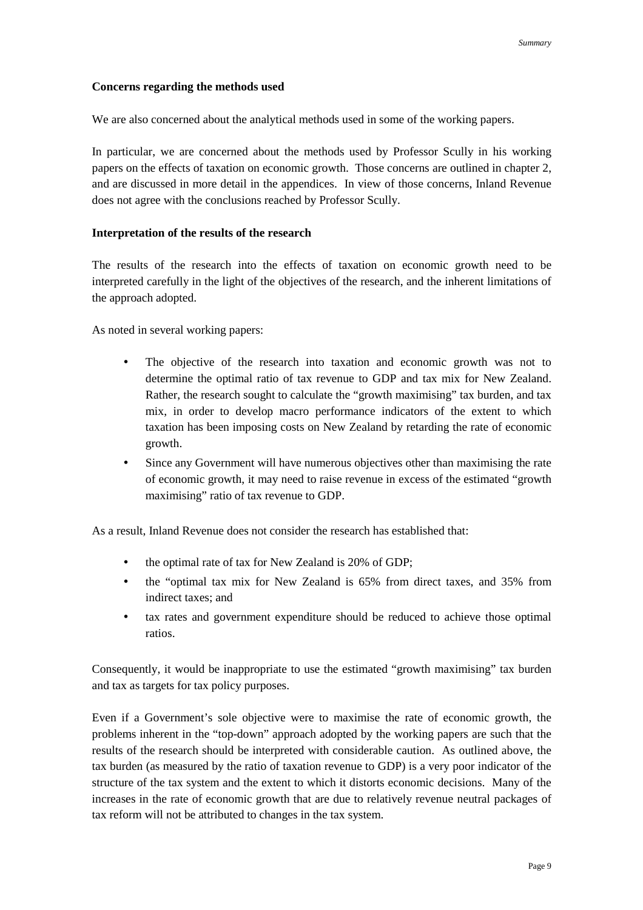**Concerns regarding the methods used**

We are also concerned about the analytical methods used in some of the working papers.

In particular, we are concerned about the methods used by Professor Scully in his working papers on the effects of taxation on economic growth. Those concerns are outlined in chapter 2, and are discussed in more detail in the appendices. In view of those concerns, Inland Revenue does not agree with the conclusions reached by Professor Scully.

**Interpretation of the results of the research**

The results of the research into the effects of taxation on economic growth need to be interpreted carefully in the light of the objectives of the research, and the inherent limitations of the approach adopted.

As noted in several working papers:

- The objective of the research into taxation and economic growth was not to determine the optimal ratio of tax revenue to GDP and tax mix for New Zealand. Rather, the research sought to calculate the "growth maximising" tax burden, and tax mix, in order to develop macro performance indicators of the extent to which taxation has been imposing costs on New Zealand by retarding the rate of economic growth.
- Since any Government will have numerous objectives other than maximising the rate of economic growth, it may need to raise revenue in excess of the estimated "growth maximising" ratio of tax revenue to GDP.

As a result, Inland Revenue does not consider the research has established that:

- the optimal rate of tax for New Zealand is 20% of GDP;
- the "optimal tax mix for New Zealand is 65% from direct taxes, and 35% from indirect taxes; and
- tax rates and government expenditure should be reduced to achieve those optimal ratios.

Consequently, it would be inappropriate to use the estimated "growth maximising" tax burden and tax as targets for tax policy purposes.

Even if a Government's sole objective were to maximise the rate of economic growth, the problems inherent in the "top-down" approach adopted by the working papers are such that the results of the research should be interpreted with considerable caution. As outlined above, the tax burden (as measured by the ratio of taxation revenue to GDP) is a very poor indicator of the structure of the tax system and the extent to which it distorts economic decisions. Many of the increases in the rate of economic growth that are due to relatively revenue neutral packages of tax reform will not be attributed to changes in the tax system.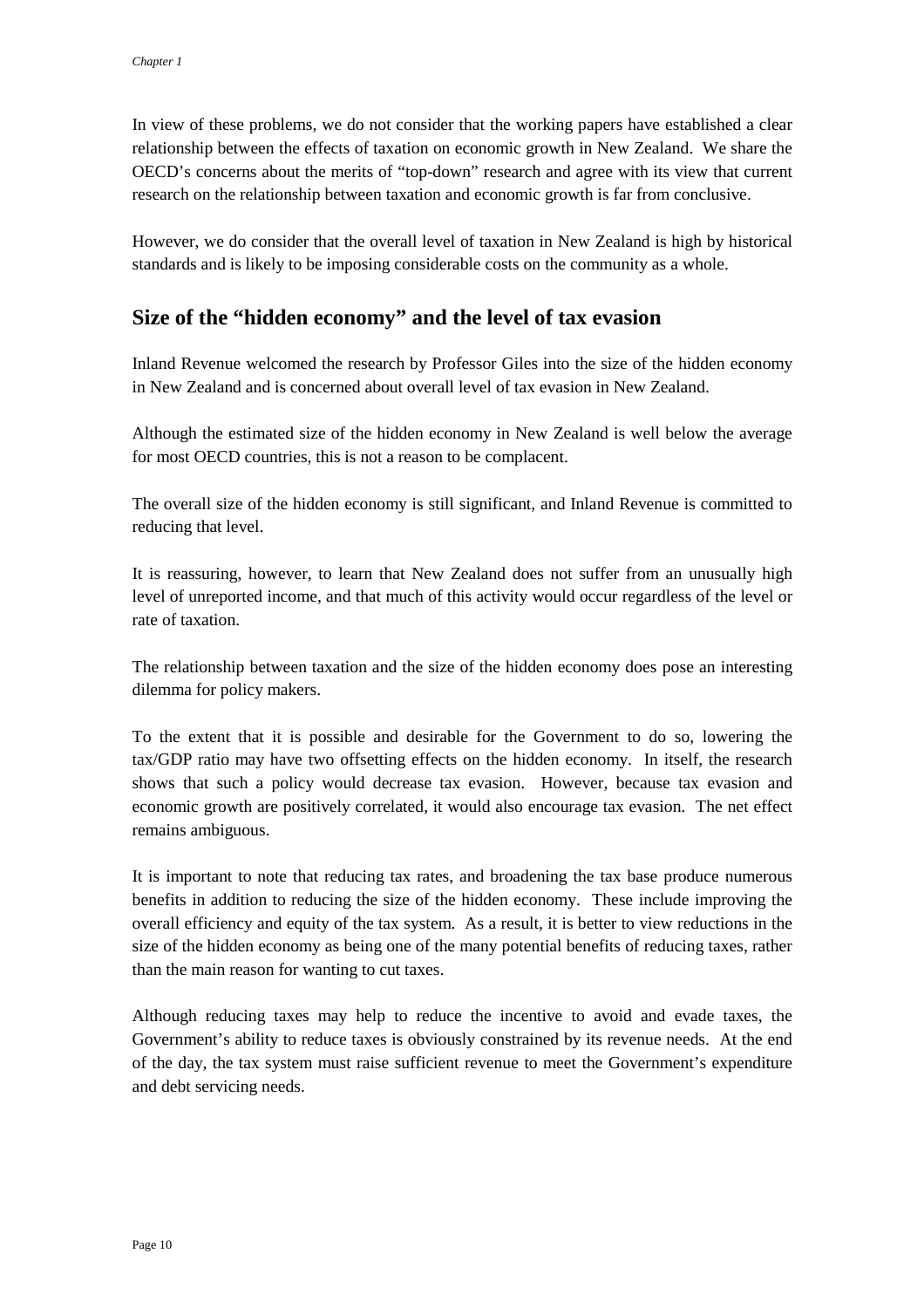In view of these problems, we do not consider that the working papers have established a clear relationship between the effects of taxation on economic growth in New Zealand. We share the OECD's concerns about the merits of "top-down" research and agree with its view that current research on the relationship between taxation and economic growth is far from conclusive.

However, we do consider that the overall level of taxation in New Zealand is high by historical standards and is likely to be imposing considerable costs on the community as a whole.

## Size of the "hidden economy" and the level of tax evasion

Inland Revenue welcomed the research by Professor Giles into the size of the hidden economy in New Zealand and is concerned about overall level of tax evasion in New Zealand.

Although the estimated size of the hidden economy in New Zealand is well below the average for most OECD countries, this is not a reason to be complacent.

The overall size of the hidden economy is still significant, and Inland Revenue is committed to reducing that level.

It is reassuring, however, to learn that New Zealand does not suffer from an unusually high level of unreported income, and that much of this activity would occur regardless of the level or rate of taxation.

The relationship between taxation and the size of the hidden economy does pose an interesting dilemma for policy makers.

To the extent that it is possible and desirable for the Government to do so, lowering the tax/GDP ratio may have two offsetting effects on the hidden economy. In itself, the research shows that such a policy would decrease tax evasion. However, because tax evasion and economic growth are positively correlated, it would also encourage tax evasion. The net effect remains ambiguous.

It is important to note that reducing tax rates, and broadening the tax base produce numerous benefits in addition to reducing the size of the hidden economy. These include improving the overall efficiency and equity of the tax system. As a result, it is better to view reductions in the size of the hidden economy as being one of the many potential benefits of reducing taxes, rather than the main reason for wanting to cut taxes.

Although reducing taxes may help to reduce the incentive to avoid and evade taxes, the Government's ability to reduce taxes is obviously constrained by its revenue needs. At the end of the day, the tax system must raise sufficient revenue to meet the Government's expenditure and debt servicing needs.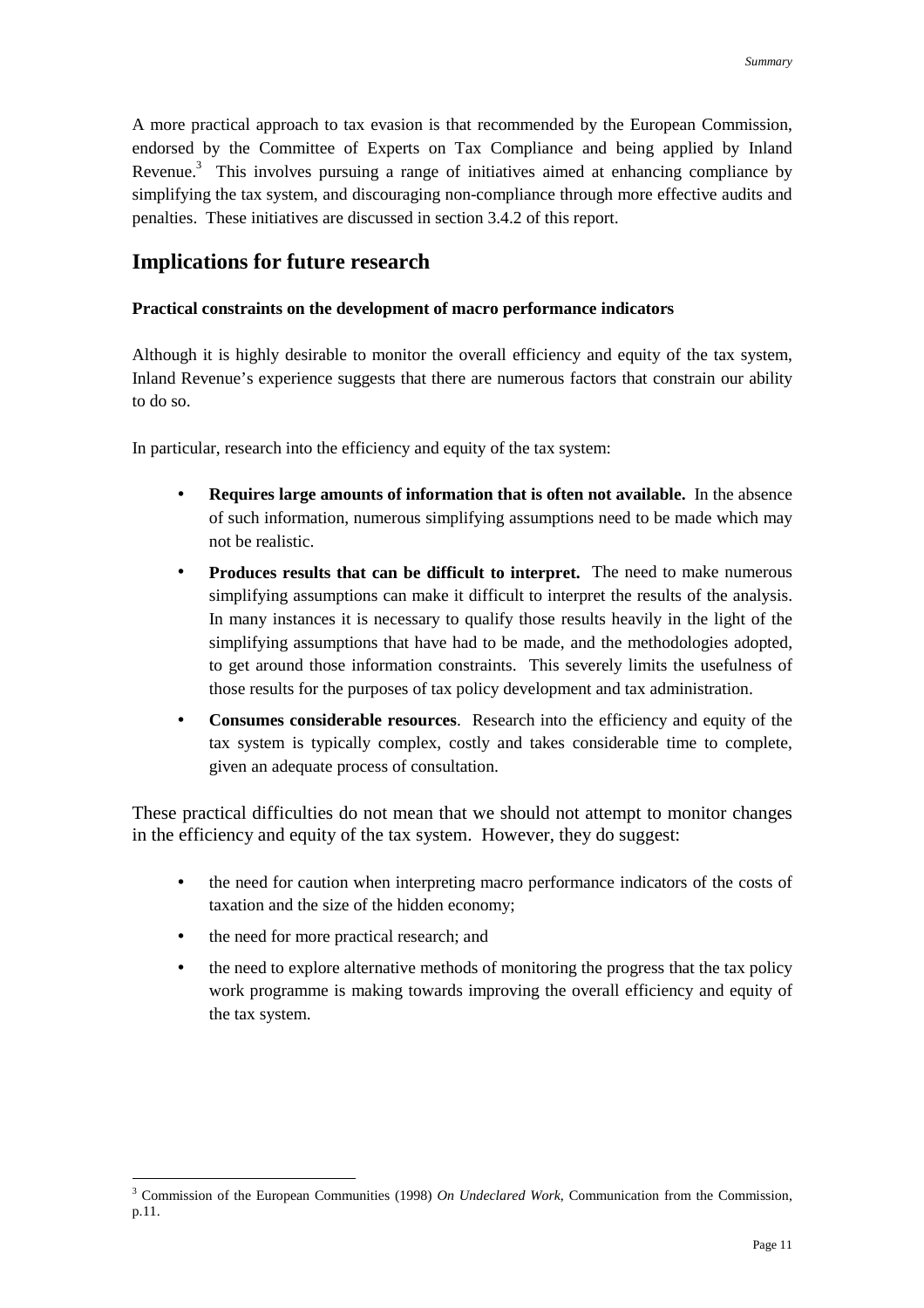A more practical approach to tax evasion is that recommended by the European Commission, endorsed by the Committee of Experts on Tax Compliance and being applied by Inland Revenue.[3] This involves pursuing a range of initiatives aimed at enhancing compliance by simplifying the tax system, and discouraging non-compliance through more effective audits and penalties. These initiatives are discussed in section 3.4.2 of this report.

## Implications for future research

### Practical constraints on the development of macro performance indicators

Although it is highly desirable to monitor the overall efficiency and equity of the tax system, Inland Revenue's experience suggests that there are numerous factors that constrain our ability to do so.

In particular, research into the efficiency and equity of the tax system:

- **Requires large amounts of information that is often not available.** In the absence of such information, numerous simplifying assumptions need to be made which may not be realistic.
- **Produces results that can be difficult to interpret.** The need to make numerous simplifying assumptions can make it difficult to interpret the results of the analysis. In many instances it is necessary to qualify those results heavily in the light of the simplifying assumptions that have had to be made, and the methodologies adopted, to get around those information constraints. This severely limits the usefulness of those results for the purposes of tax policy development and tax administration.
- **Consumes considerable resources**. Research into the efficiency and equity of the tax system is typically complex, costly and takes considerable time to complete, given an adequate process of consultation.

These practical difficulties do not mean that we should not attempt to monitor changes in the efficiency and equity of the tax system. However, they do suggest:

- the need for caution when interpreting macro performance indicators of the costs of taxation and the size of the hidden economy;
- the need for more practical research; and
- the need to explore alternative methods of monitoring the progress that the tax policy work programme is making towards improving the overall efficiency and equity of the tax system.

---

[3] Commission of the European Communities (1998) *On Undeclared Work*, Communication from the Commission, p.11.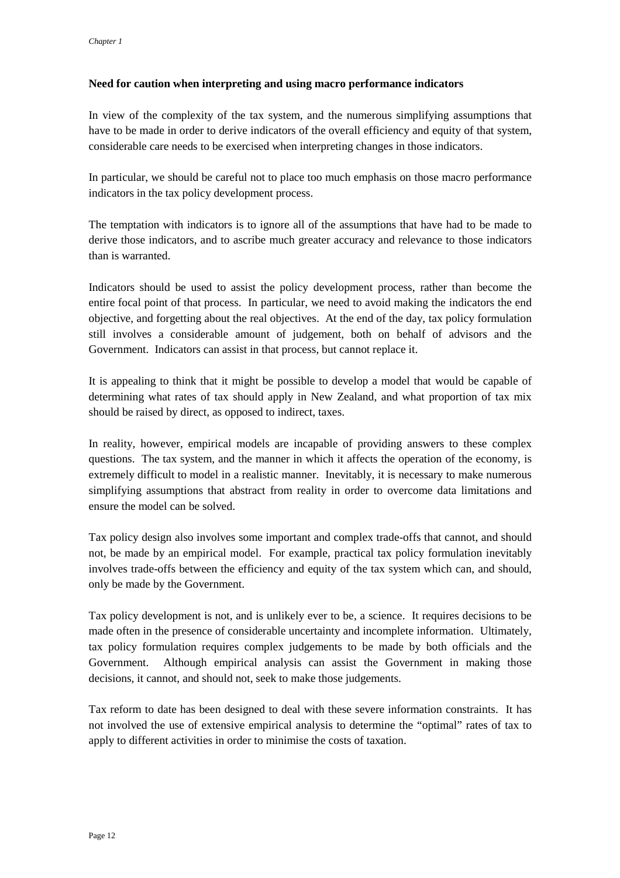**Need for caution when interpreting and using macro performance indicators**

In view of the complexity of the tax system, and the numerous simplifying assumptions that have to be made in order to derive indicators of the overall efficiency and equity of that system, considerable care needs to be exercised when interpreting changes in those indicators.

In particular, we should be careful not to place too much emphasis on those macro performance indicators in the tax policy development process.

The temptation with indicators is to ignore all of the assumptions that have had to be made to derive those indicators, and to ascribe much greater accuracy and relevance to those indicators than is warranted.

Indicators should be used to assist the policy development process, rather than become the entire focal point of that process. In particular, we need to avoid making the indicators the end objective, and forgetting about the real objectives. At the end of the day, tax policy formulation still involves a considerable amount of judgement, both on behalf of advisors and the Government. Indicators can assist in that process, but cannot replace it.

It is appealing to think that it might be possible to develop a model that would be capable of determining what rates of tax should apply in New Zealand, and what proportion of tax mix should be raised by direct, as opposed to indirect, taxes.

In reality, however, empirical models are incapable of providing answers to these complex questions. The tax system, and the manner in which it affects the operation of the economy, is extremely difficult to model in a realistic manner. Inevitably, it is necessary to make numerous simplifying assumptions that abstract from reality in order to overcome data limitations and ensure the model can be solved.

Tax policy design also involves some important and complex trade-offs that cannot, and should not, be made by an empirical model. For example, practical tax policy formulation inevitably involves trade-offs between the efficiency and equity of the tax system which can, and should, only be made by the Government.

Tax policy development is not, and is unlikely ever to be, a science. It requires decisions to be made often in the presence of considerable uncertainty and incomplete information. Ultimately, tax policy formulation requires complex judgements to be made by both officials and the Government. Although empirical analysis can assist the Government in making those decisions, it cannot, and should not, seek to make those judgements.

Tax reform to date has been designed to deal with these severe information constraints. It has not involved the use of extensive empirical analysis to determine the "optimal" rates of tax to apply to different activities in order to minimise the costs of taxation.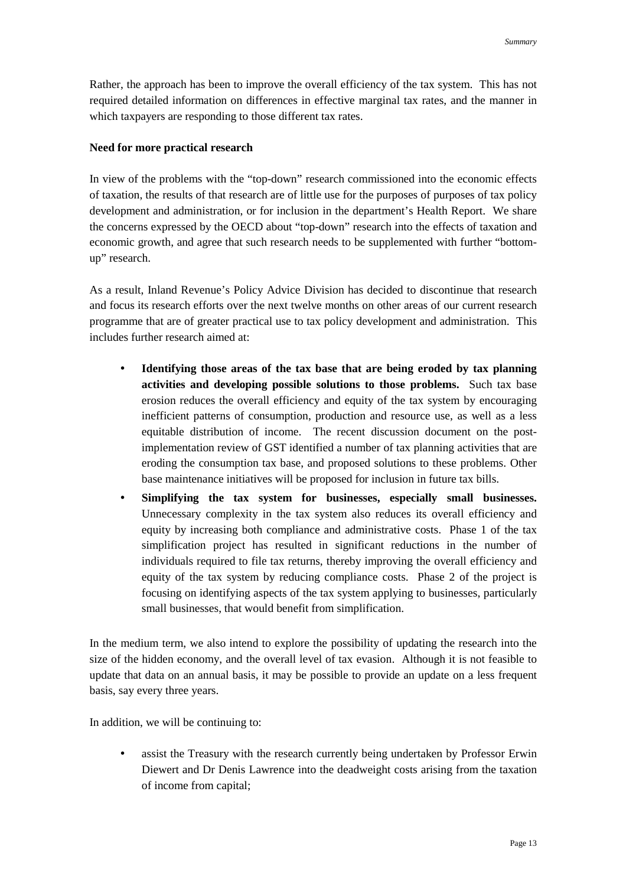Rather, the approach has been to improve the overall efficiency of the tax system. This has not required detailed information on differences in effective marginal tax rates, and the manner in which taxpayers are responding to those different tax rates.

**Need for more practical research**

In view of the problems with the "top-down" research commissioned into the economic effects of taxation, the results of that research are of little use for the purposes of purposes of tax policy development and administration, or for inclusion in the department's Health Report. We share the concerns expressed by the OECD about "top-down" research into the effects of taxation and economic growth, and agree that such research needs to be supplemented with further "bottom-up" research.

As a result, Inland Revenue's Policy Advice Division has decided to discontinue that research and focus its research efforts over the next twelve months on other areas of our current research programme that are of greater practical use to tax policy development and administration. This includes further research aimed at:

- **Identifying those areas of the tax base that are being eroded by tax planning activities and developing possible solutions to those problems.** Such tax base erosion reduces the overall efficiency and equity of the tax system by encouraging inefficient patterns of consumption, production and resource use, as well as a less equitable distribution of income. The recent discussion document on the post-implementation review of GST identified a number of tax planning activities that are eroding the consumption tax base, and proposed solutions to these problems. Other base maintenance initiatives will be proposed for inclusion in future tax bills.
- **Simplifying the tax system for businesses, especially small businesses.** Unnecessary complexity in the tax system also reduces its overall efficiency and equity by increasing both compliance and administrative costs. Phase 1 of the tax simplification project has resulted in significant reductions in the number of individuals required to file tax returns, thereby improving the overall efficiency and equity of the tax system by reducing compliance costs. Phase 2 of the project is focusing on identifying aspects of the tax system applying to businesses, particularly small businesses, that would benefit from simplification.

In the medium term, we also intend to explore the possibility of updating the research into the size of the hidden economy, and the overall level of tax evasion. Although it is not feasible to update that data on an annual basis, it may be possible to provide an update on a less frequent basis, say every three years.

In addition, we will be continuing to:

- assist the Treasury with the research currently being undertaken by Professor Erwin Diewert and Dr Denis Lawrence into the deadweight costs arising from the taxation of income from capital;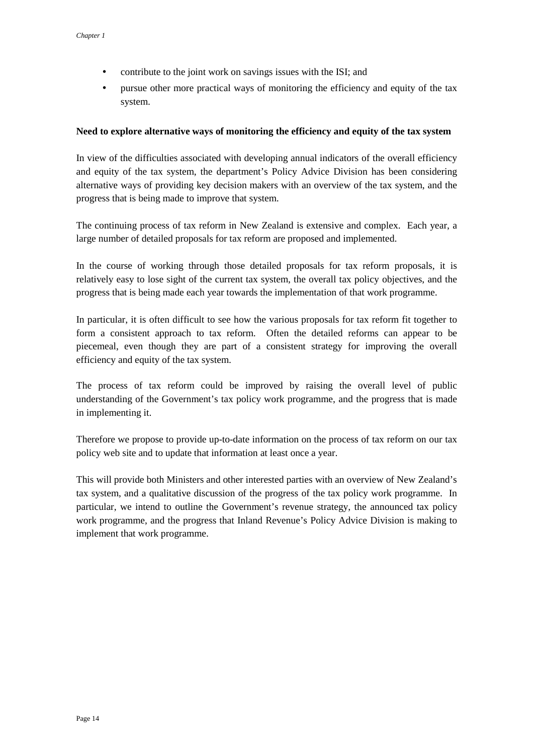- contribute to the joint work on savings issues with the ISI; and
- pursue other more practical ways of monitoring the efficiency and equity of the tax system.

**Need to explore alternative ways of monitoring the efficiency and equity of the tax system**

In view of the difficulties associated with developing annual indicators of the overall efficiency and equity of the tax system, the department's Policy Advice Division has been considering alternative ways of providing key decision makers with an overview of the tax system, and the progress that is being made to improve that system.

The continuing process of tax reform in New Zealand is extensive and complex. Each year, a large number of detailed proposals for tax reform are proposed and implemented.

In the course of working through those detailed proposals for tax reform proposals, it is relatively easy to lose sight of the current tax system, the overall tax policy objectives, and the progress that is being made each year towards the implementation of that work programme.

In particular, it is often difficult to see how the various proposals for tax reform fit together to form a consistent approach to tax reform. Often the detailed reforms can appear to be piecemeal, even though they are part of a consistent strategy for improving the overall efficiency and equity of the tax system.

The process of tax reform could be improved by raising the overall level of public understanding of the Government's tax policy work programme, and the progress that is made in implementing it.

Therefore we propose to provide up-to-date information on the process of tax reform on our tax policy web site and to update that information at least once a year.

This will provide both Ministers and other interested parties with an overview of New Zealand's tax system, and a qualitative discussion of the progress of the tax policy work programme. In particular, we intend to outline the Government's revenue strategy, the announced tax policy work programme, and the progress that Inland Revenue's Policy Advice Division is making to implement that work programme.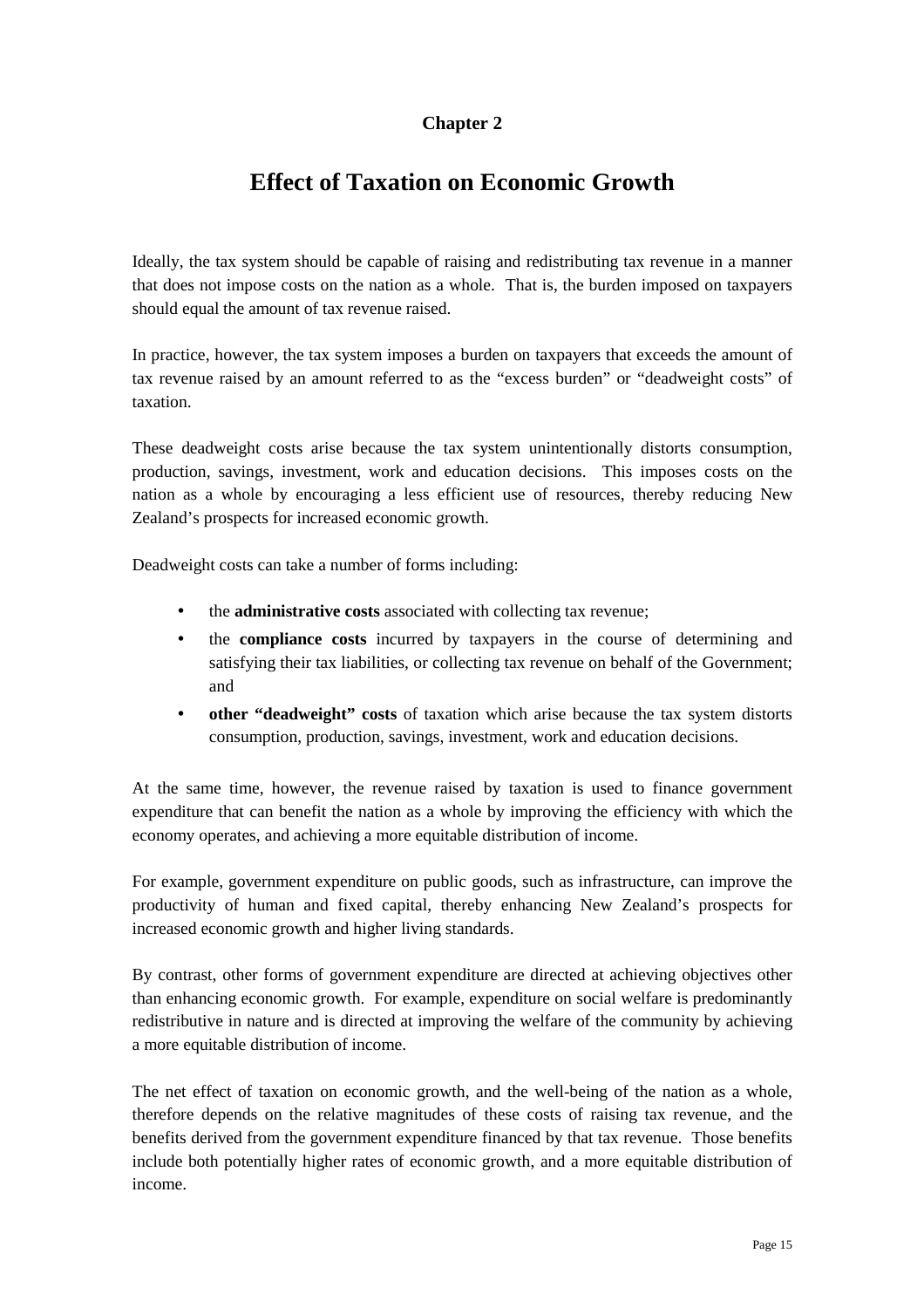# Chapter 2

## Effect of Taxation on Economic Growth

Ideally, the tax system should be capable of raising and redistributing tax revenue in a manner that does not impose costs on the nation as a whole. That is, the burden imposed on taxpayers should equal the amount of tax revenue raised.

In practice, however, the tax system imposes a burden on taxpayers that exceeds the amount of tax revenue raised by an amount referred to as the "excess burden" or "deadweight costs" of taxation.

These deadweight costs arise because the tax system unintentionally distorts consumption, production, savings, investment, work and education decisions. This imposes costs on the nation as a whole by encouraging a less efficient use of resources, thereby reducing New Zealand's prospects for increased economic growth.

Deadweight costs can take a number of forms including:

- the **administrative costs** associated with collecting tax revenue;
- the **compliance costs** incurred by taxpayers in the course of determining and satisfying their tax liabilities, or collecting tax revenue on behalf of the Government; and
- **other "deadweight" costs** of taxation which arise because the tax system distorts consumption, production, savings, investment, work and education decisions.

At the same time, however, the revenue raised by taxation is used to finance government expenditure that can benefit the nation as a whole by improving the efficiency with which the economy operates, and achieving a more equitable distribution of income.

For example, government expenditure on public goods, such as infrastructure, can improve the productivity of human and fixed capital, thereby enhancing New Zealand's prospects for increased economic growth and higher living standards.

By contrast, other forms of government expenditure are directed at achieving objectives other than enhancing economic growth. For example, expenditure on social welfare is predominantly redistributive in nature and is directed at improving the welfare of the community by achieving a more equitable distribution of income.

The net effect of taxation on economic growth, and the well-being of the nation as a whole, therefore depends on the relative magnitudes of these costs of raising tax revenue, and the benefits derived from the government expenditure financed by that tax revenue. Those benefits include both potentially higher rates of economic growth, and a more equitable distribution of income.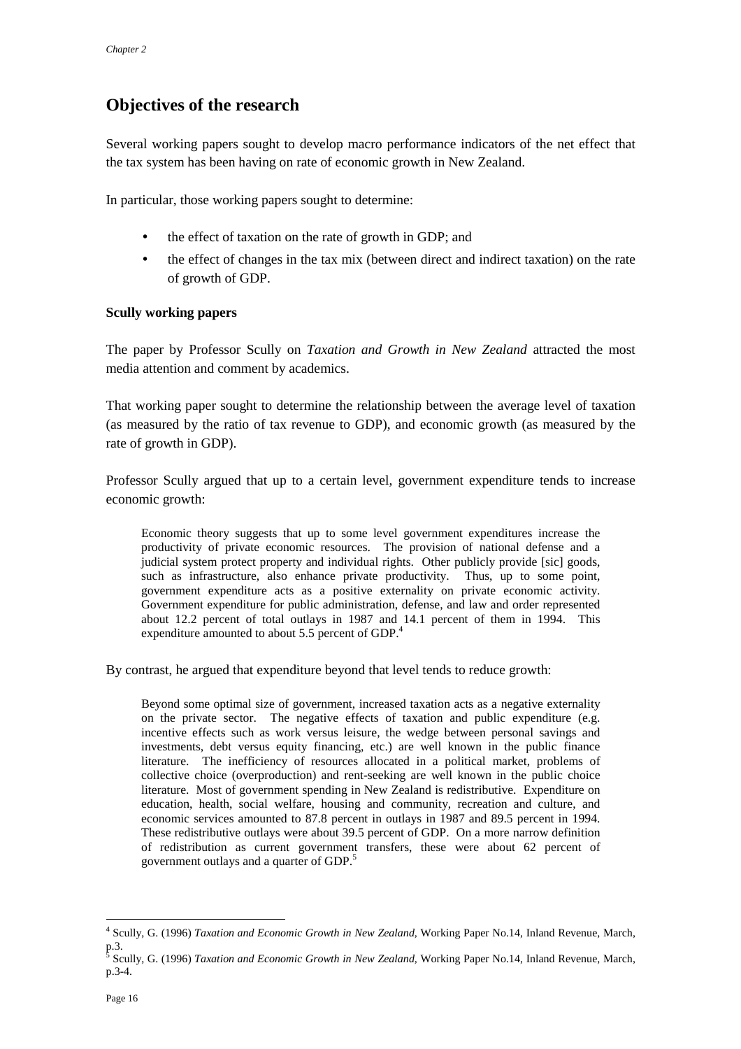## Objectives of the research

Several working papers sought to develop macro performance indicators of the net effect that the tax system has been having on rate of economic growth in New Zealand.

In particular, those working papers sought to determine:

- the effect of taxation on the rate of growth in GDP; and
- the effect of changes in the tax mix (between direct and indirect taxation) on the rate of growth of GDP.

**Scully working papers**

The paper by Professor Scully on *Taxation and Growth in New Zealand* attracted the most media attention and comment by academics.

That working paper sought to determine the relationship between the average level of taxation (as measured by the ratio of tax revenue to GDP), and economic growth (as measured by the rate of growth in GDP).

Professor Scully argued that up to a certain level, government expenditure tends to increase economic growth:

> Economic theory suggests that up to some level government expenditures increase the productivity of private economic resources. The provision of national defense and a judicial system protect property and individual rights. Other publicly provide [sic] goods, such as infrastructure, also enhance private productivity. Thus, up to some point, government expenditure acts as a positive externality on private economic activity. Government expenditure for public administration, defense, and law and order represented about 12.2 percent of total outlays in 1987 and 14.1 percent of them in 1994. This expenditure amounted to about 5.5 percent of GDP.[4]

By contrast, he argued that expenditure beyond that level tends to reduce growth:

> Beyond some optimal size of government, increased taxation acts as a negative externality on the private sector. The negative effects of taxation and public expenditure (e.g. incentive effects such as work versus leisure, the wedge between personal savings and investments, debt versus equity financing, etc.) are well known in the public finance literature. The inefficiency of resources allocated in a political market, problems of collective choice (overproduction) and rent-seeking are well known in the public choice literature. Most of government spending in New Zealand is redistributive. Expenditure on education, health, social welfare, housing and community, recreation and culture, and economic services amounted to 87.8 percent in outlays in 1987 and 89.5 percent in 1994. These redistributive outlays were about 39.5 percent of GDP. On a more narrow definition of redistribution as current government transfers, these were about 62 percent of government outlays and a quarter of GDP.[5]

---

[4] Scully, G. (1996) *Taxation and Economic Growth in New Zealand,* Working Paper No.14, Inland Revenue, March, p.3.

[5] Scully, G. (1996) *Taxation and Economic Growth in New Zealand,* Working Paper No.14, Inland Revenue, March, p.3-4.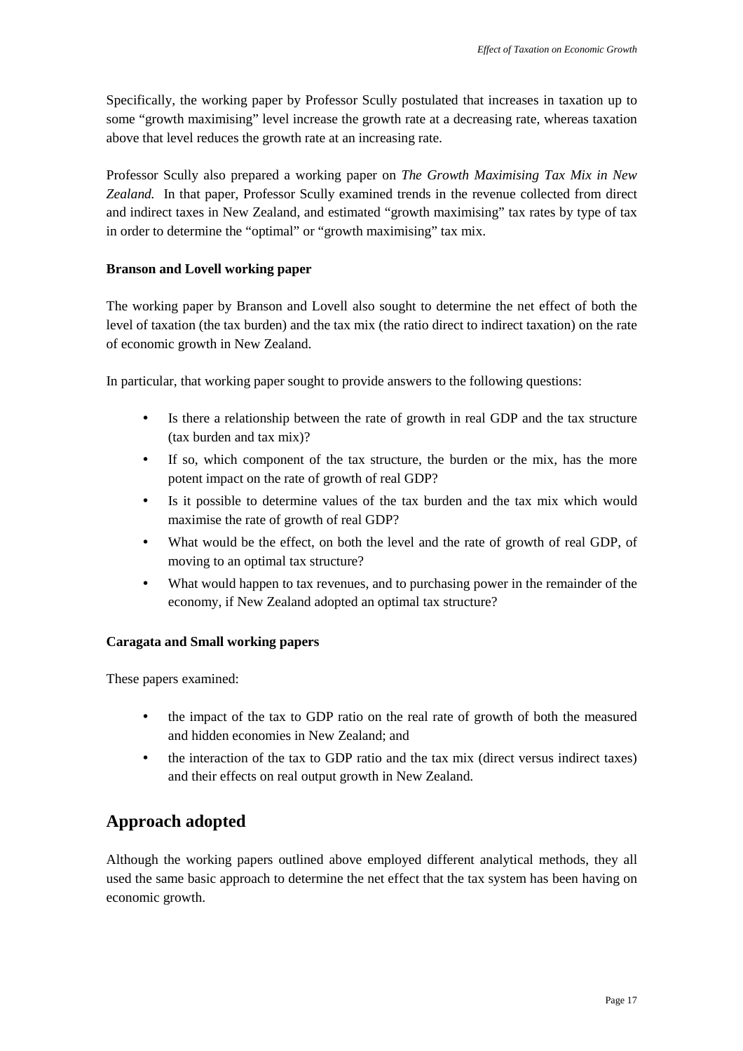Specifically, the working paper by Professor Scully postulated that increases in taxation up to some "growth maximising" level increase the growth rate at a decreasing rate, whereas taxation above that level reduces the growth rate at an increasing rate.

Professor Scully also prepared a working paper on *The Growth Maximising Tax Mix in New Zealand.* In that paper, Professor Scully examined trends in the revenue collected from direct and indirect taxes in New Zealand, and estimated "growth maximising" tax rates by type of tax in order to determine the "optimal" or "growth maximising" tax mix.

**Branson and Lovell working paper**

The working paper by Branson and Lovell also sought to determine the net effect of both the level of taxation (the tax burden) and the tax mix (the ratio direct to indirect taxation) on the rate of economic growth in New Zealand.

In particular, that working paper sought to provide answers to the following questions:

- Is there a relationship between the rate of growth in real GDP and the tax structure (tax burden and tax mix)?
- If so, which component of the tax structure, the burden or the mix, has the more potent impact on the rate of growth of real GDP?
- Is it possible to determine values of the tax burden and the tax mix which would maximise the rate of growth of real GDP?
- What would be the effect, on both the level and the rate of growth of real GDP, of moving to an optimal tax structure?
- What would happen to tax revenues, and to purchasing power in the remainder of the economy, if New Zealand adopted an optimal tax structure?

**Caragata and Small working papers**

These papers examined:

- the impact of the tax to GDP ratio on the real rate of growth of both the measured and hidden economies in New Zealand; and
- the interaction of the tax to GDP ratio and the tax mix (direct versus indirect taxes) and their effects on real output growth in New Zealand.

## Approach adopted

Although the working papers outlined above employed different analytical methods, they all used the same basic approach to determine the net effect that the tax system has been having on economic growth.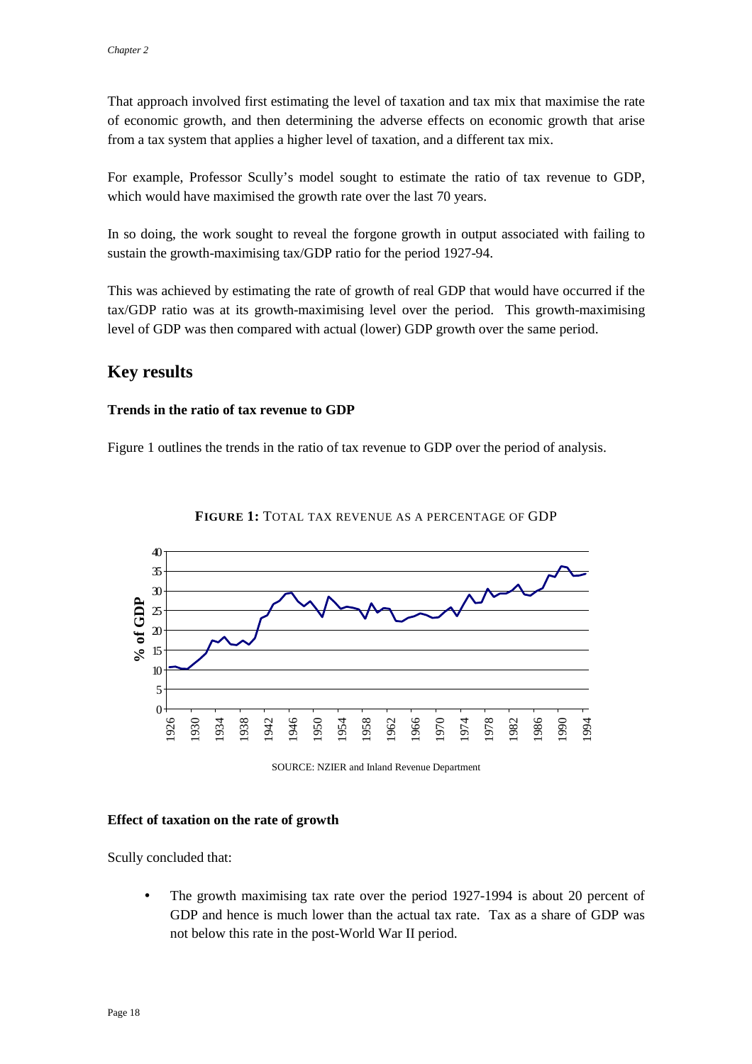That approach involved first estimating the level of taxation and tax mix that maximise the rate of economic growth, and then determining the adverse effects on economic growth that arise from a tax system that applies a higher level of taxation, and a different tax mix.

For example, Professor Scully's model sought to estimate the ratio of tax revenue to GDP, which would have maximised the growth rate over the last 70 years.

In so doing, the work sought to reveal the forgone growth in output associated with failing to sustain the growth-maximising tax/GDP ratio for the period 1927-94.

This was achieved by estimating the rate of growth of real GDP that would have occurred if the tax/GDP ratio was at its growth-maximising level over the period. This growth-maximising level of GDP was then compared with actual (lower) GDP growth over the same period.

## Key results

### Trends in the ratio of tax revenue to GDP

Figure 1 outlines the trends in the ratio of tax revenue to GDP over the period of analysis.

**FIGURE 1:** TOTAL TAX REVENUE AS A PERCENTAGE OF GDP

SOURCE: NZIER and Inland Revenue Department

### Effect of taxation on the rate of growth

Scully concluded that:

- The growth maximising tax rate over the period 1927-1994 is about 20 percent of GDP and hence is much lower than the actual tax rate. Tax as a share of GDP was not below this rate in the post-World War II period.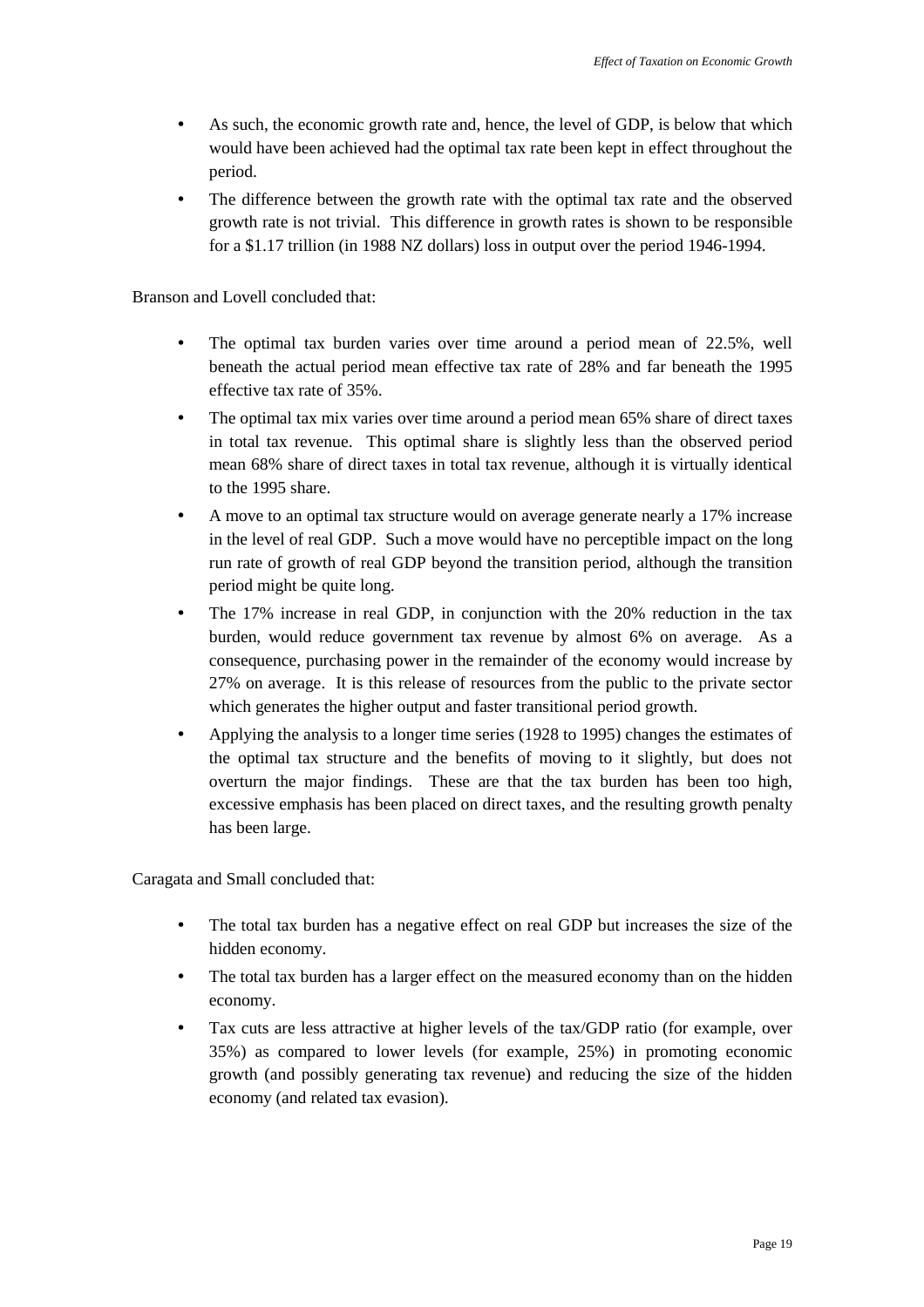- As such, the economic growth rate and, hence, the level of GDP, is below that which would have been achieved had the optimal tax rate been kept in effect throughout the period.
- The difference between the growth rate with the optimal tax rate and the observed growth rate is not trivial. This difference in growth rates is shown to be responsible for a $1.17 trillion (in 1988 NZ dollars) loss in output over the period 1946-1994.

Branson and Lovell concluded that:

- The optimal tax burden varies over time around a period mean of 22.5%, well beneath the actual period mean effective tax rate of 28% and far beneath the 1995 effective tax rate of 35%.
- The optimal tax mix varies over time around a period mean 65% share of direct taxes in total tax revenue. This optimal share is slightly less than the observed period mean 68% share of direct taxes in total tax revenue, although it is virtually identical to the 1995 share.
- A move to an optimal tax structure would on average generate nearly a 17% increase in the level of real GDP. Such a move would have no perceptible impact on the long run rate of growth of real GDP beyond the transition period, although the transition period might be quite long.
- The 17% increase in real GDP, in conjunction with the 20% reduction in the tax burden, would reduce government tax revenue by almost 6% on average. As a consequence, purchasing power in the remainder of the economy would increase by 27% on average. It is this release of resources from the public to the private sector which generates the higher output and faster transitional period growth.
- Applying the analysis to a longer time series (1928 to 1995) changes the estimates of the optimal tax structure and the benefits of moving to it slightly, but does not overturn the major findings. These are that the tax burden has been too high, excessive emphasis has been placed on direct taxes, and the resulting growth penalty has been large.

Caragata and Small concluded that:

- The total tax burden has a negative effect on real GDP but increases the size of the hidden economy.
- The total tax burden has a larger effect on the measured economy than on the hidden economy.
- Tax cuts are less attractive at higher levels of the tax/GDP ratio (for example, over 35%) as compared to lower levels (for example, 25%) in promoting economic growth (and possibly generating tax revenue) and reducing the size of the hidden economy (and related tax evasion).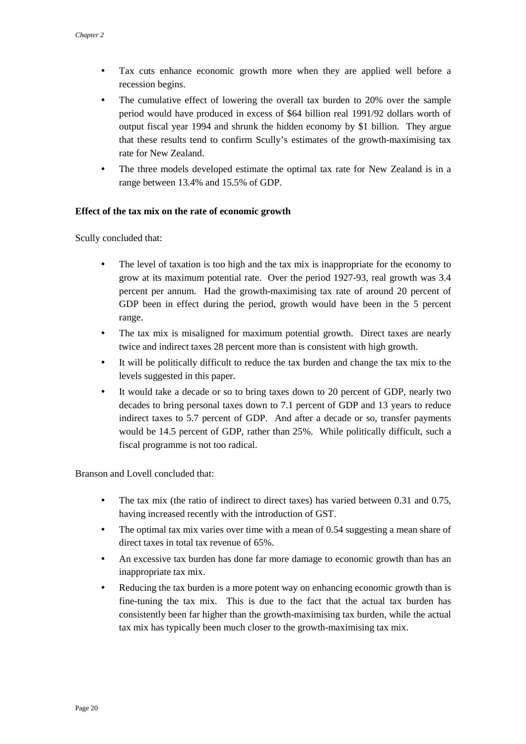- Tax cuts enhance economic growth more when they are applied well before a recession begins.
- The cumulative effect of lowering the overall tax burden to 20% over the sample period would have produced in excess of $64 billion real 1991/92 dollars worth of output fiscal year 1994 and shrunk the hidden economy by $1 billion. They argue that these results tend to confirm Scully's estimates of the growth-maximising tax rate for New Zealand.
- The three models developed estimate the optimal tax rate for New Zealand is in a range between 13.4% and 15.5% of GDP.

**Effect of the tax mix on the rate of economic growth**

Scully concluded that:

- The level of taxation is too high and the tax mix is inappropriate for the economy to grow at its maximum potential rate. Over the period 1927-93, real growth was 3.4 percent per annum. Had the growth-maximising tax rate of around 20 percent of GDP been in effect during the period, growth would have been in the 5 percent range.
- The tax mix is misaligned for maximum potential growth. Direct taxes are nearly twice and indirect taxes 28 percent more than is consistent with high growth.
- It will be politically difficult to reduce the tax burden and change the tax mix to the levels suggested in this paper.
- It would take a decade or so to bring taxes down to 20 percent of GDP, nearly two decades to bring personal taxes down to 7.1 percent of GDP and 13 years to reduce indirect taxes to 5.7 percent of GDP. And after a decade or so, transfer payments would be 14.5 percent of GDP, rather than 25%. While politically difficult, such a fiscal programme is not too radical.

Branson and Lovell concluded that:

- The tax mix (the ratio of indirect to direct taxes) has varied between 0.31 and 0.75, having increased recently with the introduction of GST.
- The optimal tax mix varies over time with a mean of 0.54 suggesting a mean share of direct taxes in total tax revenue of 65%.
- An excessive tax burden has done far more damage to economic growth than has an inappropriate tax mix.
- Reducing the tax burden is a more potent way on enhancing economic growth than is fine-tuning the tax mix. This is due to the fact that the actual tax burden has consistently been far higher than the growth-maximising tax burden, while the actual tax mix has typically been much closer to the growth-maximising tax mix.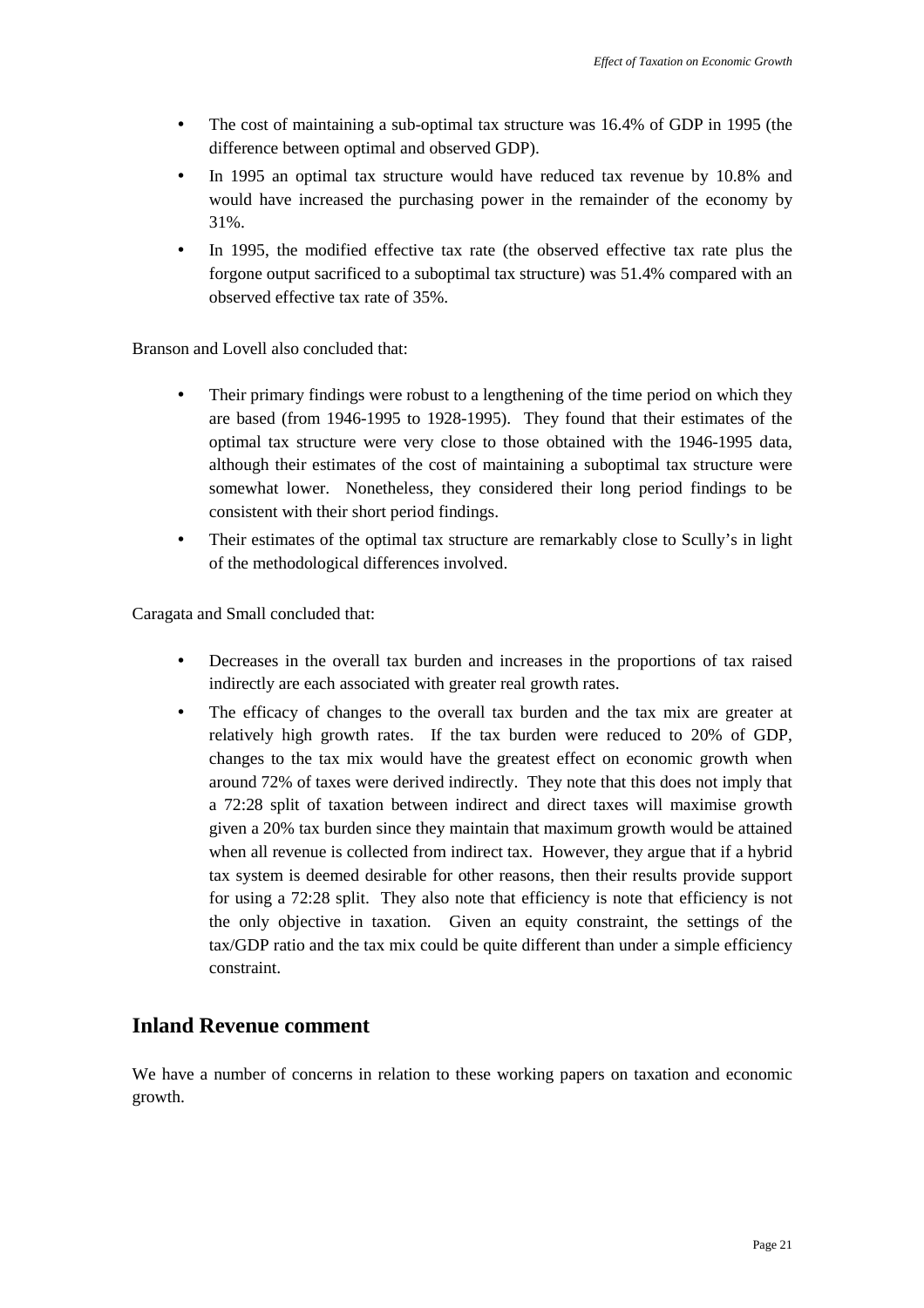- The cost of maintaining a sub-optimal tax structure was 16.4% of GDP in 1995 (the difference between optimal and observed GDP).
- In 1995 an optimal tax structure would have reduced tax revenue by 10.8% and would have increased the purchasing power in the remainder of the economy by 31%.
- In 1995, the modified effective tax rate (the observed effective tax rate plus the forgone output sacrificed to a suboptimal tax structure) was 51.4% compared with an observed effective tax rate of 35%.

Branson and Lovell also concluded that:

- Their primary findings were robust to a lengthening of the time period on which they are based (from 1946-1995 to 1928-1995). They found that their estimates of the optimal tax structure were very close to those obtained with the 1946-1995 data, although their estimates of the cost of maintaining a suboptimal tax structure were somewhat lower. Nonetheless, they considered their long period findings to be consistent with their short period findings.
- Their estimates of the optimal tax structure are remarkably close to Scully's in light of the methodological differences involved.

Caragata and Small concluded that:

- Decreases in the overall tax burden and increases in the proportions of tax raised indirectly are each associated with greater real growth rates.
- The efficacy of changes to the overall tax burden and the tax mix are greater at relatively high growth rates. If the tax burden were reduced to 20% of GDP, changes to the tax mix would have the greatest effect on economic growth when around 72% of taxes were derived indirectly. They note that this does not imply that a 72:28 split of taxation between indirect and direct taxes will maximise growth given a 20% tax burden since they maintain that maximum growth would be attained when all revenue is collected from indirect tax. However, they argue that if a hybrid tax system is deemed desirable for other reasons, then their results provide support for using a 72:28 split. They also note that efficiency is note that efficiency is not the only objective in taxation. Given an equity constraint, the settings of the tax/GDP ratio and the tax mix could be quite different than under a simple efficiency constraint.

## Inland Revenue comment

We have a number of concerns in relation to these working papers on taxation and economic growth.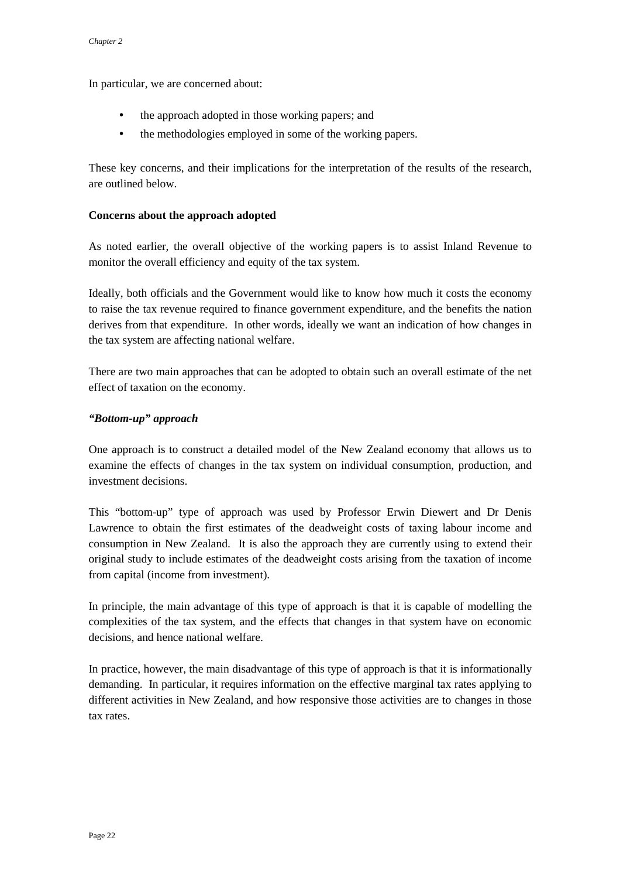In particular, we are concerned about:

- the approach adopted in those working papers; and
- the methodologies employed in some of the working papers.

These key concerns, and their implications for the interpretation of the results of the research, are outlined below.

**Concerns about the approach adopted**

As noted earlier, the overall objective of the working papers is to assist Inland Revenue to monitor the overall efficiency and equity of the tax system.

Ideally, both officials and the Government would like to know how much it costs the economy to raise the tax revenue required to finance government expenditure, and the benefits the nation derives from that expenditure. In other words, ideally we want an indication of how changes in the tax system are affecting national welfare.

There are two main approaches that can be adopted to obtain such an overall estimate of the net effect of taxation on the economy.

***"Bottom-up" approach***

One approach is to construct a detailed model of the New Zealand economy that allows us to examine the effects of changes in the tax system on individual consumption, production, and investment decisions.

This "bottom-up" type of approach was used by Professor Erwin Diewert and Dr Denis Lawrence to obtain the first estimates of the deadweight costs of taxing labour income and consumption in New Zealand. It is also the approach they are currently using to extend their original study to include estimates of the deadweight costs arising from the taxation of income from capital (income from investment).

In principle, the main advantage of this type of approach is that it is capable of modelling the complexities of the tax system, and the effects that changes in that system have on economic decisions, and hence national welfare.

In practice, however, the main disadvantage of this type of approach is that it is informationally demanding. In particular, it requires information on the effective marginal tax rates applying to different activities in New Zealand, and how responsive those activities are to changes in those tax rates.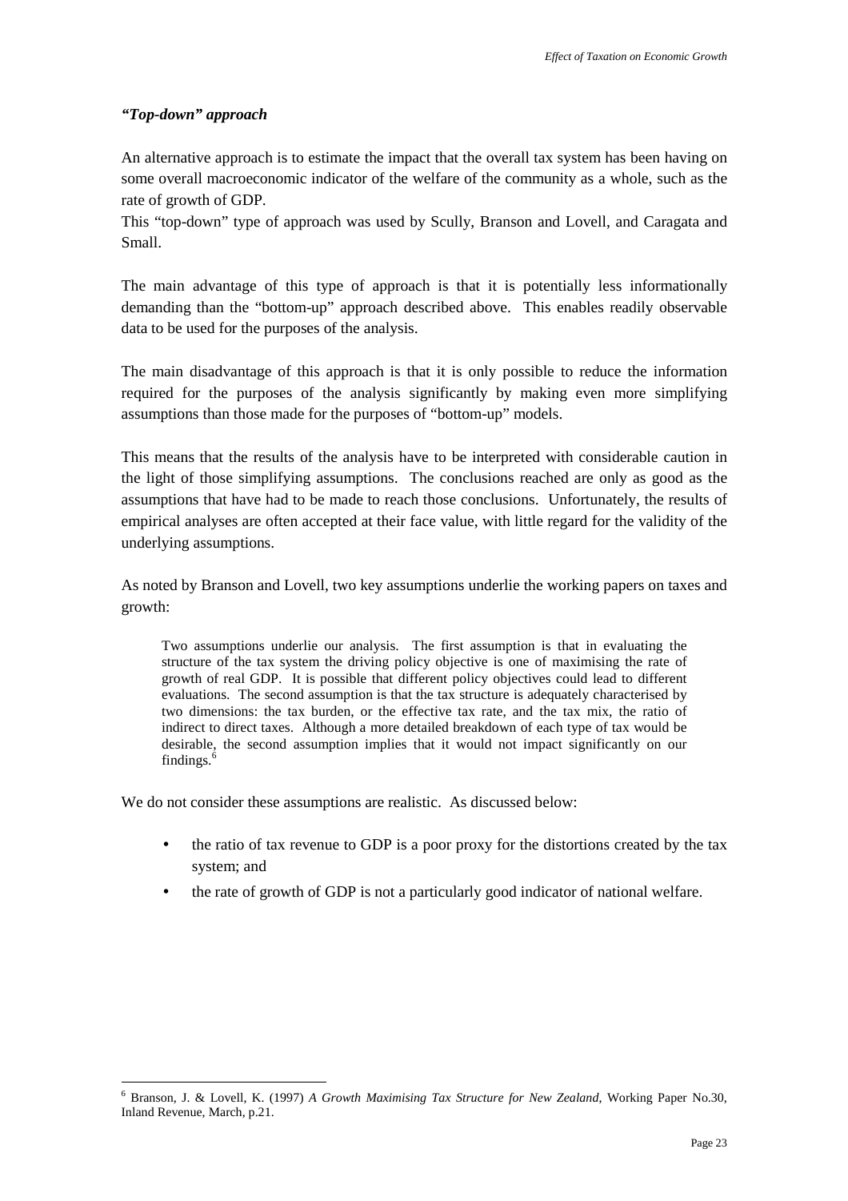### *"Top-down" approach*

An alternative approach is to estimate the impact that the overall tax system has been having on some overall macroeconomic indicator of the welfare of the community as a whole, such as the rate of growth of GDP.

This "top-down" type of approach was used by Scully, Branson and Lovell, and Caragata and Small.

The main advantage of this type of approach is that it is potentially less informationally demanding than the "bottom-up" approach described above. This enables readily observable data to be used for the purposes of the analysis.

The main disadvantage of this approach is that it is only possible to reduce the information required for the purposes of the analysis significantly by making even more simplifying assumptions than those made for the purposes of "bottom-up" models.

This means that the results of the analysis have to be interpreted with considerable caution in the light of those simplifying assumptions. The conclusions reached are only as good as the assumptions that have had to be made to reach those conclusions. Unfortunately, the results of empirical analyses are often accepted at their face value, with little regard for the validity of the underlying assumptions.

As noted by Branson and Lovell, two key assumptions underlie the working papers on taxes and growth:

> Two assumptions underlie our analysis. The first assumption is that in evaluating the structure of the tax system the driving policy objective is one of maximising the rate of growth of real GDP. It is possible that different policy objectives could lead to different evaluations. The second assumption is that the tax structure is adequately characterised by two dimensions: the tax burden, or the effective tax rate, and the tax mix, the ratio of indirect to direct taxes. Although a more detailed breakdown of each type of tax would be desirable, the second assumption implies that it would not impact significantly on our findings.[6]

We do not consider these assumptions are realistic. As discussed below:

- the ratio of tax revenue to GDP is a poor proxy for the distortions created by the tax system; and
- the rate of growth of GDP is not a particularly good indicator of national welfare.

---

[6] Branson, J. & Lovell, K. (1997) *A Growth Maximising Tax Structure for New Zealand*, Working Paper No.30, Inland Revenue, March, p.21.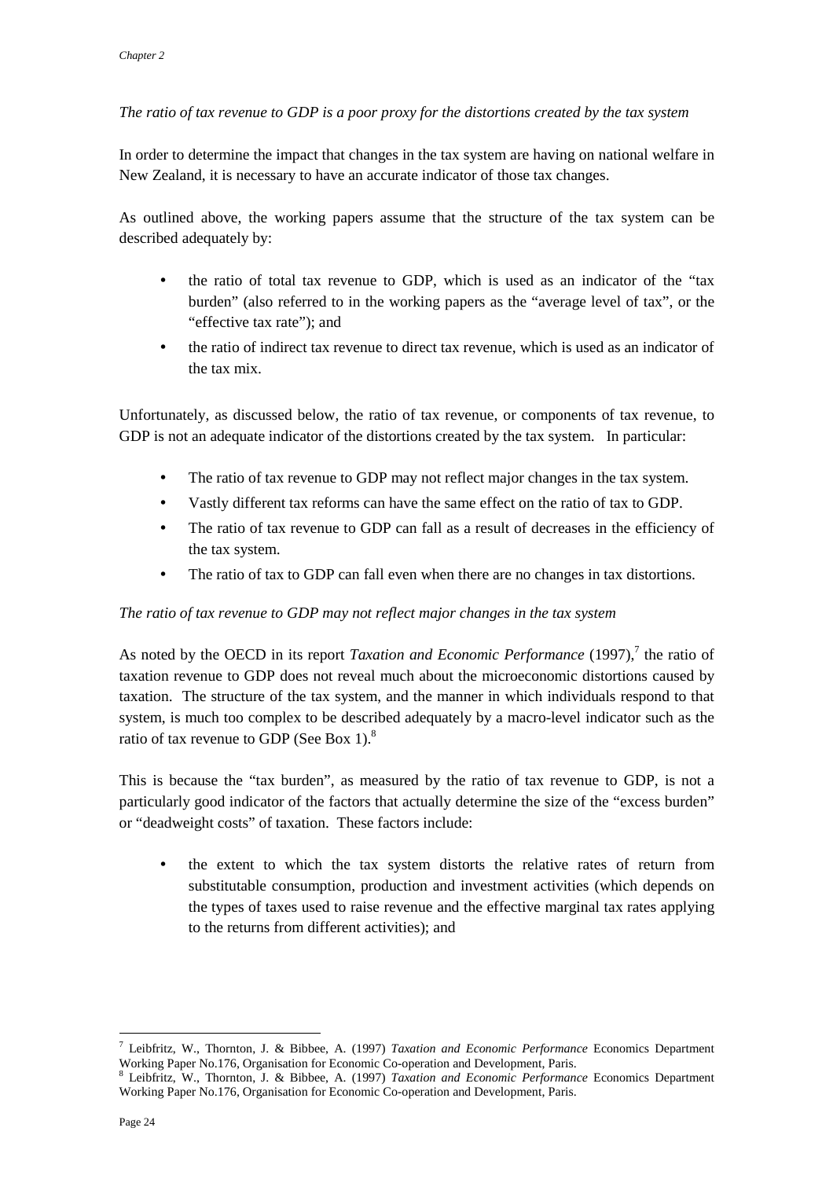*The ratio of tax revenue to GDP is a poor proxy for the distortions created by the tax system*

In order to determine the impact that changes in the tax system are having on national welfare in New Zealand, it is necessary to have an accurate indicator of those tax changes.

As outlined above, the working papers assume that the structure of the tax system can be described adequately by:

- the ratio of total tax revenue to GDP, which is used as an indicator of the "tax burden" (also referred to in the working papers as the "average level of tax", or the "effective tax rate"); and
- the ratio of indirect tax revenue to direct tax revenue, which is used as an indicator of the tax mix.

Unfortunately, as discussed below, the ratio of tax revenue, or components of tax revenue, to GDP is not an adequate indicator of the distortions created by the tax system. In particular:

- The ratio of tax revenue to GDP may not reflect major changes in the tax system.
- Vastly different tax reforms can have the same effect on the ratio of tax to GDP.
- The ratio of tax revenue to GDP can fall as a result of decreases in the efficiency of the tax system.
- The ratio of tax to GDP can fall even when there are no changes in tax distortions.

*The ratio of tax revenue to GDP may not reflect major changes in the tax system*

As noted by the OECD in its report *Taxation and Economic Performance* (1997),[7] the ratio of taxation revenue to GDP does not reveal much about the microeconomic distortions caused by taxation. The structure of the tax system, and the manner in which individuals respond to that system, is much too complex to be described adequately by a macro-level indicator such as the ratio of tax revenue to GDP (See Box 1).[8]

This is because the "tax burden", as measured by the ratio of tax revenue to GDP, is not a particularly good indicator of the factors that actually determine the size of the "excess burden" or "deadweight costs" of taxation. These factors include:

- the extent to which the tax system distorts the relative rates of return from substitutable consumption, production and investment activities (which depends on the types of taxes used to raise revenue and the effective marginal tax rates applying to the returns from different activities); and

---

[7] Leibfritz, W., Thornton, J. & Bibbee, A. (1997) *Taxation and Economic Performance* Economics Department Working Paper No.176, Organisation for Economic Co-operation and Development, Paris.

[8] Leibfritz, W., Thornton, J. & Bibbee, A. (1997) *Taxation and Economic Performance* Economics Department Working Paper No.176, Organisation for Economic Co-operation and Development, Paris.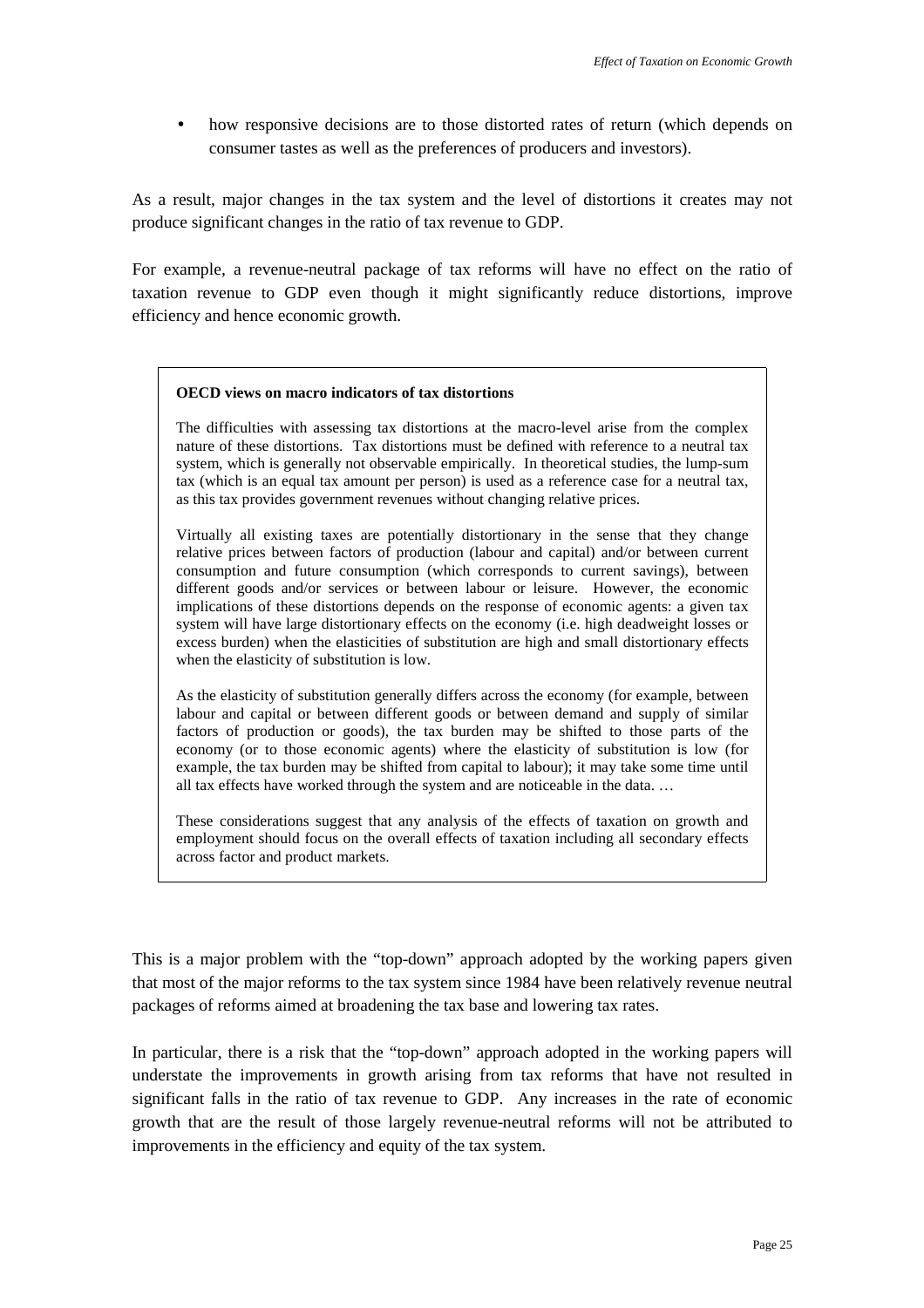- how responsive decisions are to those distorted rates of return (which depends on consumer tastes as well as the preferences of producers and investors).

As a result, major changes in the tax system and the level of distortions it creates may not produce significant changes in the ratio of tax revenue to GDP.

For example, a revenue-neutral package of tax reforms will have no effect on the ratio of taxation revenue to GDP even though it might significantly reduce distortions, improve efficiency and hence economic growth.

> **OECD views on macro indicators of tax distortions**
>
> The difficulties with assessing tax distortions at the macro-level arise from the complex nature of these distortions. Tax distortions must be defined with reference to a neutral tax system, which is generally not observable empirically. In theoretical studies, the lump-sum tax (which is an equal tax amount per person) is used as a reference case for a neutral tax, as this tax provides government revenues without changing relative prices.
>
> Virtually all existing taxes are potentially distortionary in the sense that they change relative prices between factors of production (labour and capital) and/or between current consumption and future consumption (which corresponds to current savings), between different goods and/or services or between labour or leisure. However, the economic implications of these distortions depends on the response of economic agents: a given tax system will have large distortionary effects on the economy (i.e. high deadweight losses or excess burden) when the elasticities of substitution are high and small distortionary effects when the elasticity of substitution is low.
>
> As the elasticity of substitution generally differs across the economy (for example, between labour and capital or between different goods or between demand and supply of similar factors of production or goods), the tax burden may be shifted to those parts of the economy (or to those economic agents) where the elasticity of substitution is low (for example, the tax burden may be shifted from capital to labour); it may take some time until all tax effects have worked through the system and are noticeable in the data. …
>
> These considerations suggest that any analysis of the effects of taxation on growth and employment should focus on the overall effects of taxation including all secondary effects across factor and product markets.

This is a major problem with the "top-down" approach adopted by the working papers given that most of the major reforms to the tax system since 1984 have been relatively revenue neutral packages of reforms aimed at broadening the tax base and lowering tax rates.

In particular, there is a risk that the "top-down" approach adopted in the working papers will understate the improvements in growth arising from tax reforms that have not resulted in significant falls in the ratio of tax revenue to GDP. Any increases in the rate of economic growth that are the result of those largely revenue-neutral reforms will not be attributed to improvements in the efficiency and equity of the tax system.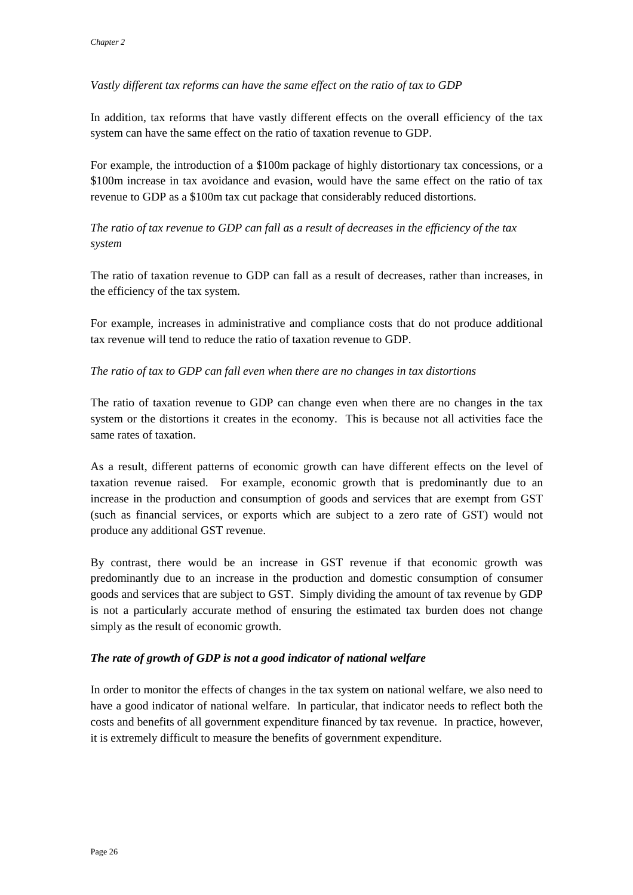*Vastly different tax reforms can have the same effect on the ratio of tax to GDP*

In addition, tax reforms that have vastly different effects on the overall efficiency of the tax system can have the same effect on the ratio of taxation revenue to GDP.

For example, the introduction of a $100m package of highly distortionary tax concessions, or a $100m increase in tax avoidance and evasion, would have the same effect on the ratio of tax revenue to GDP as a $100m tax cut package that considerably reduced distortions.

*The ratio of tax revenue to GDP can fall as a result of decreases in the efficiency of the tax system*

The ratio of taxation revenue to GDP can fall as a result of decreases, rather than increases, in the efficiency of the tax system.

For example, increases in administrative and compliance costs that do not produce additional tax revenue will tend to reduce the ratio of taxation revenue to GDP.

*The ratio of tax to GDP can fall even when there are no changes in tax distortions*

The ratio of taxation revenue to GDP can change even when there are no changes in the tax system or the distortions it creates in the economy. This is because not all activities face the same rates of taxation.

As a result, different patterns of economic growth can have different effects on the level of taxation revenue raised. For example, economic growth that is predominantly due to an increase in the production and consumption of goods and services that are exempt from GST (such as financial services, or exports which are subject to a zero rate of GST) would not produce any additional GST revenue.

By contrast, there would be an increase in GST revenue if that economic growth was predominantly due to an increase in the production and domestic consumption of consumer goods and services that are subject to GST. Simply dividing the amount of tax revenue by GDP is not a particularly accurate method of ensuring the estimated tax burden does not change simply as the result of economic growth.

***The rate of growth of GDP is not a good indicator of national welfare***

In order to monitor the effects of changes in the tax system on national welfare, we also need to have a good indicator of national welfare. In particular, that indicator needs to reflect both the costs and benefits of all government expenditure financed by tax revenue. In practice, however, it is extremely difficult to measure the benefits of government expenditure.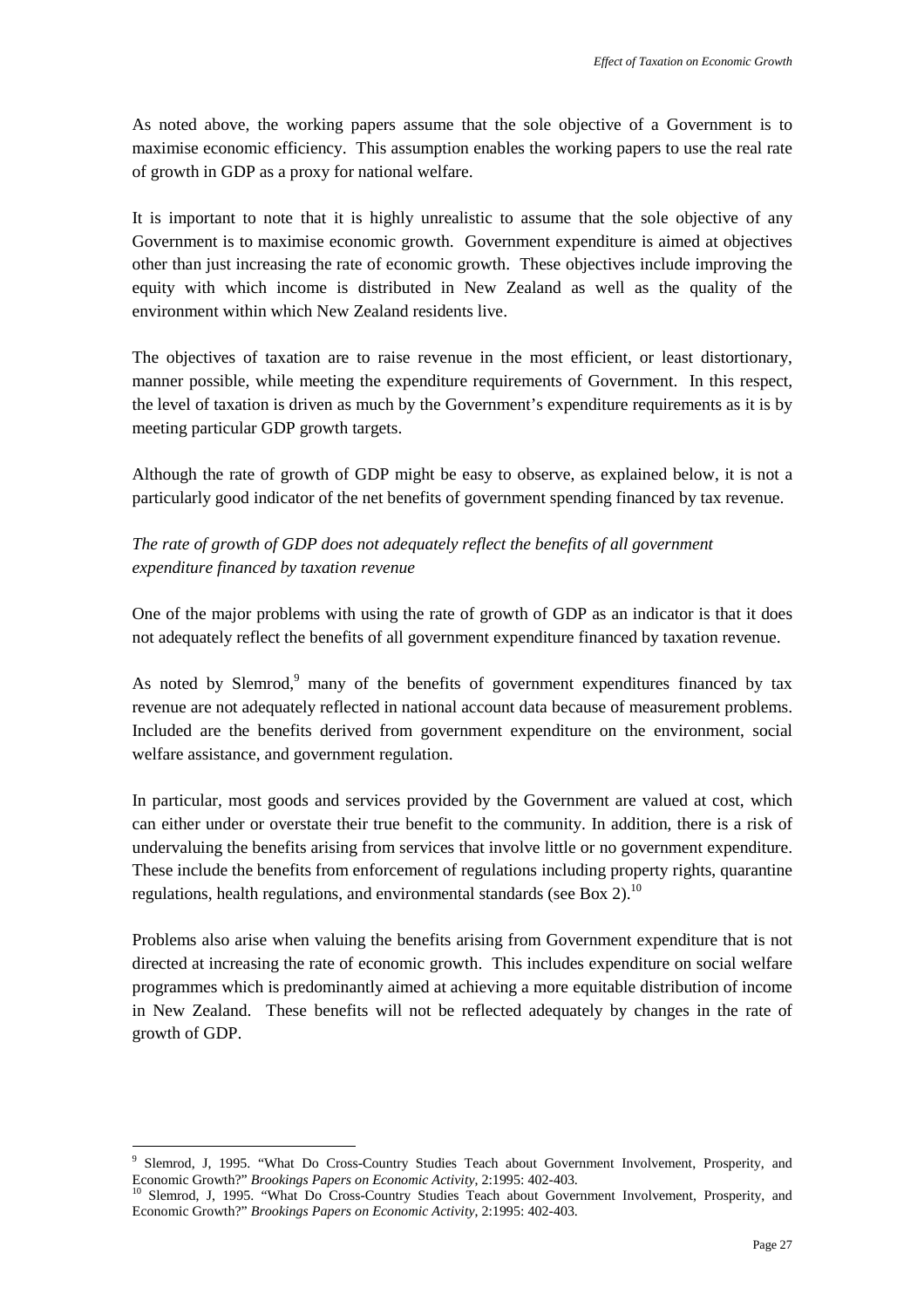As noted above, the working papers assume that the sole objective of a Government is to maximise economic efficiency. This assumption enables the working papers to use the real rate of growth in GDP as a proxy for national welfare.

It is important to note that it is highly unrealistic to assume that the sole objective of any Government is to maximise economic growth. Government expenditure is aimed at objectives other than just increasing the rate of economic growth. These objectives include improving the equity with which income is distributed in New Zealand as well as the quality of the environment within which New Zealand residents live.

The objectives of taxation are to raise revenue in the most efficient, or least distortionary, manner possible, while meeting the expenditure requirements of Government. In this respect, the level of taxation is driven as much by the Government's expenditure requirements as it is by meeting particular GDP growth targets.

Although the rate of growth of GDP might be easy to observe, as explained below, it is not a particularly good indicator of the net benefits of government spending financed by tax revenue.

*The rate of growth of GDP does not adequately reflect the benefits of all government expenditure financed by taxation revenue*

One of the major problems with using the rate of growth of GDP as an indicator is that it does not adequately reflect the benefits of all government expenditure financed by taxation revenue.

As noted by Slemrod,[9] many of the benefits of government expenditures financed by tax revenue are not adequately reflected in national account data because of measurement problems. Included are the benefits derived from government expenditure on the environment, social welfare assistance, and government regulation.

In particular, most goods and services provided by the Government are valued at cost, which can either under or overstate their true benefit to the community. In addition, there is a risk of undervaluing the benefits arising from services that involve little or no government expenditure. These include the benefits from enforcement of regulations including property rights, quarantine regulations, health regulations, and environmental standards (see Box 2).[10]

Problems also arise when valuing the benefits arising from Government expenditure that is not directed at increasing the rate of economic growth. This includes expenditure on social welfare programmes which is predominantly aimed at achieving a more equitable distribution of income in New Zealand. These benefits will not be reflected adequately by changes in the rate of growth of GDP.

---

[9] Slemrod, J, 1995. "What Do Cross-Country Studies Teach about Government Involvement, Prosperity, and Economic Growth?" *Brookings Papers on Economic Activity*, 2:1995: 402-403.

[10] Slemrod, J, 1995. "What Do Cross-Country Studies Teach about Government Involvement, Prosperity, and Economic Growth?" *Brookings Papers on Economic Activity*, 2:1995: 402-403.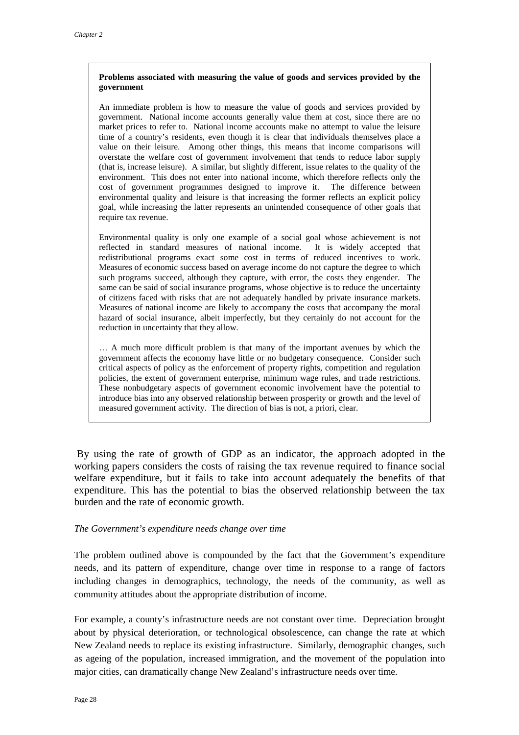**Problems associated with measuring the value of goods and services provided by the government**

An immediate problem is how to measure the value of goods and services provided by government. National income accounts generally value them at cost, since there are no market prices to refer to. National income accounts make no attempt to value the leisure time of a country's residents, even though it is clear that individuals themselves place a value on their leisure. Among other things, this means that income comparisons will overstate the welfare cost of government involvement that tends to reduce labor supply (that is, increase leisure). A similar, but slightly different, issue relates to the quality of the environment. This does not enter into national income, which therefore reflects only the cost of government programmes designed to improve it. The difference between environmental quality and leisure is that increasing the former reflects an explicit policy goal, while increasing the latter represents an unintended consequence of other goals that require tax revenue.

Environmental quality is only one example of a social goal whose achievement is not reflected in standard measures of national income. It is widely accepted that redistributional programs exact some cost in terms of reduced incentives to work. Measures of economic success based on average income do not capture the degree to which such programs succeed, although they capture, with error, the costs they engender. The same can be said of social insurance programs, whose objective is to reduce the uncertainty of citizens faced with risks that are not adequately handled by private insurance markets. Measures of national income are likely to accompany the costs that accompany the moral hazard of social insurance, albeit imperfectly, but they certainly do not account for the reduction in uncertainty that they allow.

… A much more difficult problem is that many of the important avenues by which the government affects the economy have little or no budgetary consequence. Consider such critical aspects of policy as the enforcement of property rights, competition and regulation policies, the extent of government enterprise, minimum wage rules, and trade restrictions. These nonbudgetary aspects of government economic involvement have the potential to introduce bias into any observed relationship between prosperity or growth and the level of measured government activity. The direction of bias is not, a priori, clear.

By using the rate of growth of GDP as an indicator, the approach adopted in the working papers considers the costs of raising the tax revenue required to finance social welfare expenditure, but it fails to take into account adequately the benefits of that expenditure. This has the potential to bias the observed relationship between the tax burden and the rate of economic growth.

*The Government's expenditure needs change over time*

The problem outlined above is compounded by the fact that the Government's expenditure needs, and its pattern of expenditure, change over time in response to a range of factors including changes in demographics, technology, the needs of the community, as well as community attitudes about the appropriate distribution of income.

For example, a county's infrastructure needs are not constant over time. Depreciation brought about by physical deterioration, or technological obsolescence, can change the rate at which New Zealand needs to replace its existing infrastructure. Similarly, demographic changes, such as ageing of the population, increased immigration, and the movement of the population into major cities, can dramatically change New Zealand's infrastructure needs over time.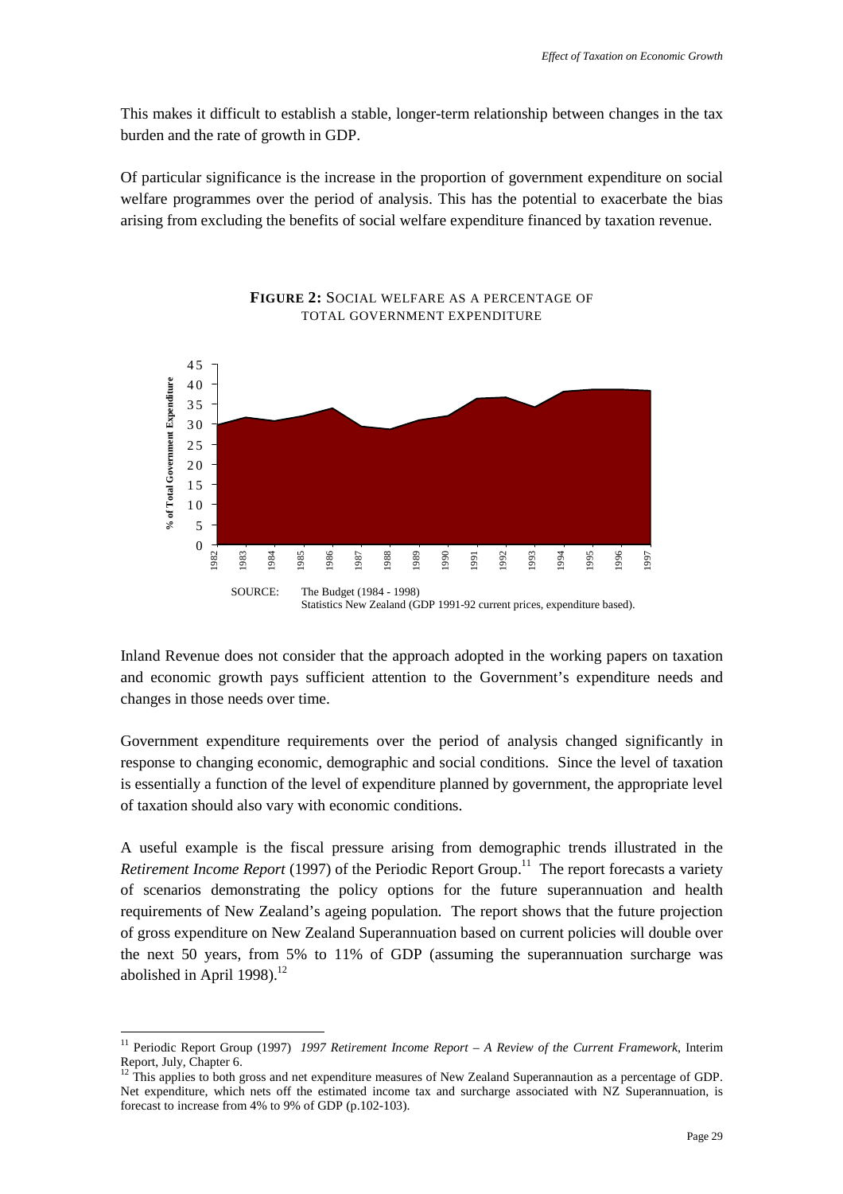This makes it difficult to establish a stable, longer-term relationship between changes in the tax burden and the rate of growth in GDP.

Of particular significance is the increase in the proportion of government expenditure on social welfare programmes over the period of analysis. This has the potential to exacerbate the bias arising from excluding the benefits of social welfare expenditure financed by taxation revenue.

**FIGURE 2:** SOCIAL WELFARE AS A PERCENTAGE OF TOTAL GOVERNMENT EXPENDITURE

SOURCE: The Budget (1984 - 1998)
Statistics New Zealand (GDP 1991-92 current prices, expenditure based).

Inland Revenue does not consider that the approach adopted in the working papers on taxation and economic growth pays sufficient attention to the Government's expenditure needs and changes in those needs over time.

Government expenditure requirements over the period of analysis changed significantly in response to changing economic, demographic and social conditions. Since the level of taxation is essentially a function of the level of expenditure planned by government, the appropriate level of taxation should also vary with economic conditions.

A useful example is the fiscal pressure arising from demographic trends illustrated in the *Retirement Income Report* (1997) of the Periodic Report Group.[11] The report forecasts a variety of scenarios demonstrating the policy options for the future superannuation and health requirements of New Zealand's ageing population. The report shows that the future projection of gross expenditure on New Zealand Superannuation based on current policies will double over the next 50 years, from 5% to 11% of GDP (assuming the superannuation surcharge was abolished in April 1998).[12]

---

[11] Periodic Report Group (1997) *1997 Retirement Income Report – A Review of the Current Framework*, Interim Report, July, Chapter 6.

[12] This applies to both gross and net expenditure measures of New Zealand Superannaution as a percentage of GDP. Net expenditure, which nets off the estimated income tax and surcharge associated with NZ Superannuation, is forecast to increase from 4% to 9% of GDP (p.102-103).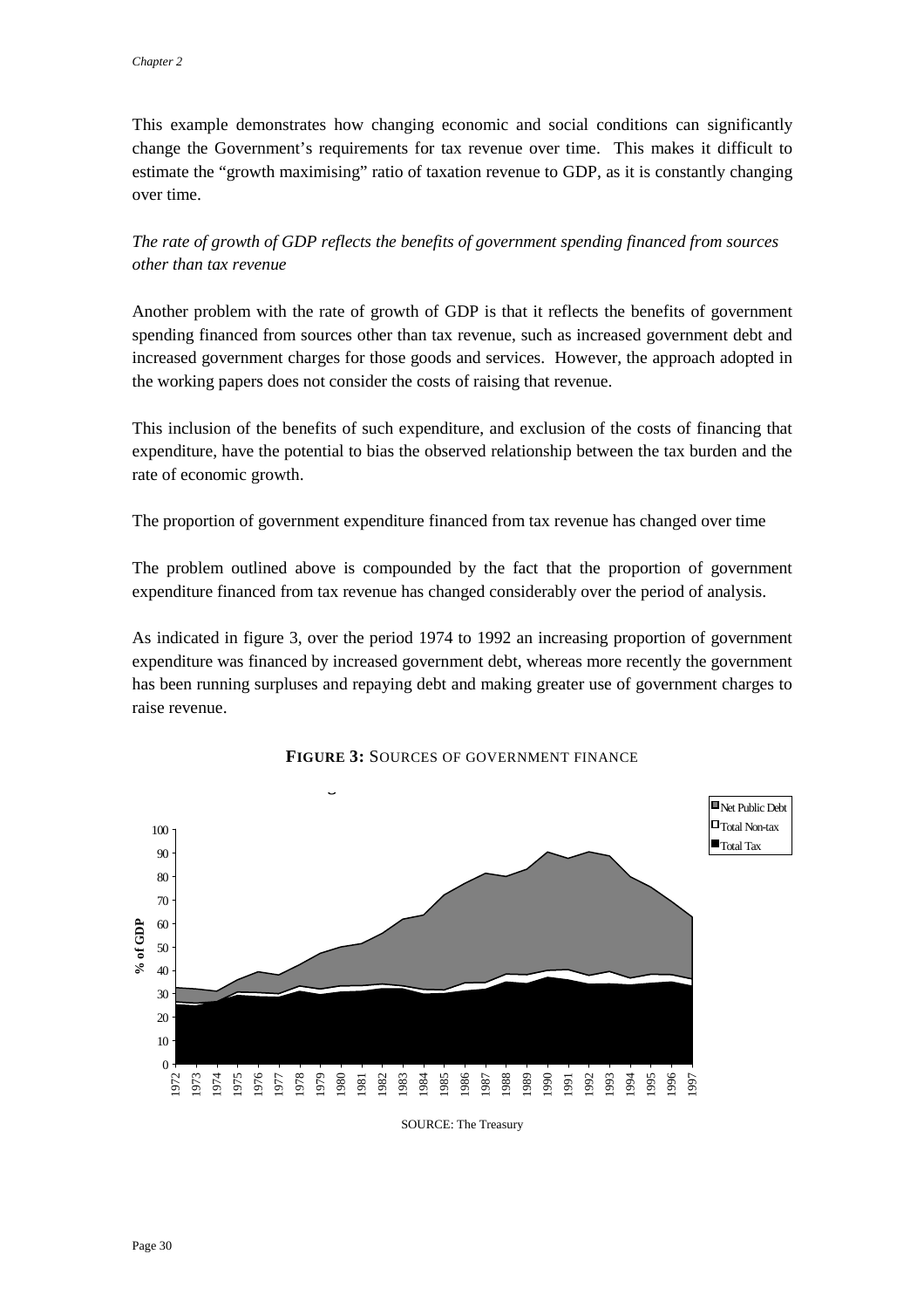This example demonstrates how changing economic and social conditions can significantly change the Government's requirements for tax revenue over time. This makes it difficult to estimate the "growth maximising" ratio of taxation revenue to GDP, as it is constantly changing over time.

*The rate of growth of GDP reflects the benefits of government spending financed from sources other than tax revenue*

Another problem with the rate of growth of GDP is that it reflects the benefits of government spending financed from sources other than tax revenue, such as increased government debt and increased government charges for those goods and services. However, the approach adopted in the working papers does not consider the costs of raising that revenue.

This inclusion of the benefits of such expenditure, and exclusion of the costs of financing that expenditure, have the potential to bias the observed relationship between the tax burden and the rate of economic growth.

The proportion of government expenditure financed from tax revenue has changed over time

The problem outlined above is compounded by the fact that the proportion of government expenditure financed from tax revenue has changed considerably over the period of analysis.

As indicated in figure 3, over the period 1974 to 1992 an increasing proportion of government expenditure was financed by increased government debt, whereas more recently the government has been running surpluses and repaying debt and making greater use of government charges to raise revenue.

**FIGURE 3:** SOURCES OF GOVERNMENT FINANCE

SOURCE: The Treasury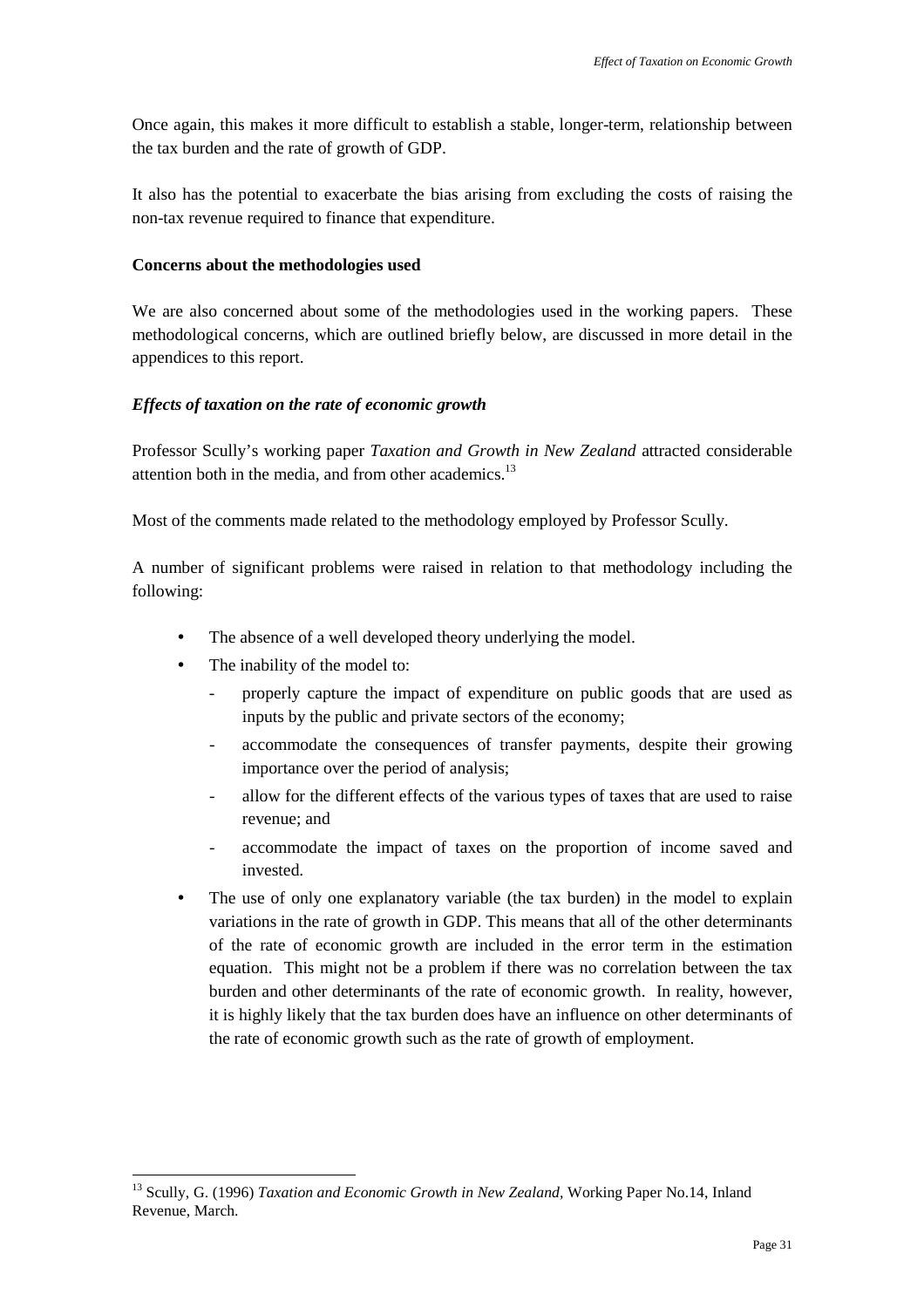Once again, this makes it more difficult to establish a stable, longer-term, relationship between the tax burden and the rate of growth of GDP.

It also has the potential to exacerbate the bias arising from excluding the costs of raising the non-tax revenue required to finance that expenditure.

**Concerns about the methodologies used**

We are also concerned about some of the methodologies used in the working papers. These methodological concerns, which are outlined briefly below, are discussed in more detail in the appendices to this report.

***Effects of taxation on the rate of economic growth***

Professor Scully's working paper *Taxation and Growth in New Zealand* attracted considerable attention both in the media, and from other academics.[13]

Most of the comments made related to the methodology employed by Professor Scully.

A number of significant problems were raised in relation to that methodology including the following:

- The absence of a well developed theory underlying the model.
- The inability of the model to:
  - properly capture the impact of expenditure on public goods that are used as inputs by the public and private sectors of the economy;
  - accommodate the consequences of transfer payments, despite their growing importance over the period of analysis;
  - allow for the different effects of the various types of taxes that are used to raise revenue; and
  - accommodate the impact of taxes on the proportion of income saved and invested.
- The use of only one explanatory variable (the tax burden) in the model to explain variations in the rate of growth in GDP. This means that all of the other determinants of the rate of economic growth are included in the error term in the estimation equation. This might not be a problem if there was no correlation between the tax burden and other determinants of the rate of economic growth. In reality, however, it is highly likely that the tax burden does have an influence on other determinants of the rate of economic growth such as the rate of growth of employment.

[13] Scully, G. (1996) *Taxation and Economic Growth in New Zealand*, Working Paper No.14, Inland Revenue, March.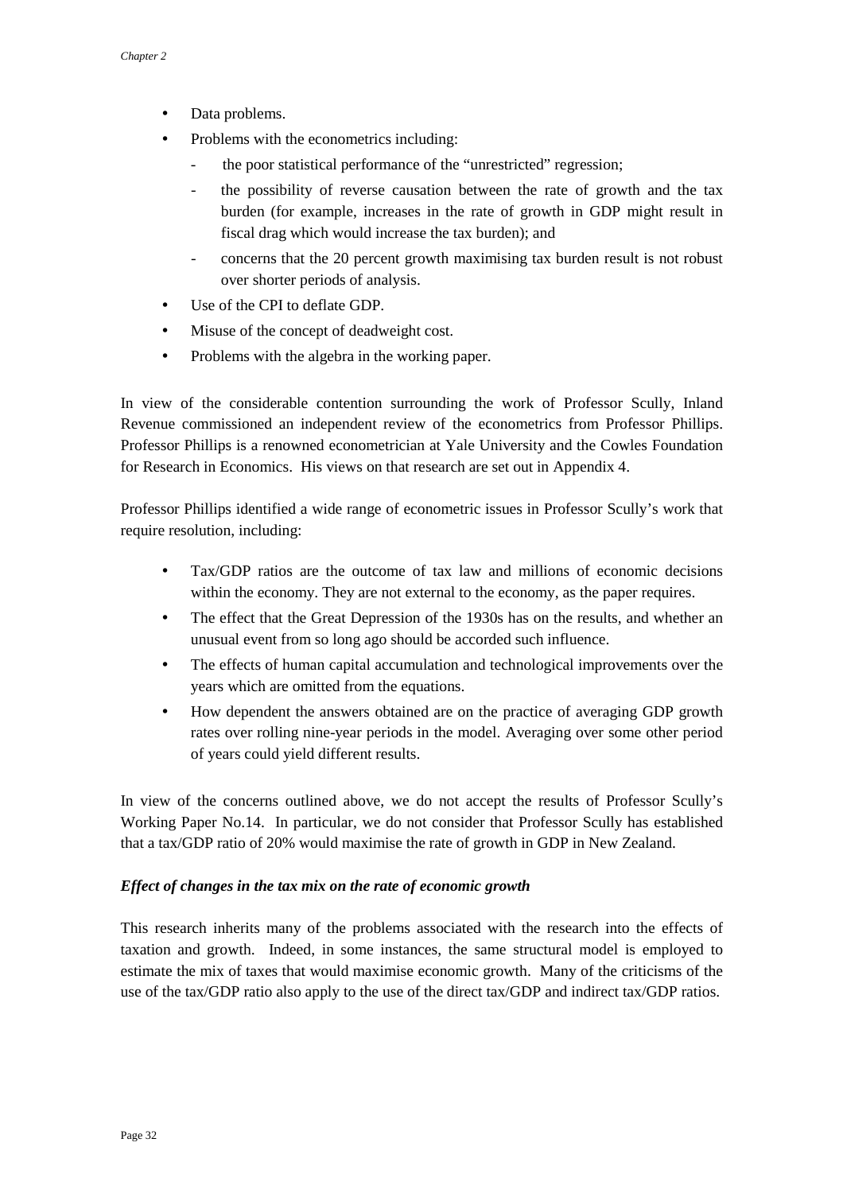- Data problems.
- Problems with the econometrics including:
  - the poor statistical performance of the "unrestricted" regression;
  - the possibility of reverse causation between the rate of growth and the tax burden (for example, increases in the rate of growth in GDP might result in fiscal drag which would increase the tax burden); and
  - concerns that the 20 percent growth maximising tax burden result is not robust over shorter periods of analysis.
- Use of the CPI to deflate GDP.
- Misuse of the concept of deadweight cost.
- Problems with the algebra in the working paper.

In view of the considerable contention surrounding the work of Professor Scully, Inland Revenue commissioned an independent review of the econometrics from Professor Phillips. Professor Phillips is a renowned econometrician at Yale University and the Cowles Foundation for Research in Economics. His views on that research are set out in Appendix 4.

Professor Phillips identified a wide range of econometric issues in Professor Scully's work that require resolution, including:

- Tax/GDP ratios are the outcome of tax law and millions of economic decisions within the economy. They are not external to the economy, as the paper requires.
- The effect that the Great Depression of the 1930s has on the results, and whether an unusual event from so long ago should be accorded such influence.
- The effects of human capital accumulation and technological improvements over the years which are omitted from the equations.
- How dependent the answers obtained are on the practice of averaging GDP growth rates over rolling nine-year periods in the model. Averaging over some other period of years could yield different results.

In view of the concerns outlined above, we do not accept the results of Professor Scully's Working Paper No.14. In particular, we do not consider that Professor Scully has established that a tax/GDP ratio of 20% would maximise the rate of growth in GDP in New Zealand.

***Effect of changes in the tax mix on the rate of economic growth***

This research inherits many of the problems associated with the research into the effects of taxation and growth. Indeed, in some instances, the same structural model is employed to estimate the mix of taxes that would maximise economic growth. Many of the criticisms of the use of the tax/GDP ratio also apply to the use of the direct tax/GDP and indirect tax/GDP ratios.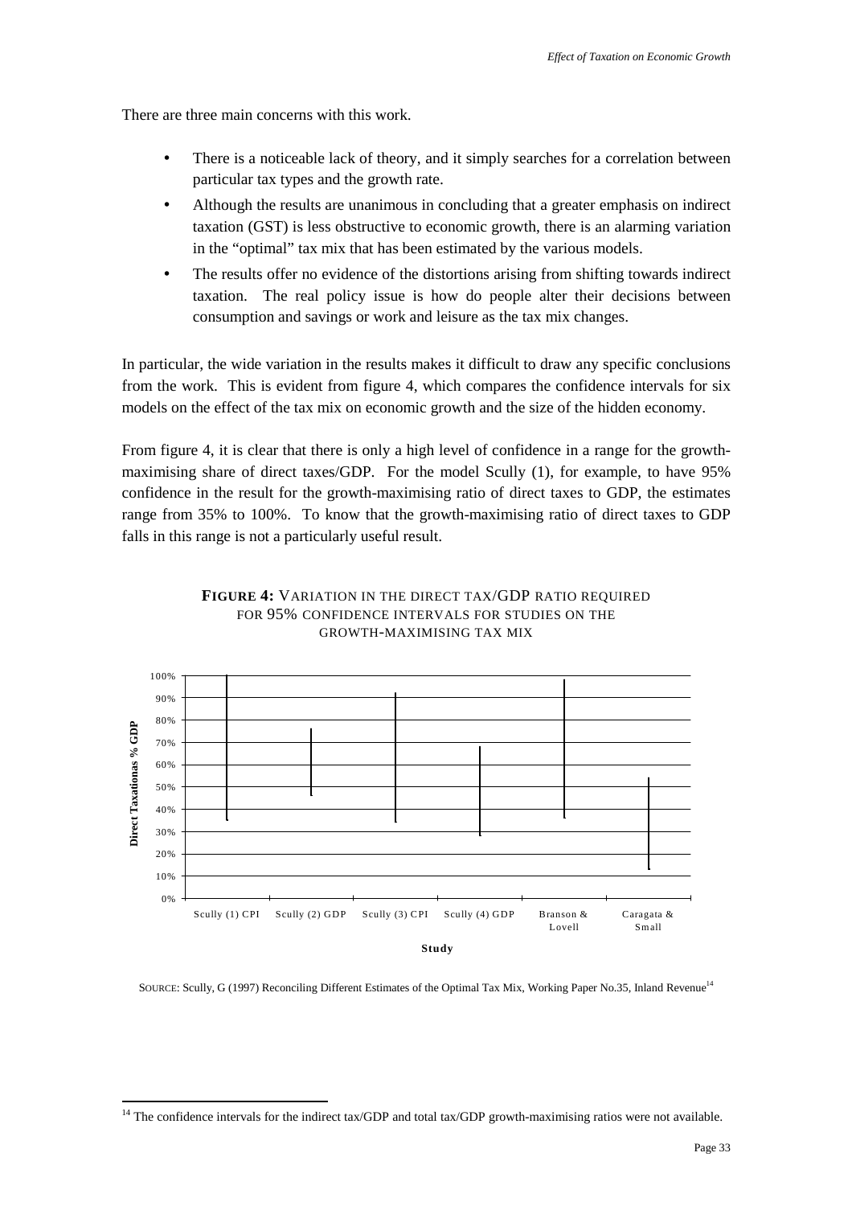There are three main concerns with this work.

- There is a noticeable lack of theory, and it simply searches for a correlation between particular tax types and the growth rate.
- Although the results are unanimous in concluding that a greater emphasis on indirect taxation (GST) is less obstructive to economic growth, there is an alarming variation in the "optimal" tax mix that has been estimated by the various models.
- The results offer no evidence of the distortions arising from shifting towards indirect taxation. The real policy issue is how do people alter their decisions between consumption and savings or work and leisure as the tax mix changes.

In particular, the wide variation in the results makes it difficult to draw any specific conclusions from the work. This is evident from figure 4, which compares the confidence intervals for six models on the effect of the tax mix on economic growth and the size of the hidden economy.

From figure 4, it is clear that there is only a high level of confidence in a range for the growth-maximising share of direct taxes/GDP. For the model Scully (1), for example, to have 95% confidence in the result for the growth-maximising ratio of direct taxes to GDP, the estimates range from 35% to 100%. To know that the growth-maximising ratio of direct taxes to GDP falls in this range is not a particularly useful result.

**FIGURE 4:** VARIATION IN THE DIRECT TAX/GDP RATIO REQUIRED FOR 95% CONFIDENCE INTERVALS FOR STUDIES ON THE GROWTH-MAXIMISING TAX MIX

Direct Taxationas % GDP

100%
90%
80%
70%
60%
50%
40%
30%
20%
10%
0%

Scully (1) CPI | Scully (2) GDP | Scully (3) CPI | Scully (4) GDP | Branson & Lovell | Caragata & Small

Study

SOURCE: Scully, G (1997) Reconciling Different Estimates of the Optimal Tax Mix, Working Paper No.35, Inland Revenue[14]

[14] The confidence intervals for the indirect tax/GDP and total tax/GDP growth-maximising ratios were not available.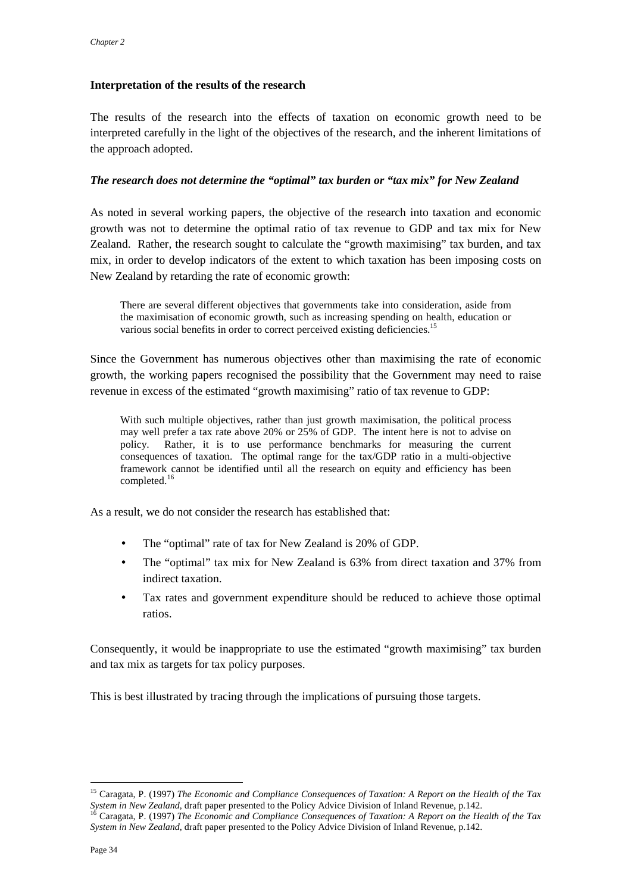### Interpretation of the results of the research

The results of the research into the effects of taxation on economic growth need to be interpreted carefully in the light of the objectives of the research, and the inherent limitations of the approach adopted.

#### *The research does not determine the "optimal" tax burden or "tax mix" for New Zealand*

As noted in several working papers, the objective of the research into taxation and economic growth was not to determine the optimal ratio of tax revenue to GDP and tax mix for New Zealand. Rather, the research sought to calculate the "growth maximising" tax burden, and tax mix, in order to develop indicators of the extent to which taxation has been imposing costs on New Zealand by retarding the rate of economic growth:

> There are several different objectives that governments take into consideration, aside from the maximisation of economic growth, such as increasing spending on health, education or various social benefits in order to correct perceived existing deficiencies.[15]

Since the Government has numerous objectives other than maximising the rate of economic growth, the working papers recognised the possibility that the Government may need to raise revenue in excess of the estimated "growth maximising" ratio of tax revenue to GDP:

> With such multiple objectives, rather than just growth maximisation, the political process may well prefer a tax rate above 20% or 25% of GDP. The intent here is not to advise on policy. Rather, it is to use performance benchmarks for measuring the current consequences of taxation. The optimal range for the tax/GDP ratio in a multi-objective framework cannot be identified until all the research on equity and efficiency has been completed.[16]

As a result, we do not consider the research has established that:

- The "optimal" rate of tax for New Zealand is 20% of GDP.
- The "optimal" tax mix for New Zealand is 63% from direct taxation and 37% from indirect taxation.
- Tax rates and government expenditure should be reduced to achieve those optimal ratios.

Consequently, it would be inappropriate to use the estimated "growth maximising" tax burden and tax mix as targets for tax policy purposes.

This is best illustrated by tracing through the implications of pursuing those targets.

---

[15] Caragata, P. (1997) *The Economic and Compliance Consequences of Taxation: A Report on the Health of the Tax System in New Zealand*, draft paper presented to the Policy Advice Division of Inland Revenue, p.142.

[16] Caragata, P. (1997) *The Economic and Compliance Consequences of Taxation: A Report on the Health of the Tax System in New Zealand*, draft paper presented to the Policy Advice Division of Inland Revenue, p.142.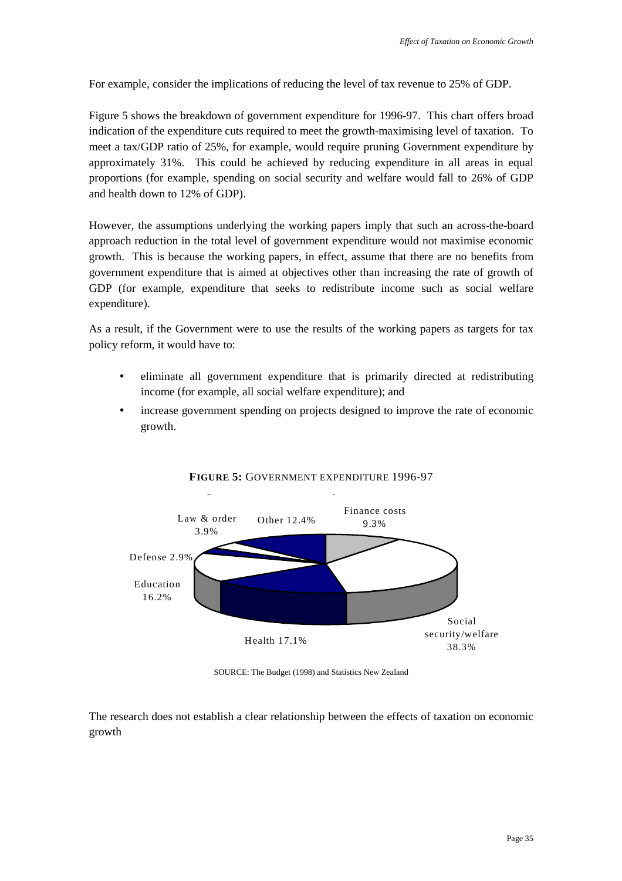For example, consider the implications of reducing the level of tax revenue to 25% of GDP.

Figure 5 shows the breakdown of government expenditure for 1996-97. This chart offers broad indication of the expenditure cuts required to meet the growth-maximising level of taxation. To meet a tax/GDP ratio of 25%, for example, would require pruning Government expenditure by approximately 31%. This could be achieved by reducing expenditure in all areas in equal proportions (for example, spending on social security and welfare would fall to 26% of GDP and health down to 12% of GDP).

However, the assumptions underlying the working papers imply that such an across-the-board approach reduction in the total level of government expenditure would not maximise economic growth. This is because the working papers, in effect, assume that there are no benefits from government expenditure that is aimed at objectives other than increasing the rate of growth of GDP (for example, expenditure that seeks to redistribute income such as social welfare expenditure).

As a result, if the Government were to use the results of the working papers as targets for tax policy reform, it would have to:

- eliminate all government expenditure that is primarily directed at redistributing income (for example, all social welfare expenditure); and
- increase government spending on projects designed to improve the rate of economic growth.

**FIGURE 5:** GOVERNMENT EXPENDITURE 1996-97

| Category | Share |
|---|---|
| Social security/welfare | 38.3% |
| Health | 17.1% |
| Education | 16.2% |
| Other | 12.4% |
| Finance costs | 9.3% |
| Law & order | 3.9% |
| Defense | 2.9% |

SOURCE: The Budget (1998) and Statistics New Zealand

The research does not establish a clear relationship between the effects of taxation on economic growth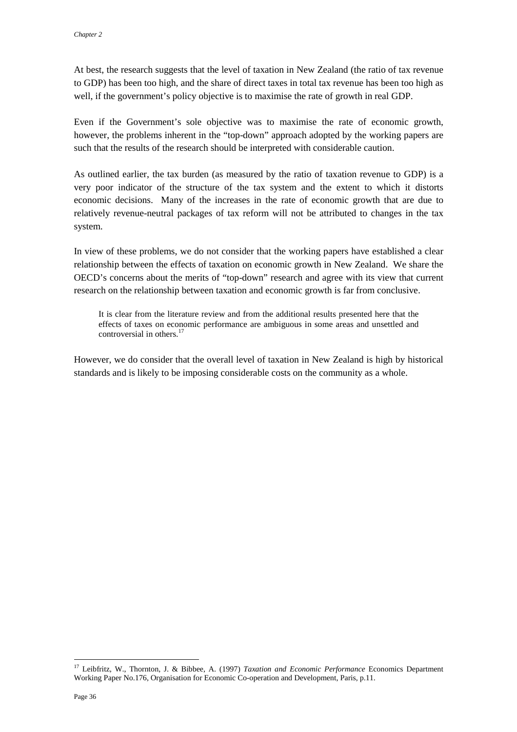At best, the research suggests that the level of taxation in New Zealand (the ratio of tax revenue to GDP) has been too high, and the share of direct taxes in total tax revenue has been too high as well, if the government's policy objective is to maximise the rate of growth in real GDP.

Even if the Government's sole objective was to maximise the rate of economic growth, however, the problems inherent in the "top-down" approach adopted by the working papers are such that the results of the research should be interpreted with considerable caution.

As outlined earlier, the tax burden (as measured by the ratio of taxation revenue to GDP) is a very poor indicator of the structure of the tax system and the extent to which it distorts economic decisions. Many of the increases in the rate of economic growth that are due to relatively revenue-neutral packages of tax reform will not be attributed to changes in the tax system.

In view of these problems, we do not consider that the working papers have established a clear relationship between the effects of taxation on economic growth in New Zealand. We share the OECD's concerns about the merits of "top-down" research and agree with its view that current research on the relationship between taxation and economic growth is far from conclusive.

> It is clear from the literature review and from the additional results presented here that the effects of taxes on economic performance are ambiguous in some areas and unsettled and controversial in others.[17]

However, we do consider that the overall level of taxation in New Zealand is high by historical standards and is likely to be imposing considerable costs on the community as a whole.

---

[17] Leibfritz, W., Thornton, J. & Bibbee, A. (1997) *Taxation and Economic Performance* Economics Department Working Paper No.176, Organisation for Economic Co-operation and Development, Paris, p.11.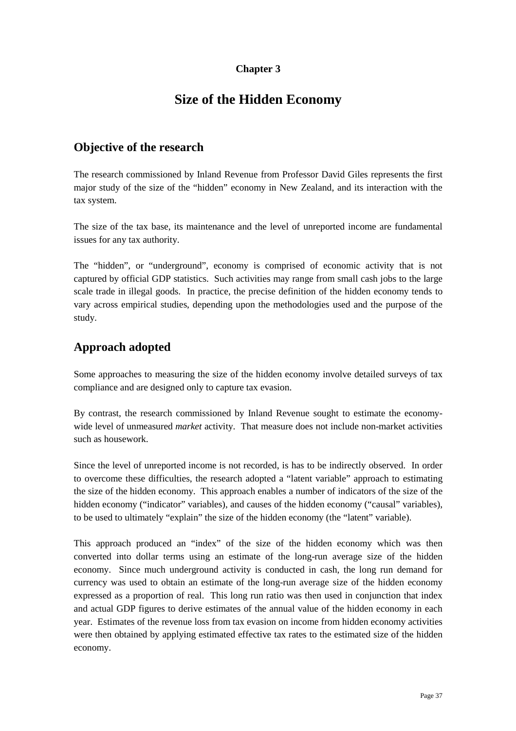## Chapter 3

# Size of the Hidden Economy

## Objective of the research

The research commissioned by Inland Revenue from Professor David Giles represents the first major study of the size of the "hidden" economy in New Zealand, and its interaction with the tax system.

The size of the tax base, its maintenance and the level of unreported income are fundamental issues for any tax authority.

The "hidden", or "underground", economy is comprised of economic activity that is not captured by official GDP statistics. Such activities may range from small cash jobs to the large scale trade in illegal goods. In practice, the precise definition of the hidden economy tends to vary across empirical studies, depending upon the methodologies used and the purpose of the study.

## Approach adopted

Some approaches to measuring the size of the hidden economy involve detailed surveys of tax compliance and are designed only to capture tax evasion.

By contrast, the research commissioned by Inland Revenue sought to estimate the economy-wide level of unmeasured *market* activity. That measure does not include non-market activities such as housework.

Since the level of unreported income is not recorded, is has to be indirectly observed. In order to overcome these difficulties, the research adopted a "latent variable" approach to estimating the size of the hidden economy. This approach enables a number of indicators of the size of the hidden economy ("indicator" variables), and causes of the hidden economy ("causal" variables), to be used to ultimately "explain" the size of the hidden economy (the "latent" variable).

This approach produced an "index" of the size of the hidden economy which was then converted into dollar terms using an estimate of the long-run average size of the hidden economy. Since much underground activity is conducted in cash, the long run demand for currency was used to obtain an estimate of the long-run average size of the hidden economy expressed as a proportion of real. This long run ratio was then used in conjunction that index and actual GDP figures to derive estimates of the annual value of the hidden economy in each year. Estimates of the revenue loss from tax evasion on income from hidden economy activities were then obtained by applying estimated effective tax rates to the estimated size of the hidden economy.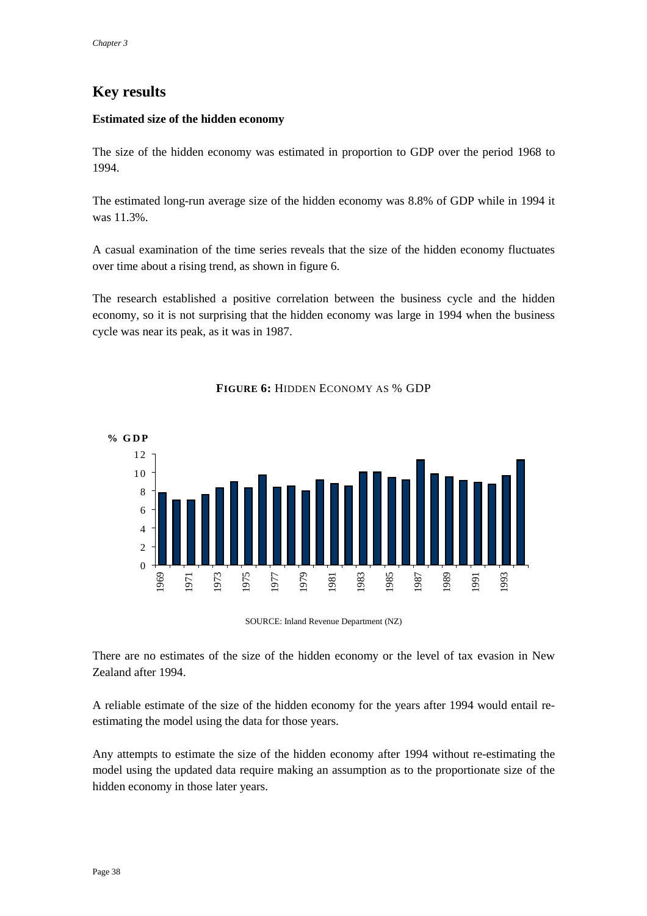## Key results

### Estimated size of the hidden economy

The size of the hidden economy was estimated in proportion to GDP over the period 1968 to 1994.

The estimated long-run average size of the hidden economy was 8.8% of GDP while in 1994 it was 11.3%.

A casual examination of the time series reveals that the size of the hidden economy fluctuates over time about a rising trend, as shown in figure 6.

The research established a positive correlation between the business cycle and the hidden economy, so it is not surprising that the hidden economy was large in 1994 when the business cycle was near its peak, as it was in 1987.

**FIGURE 6:** HIDDEN ECONOMY AS % GDP

SOURCE: Inland Revenue Department (NZ)

There are no estimates of the size of the hidden economy or the level of tax evasion in New Zealand after 1994.

A reliable estimate of the size of the hidden economy for the years after 1994 would entail re-estimating the model using the data for those years.

Any attempts to estimate the size of the hidden economy after 1994 without re-estimating the model using the updated data require making an assumption as to the proportionate size of the hidden economy in those later years.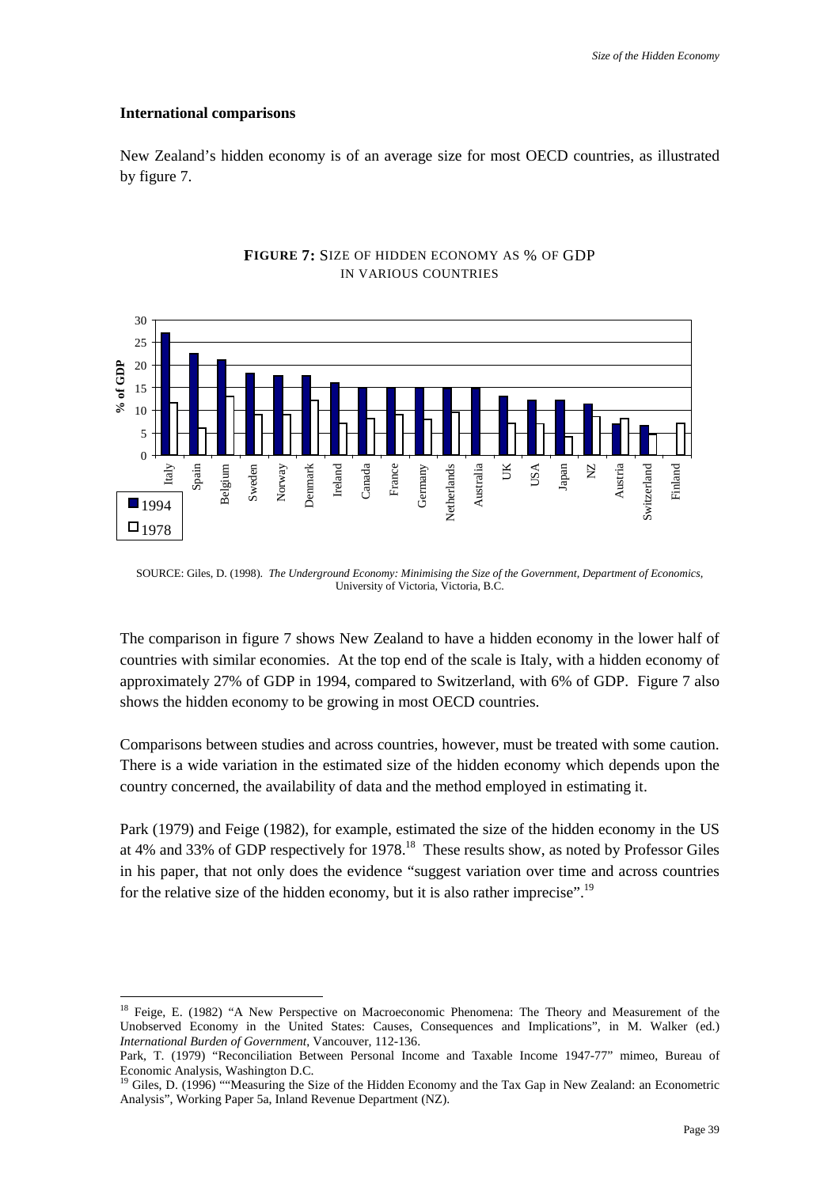### International comparisons

New Zealand's hidden economy is of an average size for most OECD countries, as illustrated by figure 7.

**FIGURE 7:** SIZE OF HIDDEN ECONOMY AS % OF GDP IN VARIOUS COUNTRIES

SOURCE: Giles, D. (1998). *The Underground Economy: Minimising the Size of the Government, Department of Economics,* University of Victoria, Victoria, B.C.

The comparison in figure 7 shows New Zealand to have a hidden economy in the lower half of countries with similar economies. At the top end of the scale is Italy, with a hidden economy of approximately 27% of GDP in 1994, compared to Switzerland, with 6% of GDP. Figure 7 also shows the hidden economy to be growing in most OECD countries.

Comparisons between studies and across countries, however, must be treated with some caution. There is a wide variation in the estimated size of the hidden economy which depends upon the country concerned, the availability of data and the method employed in estimating it.

Park (1979) and Feige (1982), for example, estimated the size of the hidden economy in the US at 4% and 33% of GDP respectively for 1978.[18] These results show, as noted by Professor Giles in his paper, that not only does the evidence "suggest variation over time and across countries for the relative size of the hidden economy, but it is also rather imprecise".[19]

---

[18] Feige, E. (1982) "A New Perspective on Macroeconomic Phenomena: The Theory and Measurement of the Unobserved Economy in the United States: Causes, Consequences and Implications", in M. Walker (ed.) *International Burden of Government*, Vancouver, 112-136.

Park, T. (1979) "Reconciliation Between Personal Income and Taxable Income 1947-77" mimeo, Bureau of Economic Analysis, Washington D.C.

[19] Giles, D. (1996) ""Measuring the Size of the Hidden Economy and the Tax Gap in New Zealand: an Econometric Analysis", Working Paper 5a, Inland Revenue Department (NZ).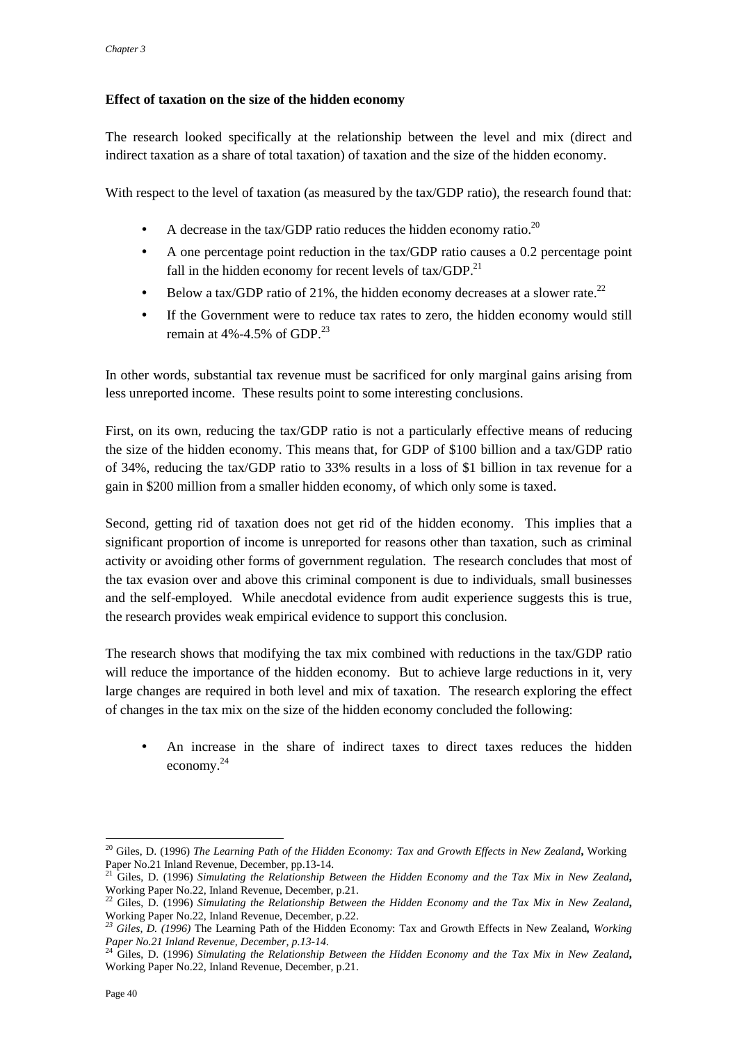**Effect of taxation on the size of the hidden economy**

The research looked specifically at the relationship between the level and mix (direct and indirect taxation as a share of total taxation) of taxation and the size of the hidden economy.

With respect to the level of taxation (as measured by the tax/GDP ratio), the research found that:

- A decrease in the tax/GDP ratio reduces the hidden economy ratio.[20]
- A one percentage point reduction in the tax/GDP ratio causes a 0.2 percentage point fall in the hidden economy for recent levels of tax/GDP.[21]
- Below a tax/GDP ratio of 21%, the hidden economy decreases at a slower rate.[22]
- If the Government were to reduce tax rates to zero, the hidden economy would still remain at 4%-4.5% of GDP.[23]

In other words, substantial tax revenue must be sacrificed for only marginal gains arising from less unreported income. These results point to some interesting conclusions.

First, on its own, reducing the tax/GDP ratio is not a particularly effective means of reducing the size of the hidden economy. This means that, for GDP of $100 billion and a tax/GDP ratio of 34%, reducing the tax/GDP ratio to 33% results in a loss of $1 billion in tax revenue for a gain in $200 million from a smaller hidden economy, of which only some is taxed.

Second, getting rid of taxation does not get rid of the hidden economy. This implies that a significant proportion of income is unreported for reasons other than taxation, such as criminal activity or avoiding other forms of government regulation. The research concludes that most of the tax evasion over and above this criminal component is due to individuals, small businesses and the self-employed. While anecdotal evidence from audit experience suggests this is true, the research provides weak empirical evidence to support this conclusion.

The research shows that modifying the tax mix combined with reductions in the tax/GDP ratio will reduce the importance of the hidden economy. But to achieve large reductions in it, very large changes are required in both level and mix of taxation. The research exploring the effect of changes in the tax mix on the size of the hidden economy concluded the following:

- An increase in the share of indirect taxes to direct taxes reduces the hidden economy.[24]

---

[20] Giles, D. (1996) *The Learning Path of the Hidden Economy: Tax and Growth Effects in New Zealand***,** Working Paper No.21 Inland Revenue, December, pp.13-14.

[21] Giles, D. (1996) *Simulating the Relationship Between the Hidden Economy and the Tax Mix in New Zealand***,** Working Paper No.22, Inland Revenue, December, p.21.

[22] Giles, D. (1996) *Simulating the Relationship Between the Hidden Economy and the Tax Mix in New Zealand***,** Working Paper No.22, Inland Revenue, December, p.22.

[23] *Giles, D. (1996)* The Learning Path of the Hidden Economy: Tax and Growth Effects in New Zealand***, Working Paper No.21 Inland Revenue, December, p.13-14.***

[24] Giles, D. (1996) *Simulating the Relationship Between the Hidden Economy and the Tax Mix in New Zealand***,** Working Paper No.22, Inland Revenue, December, p.21.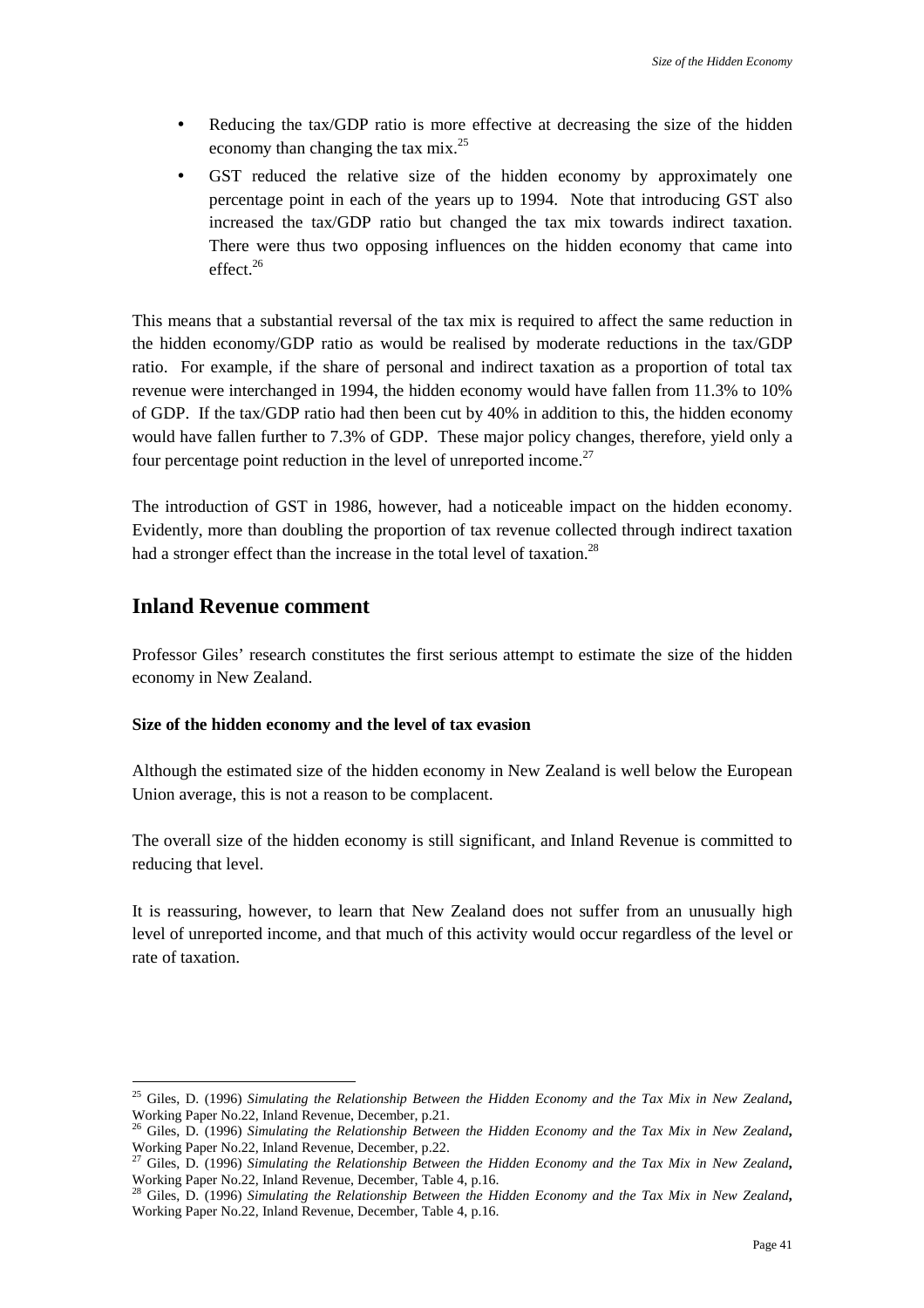- Reducing the tax/GDP ratio is more effective at decreasing the size of the hidden economy than changing the tax mix.[25]
- GST reduced the relative size of the hidden economy by approximately one percentage point in each of the years up to 1994. Note that introducing GST also increased the tax/GDP ratio but changed the tax mix towards indirect taxation. There were thus two opposing influences on the hidden economy that came into effect.[26]

This means that a substantial reversal of the tax mix is required to affect the same reduction in the hidden economy/GDP ratio as would be realised by moderate reductions in the tax/GDP ratio. For example, if the share of personal and indirect taxation as a proportion of total tax revenue were interchanged in 1994, the hidden economy would have fallen from 11.3% to 10% of GDP. If the tax/GDP ratio had then been cut by 40% in addition to this, the hidden economy would have fallen further to 7.3% of GDP. These major policy changes, therefore, yield only a four percentage point reduction in the level of unreported income.[27]

The introduction of GST in 1986, however, had a noticeable impact on the hidden economy. Evidently, more than doubling the proportion of tax revenue collected through indirect taxation had a stronger effect than the increase in the total level of taxation.[28]

## Inland Revenue comment

Professor Giles' research constitutes the first serious attempt to estimate the size of the hidden economy in New Zealand.

#### Size of the hidden economy and the level of tax evasion

Although the estimated size of the hidden economy in New Zealand is well below the European Union average, this is not a reason to be complacent.

The overall size of the hidden economy is still significant, and Inland Revenue is committed to reducing that level.

It is reassuring, however, to learn that New Zealand does not suffer from an unusually high level of unreported income, and that much of this activity would occur regardless of the level or rate of taxation.

---

[25] Giles, D. (1996) *Simulating the Relationship Between the Hidden Economy and the Tax Mix in New Zealand***,** Working Paper No.22, Inland Revenue, December, p.21.

[26] Giles, D. (1996) *Simulating the Relationship Between the Hidden Economy and the Tax Mix in New Zealand***,** Working Paper No.22, Inland Revenue, December, p.22.

[27] Giles, D. (1996) *Simulating the Relationship Between the Hidden Economy and the Tax Mix in New Zealand***,** Working Paper No.22, Inland Revenue, December, Table 4, p.16.

[28] Giles, D. (1996) *Simulating the Relationship Between the Hidden Economy and the Tax Mix in New Zealand***,** Working Paper No.22, Inland Revenue, December, Table 4, p.16.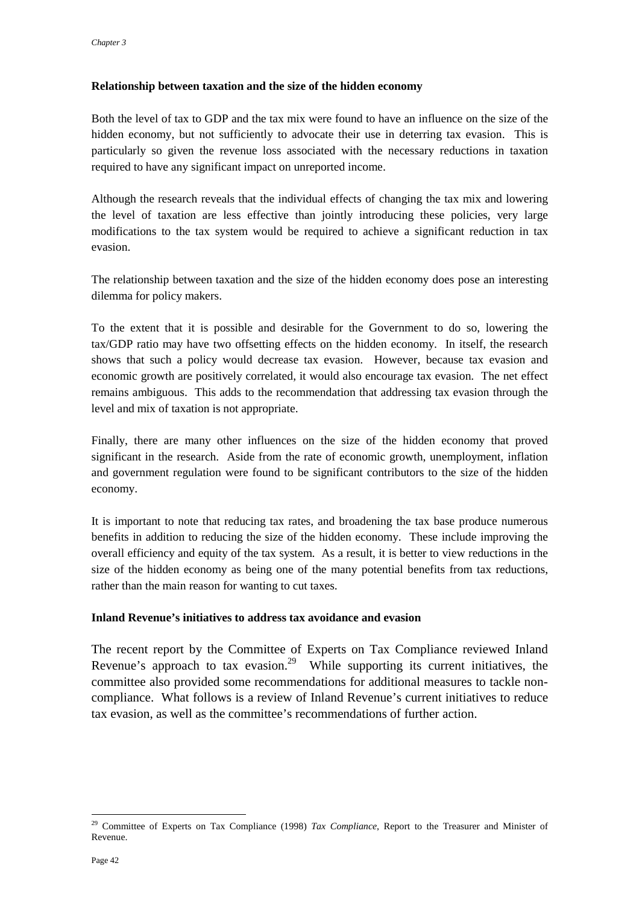### Relationship between taxation and the size of the hidden economy

Both the level of tax to GDP and the tax mix were found to have an influence on the size of the hidden economy, but not sufficiently to advocate their use in deterring tax evasion. This is particularly so given the revenue loss associated with the necessary reductions in taxation required to have any significant impact on unreported income.

Although the research reveals that the individual effects of changing the tax mix and lowering the level of taxation are less effective than jointly introducing these policies, very large modifications to the tax system would be required to achieve a significant reduction in tax evasion.

The relationship between taxation and the size of the hidden economy does pose an interesting dilemma for policy makers.

To the extent that it is possible and desirable for the Government to do so, lowering the tax/GDP ratio may have two offsetting effects on the hidden economy. In itself, the research shows that such a policy would decrease tax evasion. However, because tax evasion and economic growth are positively correlated, it would also encourage tax evasion. The net effect remains ambiguous. This adds to the recommendation that addressing tax evasion through the level and mix of taxation is not appropriate.

Finally, there are many other influences on the size of the hidden economy that proved significant in the research. Aside from the rate of economic growth, unemployment, inflation and government regulation were found to be significant contributors to the size of the hidden economy.

It is important to note that reducing tax rates, and broadening the tax base produce numerous benefits in addition to reducing the size of the hidden economy. These include improving the overall efficiency and equity of the tax system. As a result, it is better to view reductions in the size of the hidden economy as being one of the many potential benefits from tax reductions, rather than the main reason for wanting to cut taxes.

### Inland Revenue's initiatives to address tax avoidance and evasion

The recent report by the Committee of Experts on Tax Compliance reviewed Inland Revenue's approach to tax evasion.[29] While supporting its current initiatives, the committee also provided some recommendations for additional measures to tackle non-compliance. What follows is a review of Inland Revenue's current initiatives to reduce tax evasion, as well as the committee's recommendations of further action.

[29] Committee of Experts on Tax Compliance (1998) *Tax Compliance*, Report to the Treasurer and Minister of Revenue.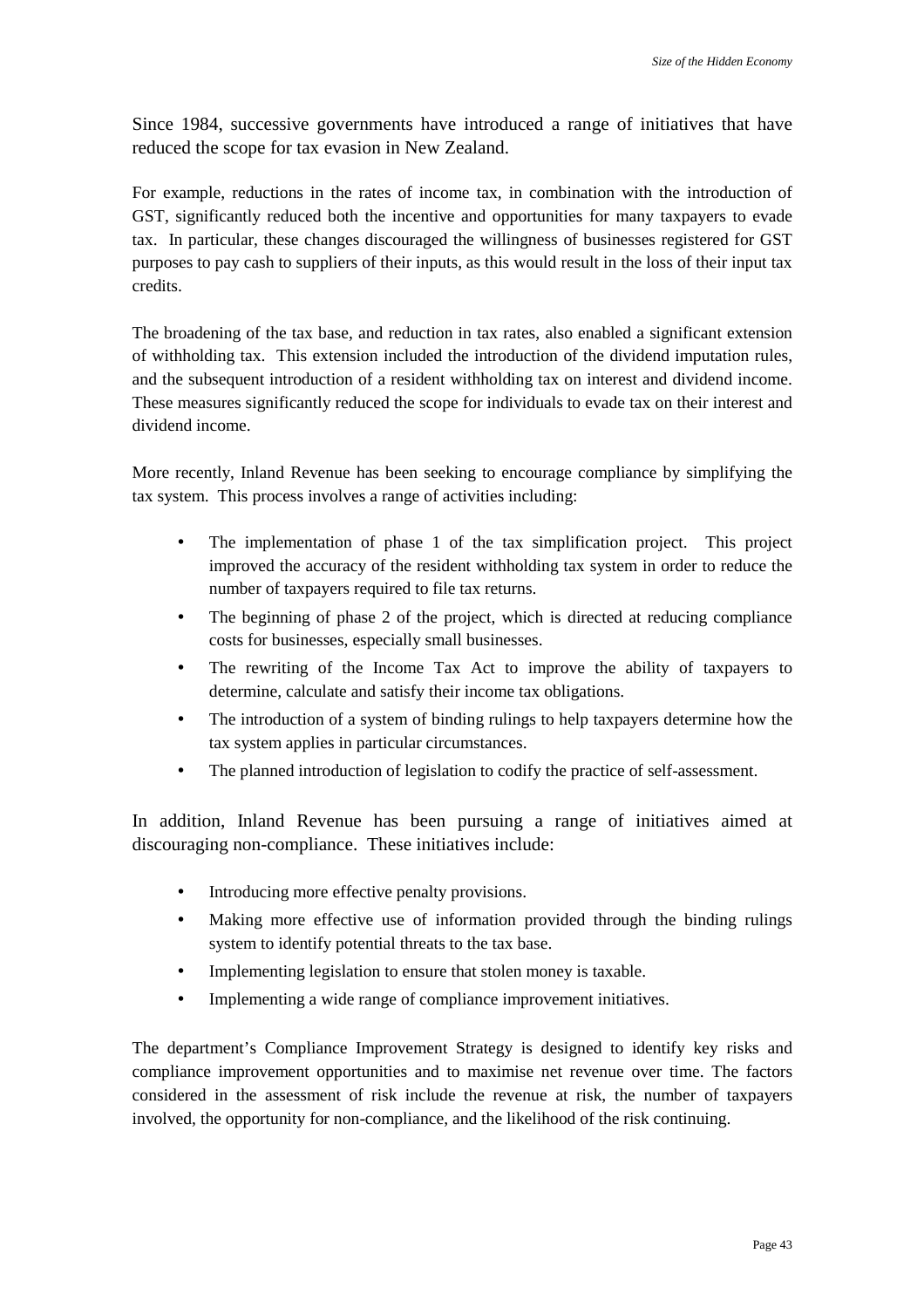Since 1984, successive governments have introduced a range of initiatives that have reduced the scope for tax evasion in New Zealand.

For example, reductions in the rates of income tax, in combination with the introduction of GST, significantly reduced both the incentive and opportunities for many taxpayers to evade tax. In particular, these changes discouraged the willingness of businesses registered for GST purposes to pay cash to suppliers of their inputs, as this would result in the loss of their input tax credits.

The broadening of the tax base, and reduction in tax rates, also enabled a significant extension of withholding tax. This extension included the introduction of the dividend imputation rules, and the subsequent introduction of a resident withholding tax on interest and dividend income. These measures significantly reduced the scope for individuals to evade tax on their interest and dividend income.

More recently, Inland Revenue has been seeking to encourage compliance by simplifying the tax system. This process involves a range of activities including:

- The implementation of phase 1 of the tax simplification project. This project improved the accuracy of the resident withholding tax system in order to reduce the number of taxpayers required to file tax returns.
- The beginning of phase 2 of the project, which is directed at reducing compliance costs for businesses, especially small businesses.
- The rewriting of the Income Tax Act to improve the ability of taxpayers to determine, calculate and satisfy their income tax obligations.
- The introduction of a system of binding rulings to help taxpayers determine how the tax system applies in particular circumstances.
- The planned introduction of legislation to codify the practice of self-assessment.

In addition, Inland Revenue has been pursuing a range of initiatives aimed at discouraging non-compliance. These initiatives include:

- Introducing more effective penalty provisions.
- Making more effective use of information provided through the binding rulings system to identify potential threats to the tax base.
- Implementing legislation to ensure that stolen money is taxable.
- Implementing a wide range of compliance improvement initiatives.

The department's Compliance Improvement Strategy is designed to identify key risks and compliance improvement opportunities and to maximise net revenue over time. The factors considered in the assessment of risk include the revenue at risk, the number of taxpayers involved, the opportunity for non-compliance, and the likelihood of the risk continuing.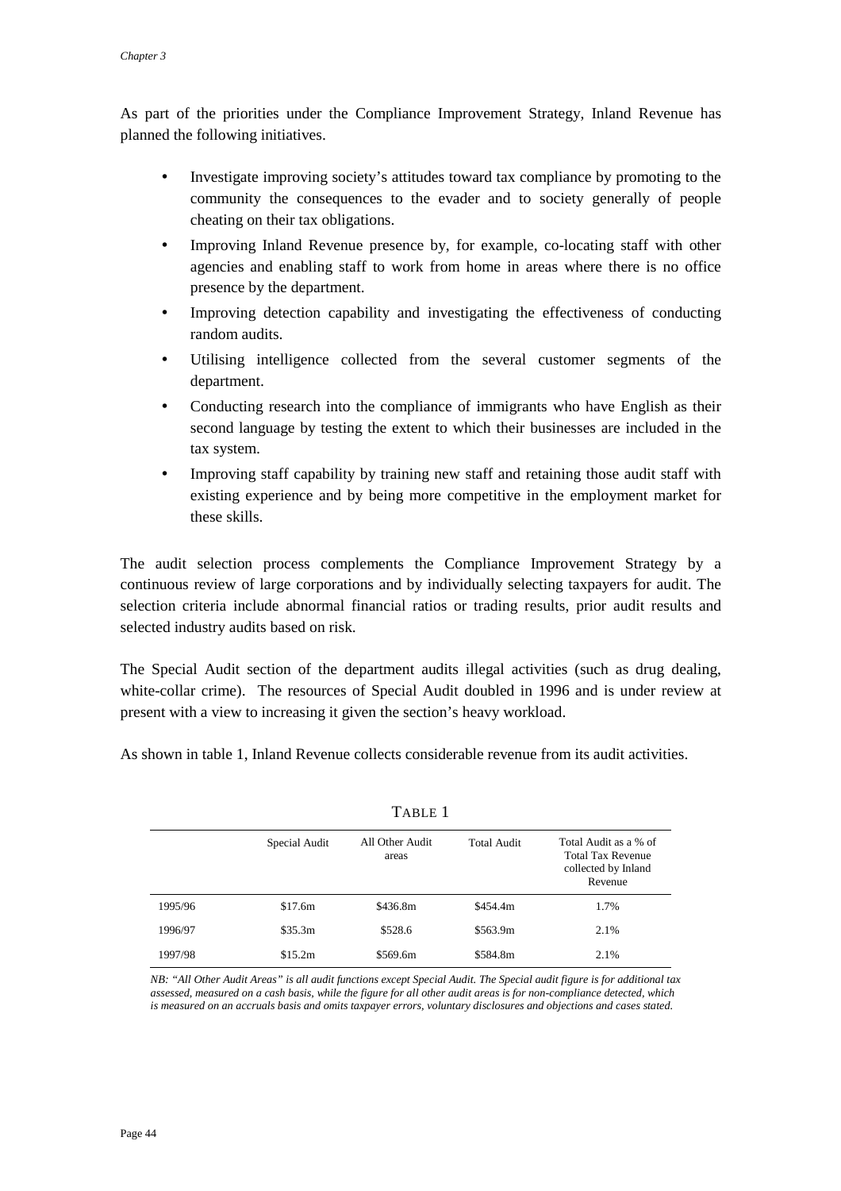As part of the priorities under the Compliance Improvement Strategy, Inland Revenue has planned the following initiatives.

- Investigate improving society's attitudes toward tax compliance by promoting to the community the consequences to the evader and to society generally of people cheating on their tax obligations.
- Improving Inland Revenue presence by, for example, co-locating staff with other agencies and enabling staff to work from home in areas where there is no office presence by the department.
- Improving detection capability and investigating the effectiveness of conducting random audits.
- Utilising intelligence collected from the several customer segments of the department.
- Conducting research into the compliance of immigrants who have English as their second language by testing the extent to which their businesses are included in the tax system.
- Improving staff capability by training new staff and retaining those audit staff with existing experience and by being more competitive in the employment market for these skills.

The audit selection process complements the Compliance Improvement Strategy by a continuous review of large corporations and by individually selecting taxpayers for audit. The selection criteria include abnormal financial ratios or trading results, prior audit results and selected industry audits based on risk.

The Special Audit section of the department audits illegal activities (such as drug dealing, white-collar crime). The resources of Special Audit doubled in 1996 and is under review at present with a view to increasing it given the section's heavy workload.

As shown in table 1, Inland Revenue collects considerable revenue from its audit activities.

TABLE 1

| | Special Audit | All Other Audit areas | Total Audit | Total Audit as a % of Total Tax Revenue collected by Inland Revenue |
|---|---|---|---|---|
| 1995/96 | $17.6m | $436.8m | $454.4m | 1.7% |
| 1996/97 | $35.3m | $528.6 | $563.9m | 2.1% |
| 1997/98 | $15.2m | $569.6m | $584.8m | 2.1% |

*NB: "All Other Audit Areas" is all audit functions except Special Audit. The Special audit figure is for additional tax assessed, measured on a cash basis, while the figure for all other audit areas is for non-compliance detected, which is measured on an accruals basis and omits taxpayer errors, voluntary disclosures and objections and cases stated.*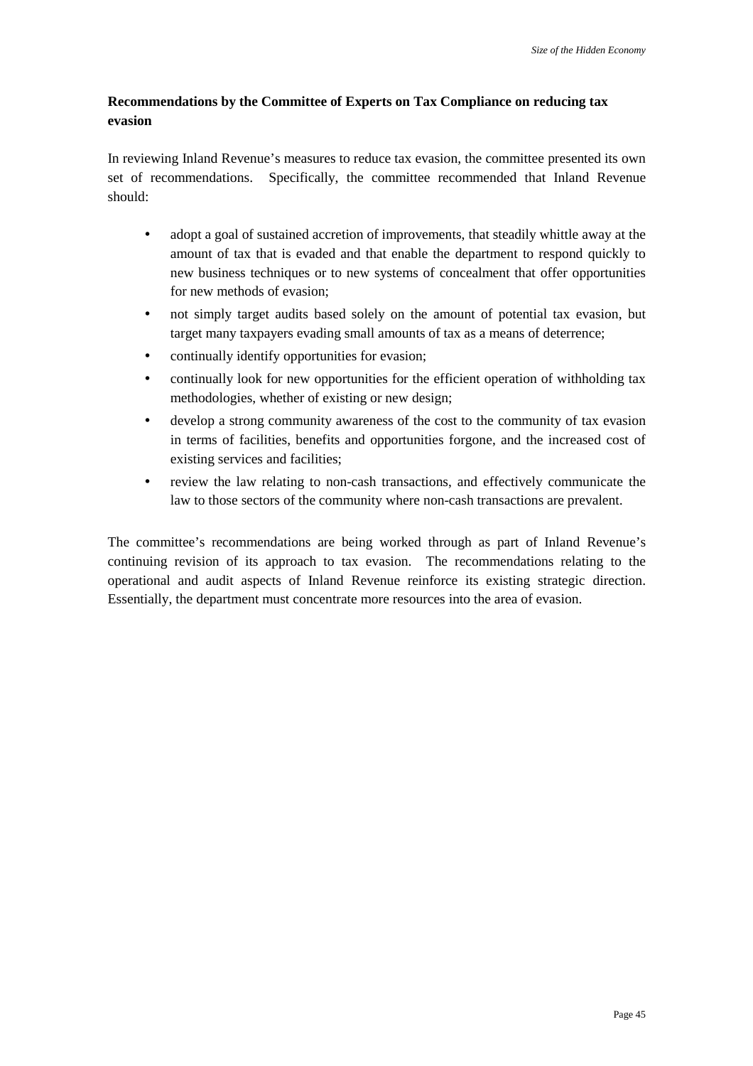### Recommendations by the Committee of Experts on Tax Compliance on reducing tax evasion

In reviewing Inland Revenue's measures to reduce tax evasion, the committee presented its own set of recommendations. Specifically, the committee recommended that Inland Revenue should:

- adopt a goal of sustained accretion of improvements, that steadily whittle away at the amount of tax that is evaded and that enable the department to respond quickly to new business techniques or to new systems of concealment that offer opportunities for new methods of evasion;
- not simply target audits based solely on the amount of potential tax evasion, but target many taxpayers evading small amounts of tax as a means of deterrence;
- continually identify opportunities for evasion;
- continually look for new opportunities for the efficient operation of withholding tax methodologies, whether of existing or new design;
- develop a strong community awareness of the cost to the community of tax evasion in terms of facilities, benefits and opportunities forgone, and the increased cost of existing services and facilities;
- review the law relating to non-cash transactions, and effectively communicate the law to those sectors of the community where non-cash transactions are prevalent.

The committee's recommendations are being worked through as part of Inland Revenue's continuing revision of its approach to tax evasion. The recommendations relating to the operational and audit aspects of Inland Revenue reinforce its existing strategic direction. Essentially, the department must concentrate more resources into the area of evasion.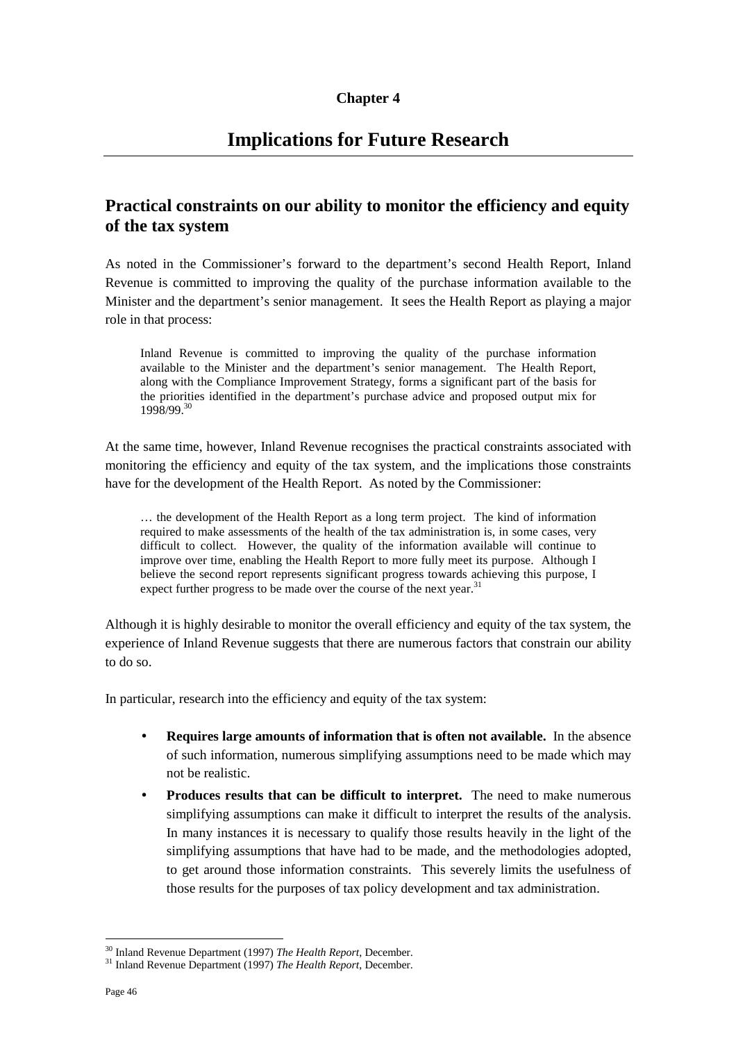**Chapter 4**

# Implications for Future Research

## Practical constraints on our ability to monitor the efficiency and equity of the tax system

As noted in the Commissioner's forward to the department's second Health Report, Inland Revenue is committed to improving the quality of the purchase information available to the Minister and the department's senior management. It sees the Health Report as playing a major role in that process:

> Inland Revenue is committed to improving the quality of the purchase information available to the Minister and the department's senior management. The Health Report, along with the Compliance Improvement Strategy, forms a significant part of the basis for the priorities identified in the department's purchase advice and proposed output mix for 1998/99.[30]

At the same time, however, Inland Revenue recognises the practical constraints associated with monitoring the efficiency and equity of the tax system, and the implications those constraints have for the development of the Health Report. As noted by the Commissioner:

> … the development of the Health Report as a long term project. The kind of information required to make assessments of the health of the tax administration is, in some cases, very difficult to collect. However, the quality of the information available will continue to improve over time, enabling the Health Report to more fully meet its purpose. Although I believe the second report represents significant progress towards achieving this purpose, I expect further progress to be made over the course of the next year.[31]

Although it is highly desirable to monitor the overall efficiency and equity of the tax system, the experience of Inland Revenue suggests that there are numerous factors that constrain our ability to do so.

In particular, research into the efficiency and equity of the tax system:

- **Requires large amounts of information that is often not available.** In the absence of such information, numerous simplifying assumptions need to be made which may not be realistic.
- **Produces results that can be difficult to interpret.** The need to make numerous simplifying assumptions can make it difficult to interpret the results of the analysis. In many instances it is necessary to qualify those results heavily in the light of the simplifying assumptions that have had to be made, and the methodologies adopted, to get around those information constraints. This severely limits the usefulness of those results for the purposes of tax policy development and tax administration.

---

[30] Inland Revenue Department (1997) *The Health Report*, December.

[31] Inland Revenue Department (1997) *The Health Report*, December.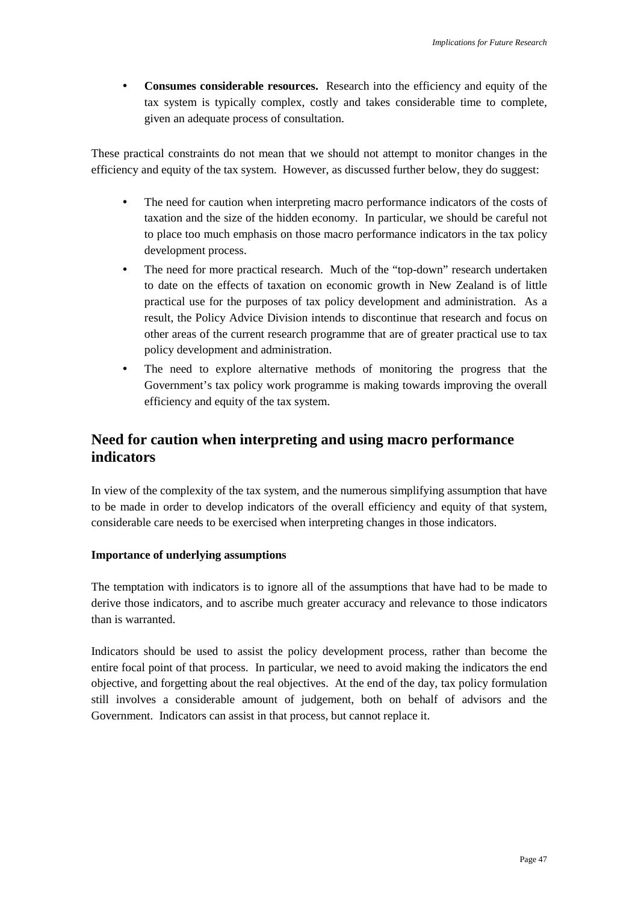- **Consumes considerable resources.** Research into the efficiency and equity of the tax system is typically complex, costly and takes considerable time to complete, given an adequate process of consultation.

These practical constraints do not mean that we should not attempt to monitor changes in the efficiency and equity of the tax system. However, as discussed further below, they do suggest:

- The need for caution when interpreting macro performance indicators of the costs of taxation and the size of the hidden economy. In particular, we should be careful not to place too much emphasis on those macro performance indicators in the tax policy development process.
- The need for more practical research. Much of the "top-down" research undertaken to date on the effects of taxation on economic growth in New Zealand is of little practical use for the purposes of tax policy development and administration. As a result, the Policy Advice Division intends to discontinue that research and focus on other areas of the current research programme that are of greater practical use to tax policy development and administration.
- The need to explore alternative methods of monitoring the progress that the Government's tax policy work programme is making towards improving the overall efficiency and equity of the tax system.

## Need for caution when interpreting and using macro performance indicators

In view of the complexity of the tax system, and the numerous simplifying assumption that have to be made in order to develop indicators of the overall efficiency and equity of that system, considerable care needs to be exercised when interpreting changes in those indicators.

### Importance of underlying assumptions

The temptation with indicators is to ignore all of the assumptions that have had to be made to derive those indicators, and to ascribe much greater accuracy and relevance to those indicators than is warranted.

Indicators should be used to assist the policy development process, rather than become the entire focal point of that process. In particular, we need to avoid making the indicators the end objective, and forgetting about the real objectives. At the end of the day, tax policy formulation still involves a considerable amount of judgement, both on behalf of advisors and the Government. Indicators can assist in that process, but cannot replace it.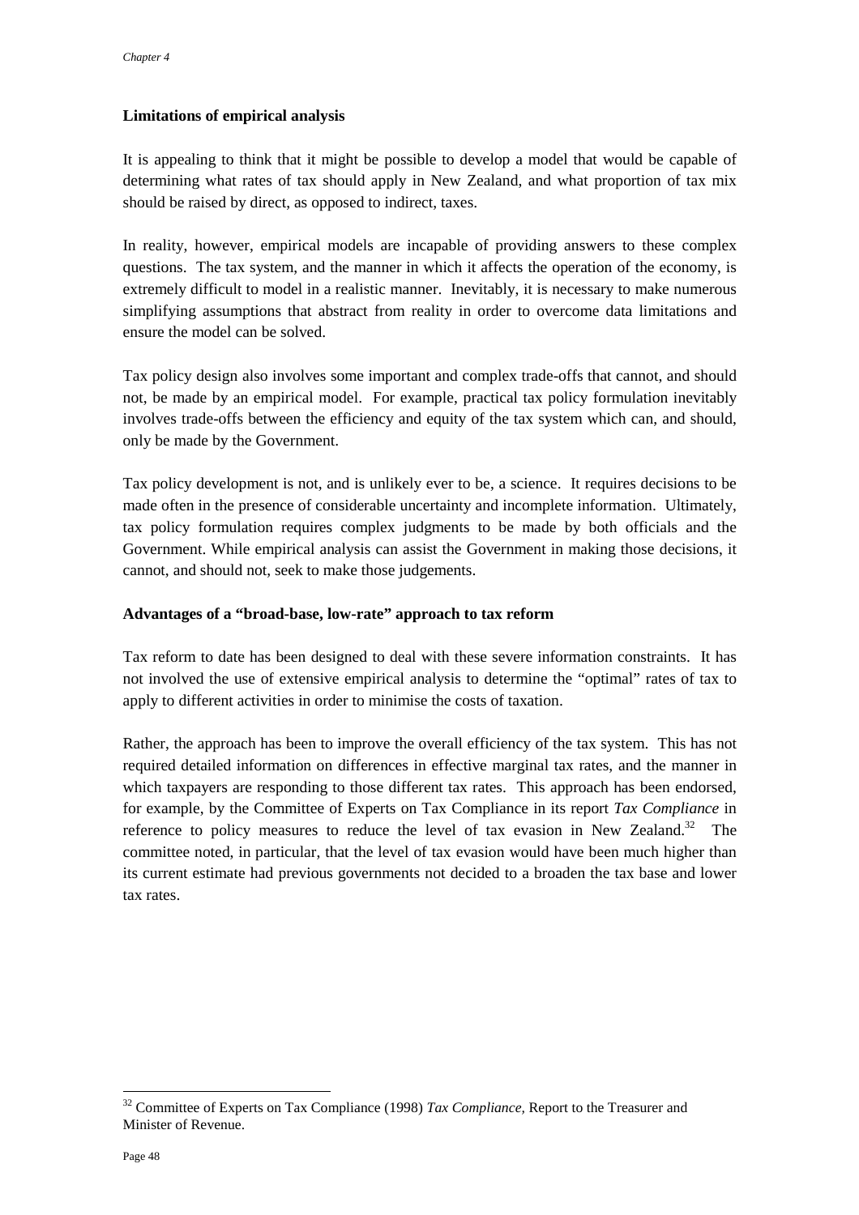**Limitations of empirical analysis**

It is appealing to think that it might be possible to develop a model that would be capable of determining what rates of tax should apply in New Zealand, and what proportion of tax mix should be raised by direct, as opposed to indirect, taxes.

In reality, however, empirical models are incapable of providing answers to these complex questions. The tax system, and the manner in which it affects the operation of the economy, is extremely difficult to model in a realistic manner. Inevitably, it is necessary to make numerous simplifying assumptions that abstract from reality in order to overcome data limitations and ensure the model can be solved.

Tax policy design also involves some important and complex trade-offs that cannot, and should not, be made by an empirical model. For example, practical tax policy formulation inevitably involves trade-offs between the efficiency and equity of the tax system which can, and should, only be made by the Government.

Tax policy development is not, and is unlikely ever to be, a science. It requires decisions to be made often in the presence of considerable uncertainty and incomplete information. Ultimately, tax policy formulation requires complex judgments to be made by both officials and the Government. While empirical analysis can assist the Government in making those decisions, it cannot, and should not, seek to make those judgements.

**Advantages of a "broad-base, low-rate" approach to tax reform**

Tax reform to date has been designed to deal with these severe information constraints. It has not involved the use of extensive empirical analysis to determine the "optimal" rates of tax to apply to different activities in order to minimise the costs of taxation.

Rather, the approach has been to improve the overall efficiency of the tax system. This has not required detailed information on differences in effective marginal tax rates, and the manner in which taxpayers are responding to those different tax rates. This approach has been endorsed, for example, by the Committee of Experts on Tax Compliance in its report *Tax Compliance* in reference to policy measures to reduce the level of tax evasion in New Zealand.[32] The committee noted, in particular, that the level of tax evasion would have been much higher than its current estimate had previous governments not decided to a broaden the tax base and lower tax rates.

[32] Committee of Experts on Tax Compliance (1998) *Tax Compliance*, Report to the Treasurer and Minister of Revenue.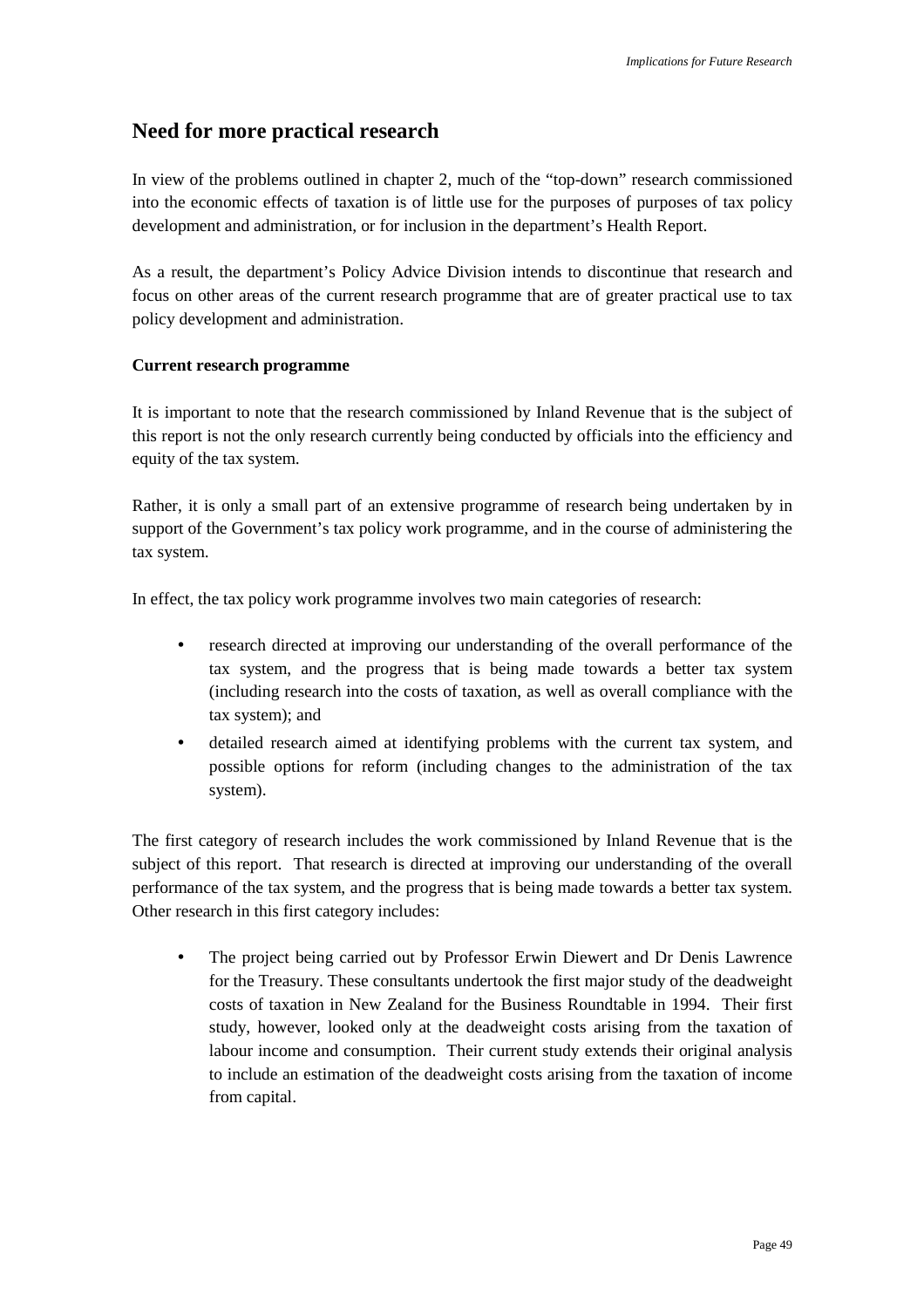## Need for more practical research

In view of the problems outlined in chapter 2, much of the "top-down" research commissioned into the economic effects of taxation is of little use for the purposes of purposes of tax policy development and administration, or for inclusion in the department's Health Report.

As a result, the department's Policy Advice Division intends to discontinue that research and focus on other areas of the current research programme that are of greater practical use to tax policy development and administration.

### Current research programme

It is important to note that the research commissioned by Inland Revenue that is the subject of this report is not the only research currently being conducted by officials into the efficiency and equity of the tax system.

Rather, it is only a small part of an extensive programme of research being undertaken by in support of the Government's tax policy work programme, and in the course of administering the tax system.

In effect, the tax policy work programme involves two main categories of research:

- research directed at improving our understanding of the overall performance of the tax system, and the progress that is being made towards a better tax system (including research into the costs of taxation, as well as overall compliance with the tax system); and
- detailed research aimed at identifying problems with the current tax system, and possible options for reform (including changes to the administration of the tax system).

The first category of research includes the work commissioned by Inland Revenue that is the subject of this report. That research is directed at improving our understanding of the overall performance of the tax system, and the progress that is being made towards a better tax system. Other research in this first category includes:

- The project being carried out by Professor Erwin Diewert and Dr Denis Lawrence for the Treasury. These consultants undertook the first major study of the deadweight costs of taxation in New Zealand for the Business Roundtable in 1994. Their first study, however, looked only at the deadweight costs arising from the taxation of labour income and consumption. Their current study extends their original analysis to include an estimation of the deadweight costs arising from the taxation of income from capital.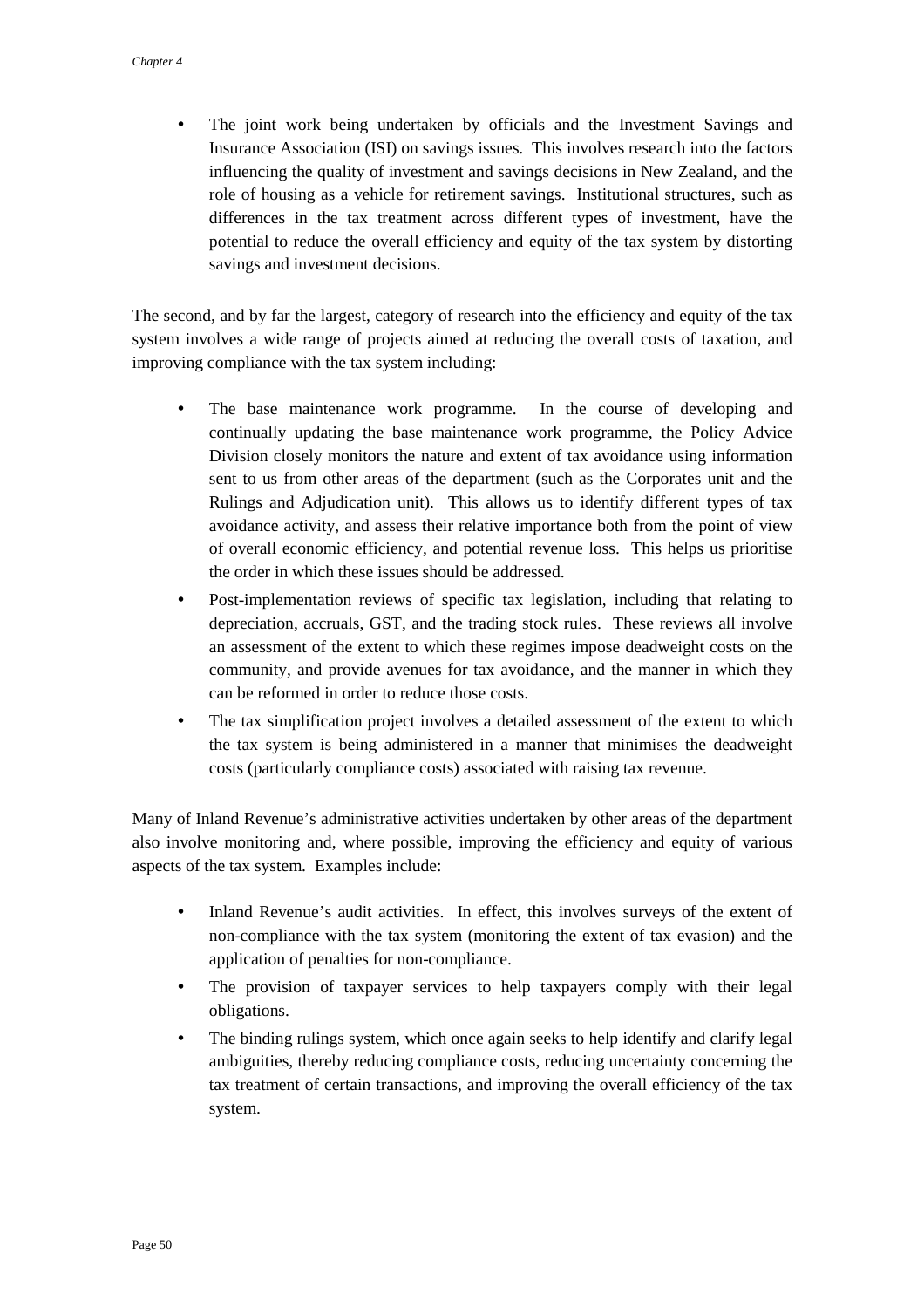- The joint work being undertaken by officials and the Investment Savings and Insurance Association (ISI) on savings issues. This involves research into the factors influencing the quality of investment and savings decisions in New Zealand, and the role of housing as a vehicle for retirement savings. Institutional structures, such as differences in the tax treatment across different types of investment, have the potential to reduce the overall efficiency and equity of the tax system by distorting savings and investment decisions.

The second, and by far the largest, category of research into the efficiency and equity of the tax system involves a wide range of projects aimed at reducing the overall costs of taxation, and improving compliance with the tax system including:

- The base maintenance work programme. In the course of developing and continually updating the base maintenance work programme, the Policy Advice Division closely monitors the nature and extent of tax avoidance using information sent to us from other areas of the department (such as the Corporates unit and the Rulings and Adjudication unit). This allows us to identify different types of tax avoidance activity, and assess their relative importance both from the point of view of overall economic efficiency, and potential revenue loss. This helps us prioritise the order in which these issues should be addressed.
- Post-implementation reviews of specific tax legislation, including that relating to depreciation, accruals, GST, and the trading stock rules. These reviews all involve an assessment of the extent to which these regimes impose deadweight costs on the community, and provide avenues for tax avoidance, and the manner in which they can be reformed in order to reduce those costs.
- The tax simplification project involves a detailed assessment of the extent to which the tax system is being administered in a manner that minimises the deadweight costs (particularly compliance costs) associated with raising tax revenue.

Many of Inland Revenue's administrative activities undertaken by other areas of the department also involve monitoring and, where possible, improving the efficiency and equity of various aspects of the tax system. Examples include:

- Inland Revenue's audit activities. In effect, this involves surveys of the extent of non-compliance with the tax system (monitoring the extent of tax evasion) and the application of penalties for non-compliance.
- The provision of taxpayer services to help taxpayers comply with their legal obligations.
- The binding rulings system, which once again seeks to help identify and clarify legal ambiguities, thereby reducing compliance costs, reducing uncertainty concerning the tax treatment of certain transactions, and improving the overall efficiency of the tax system.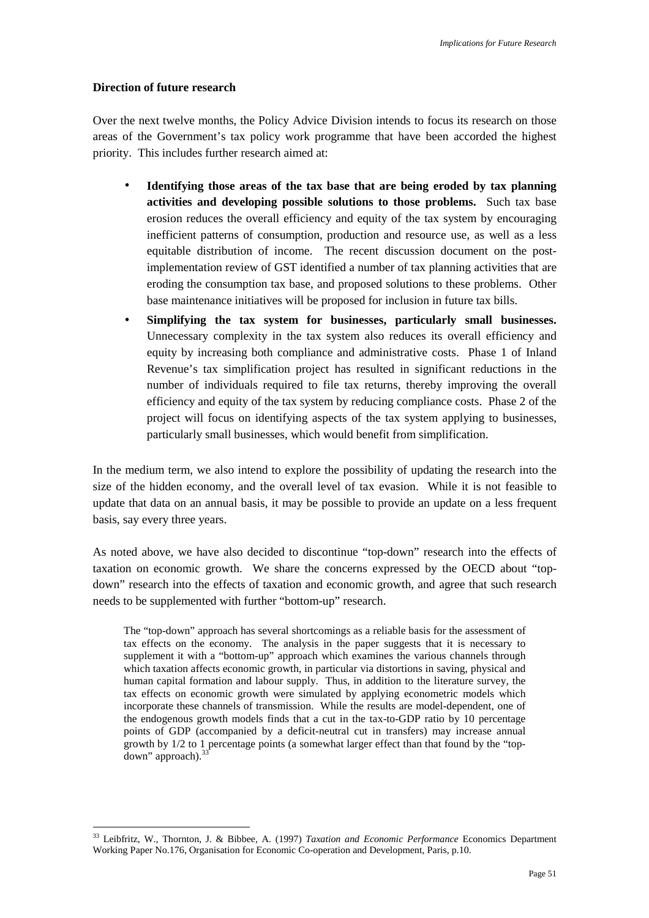**Direction of future research**

Over the next twelve months, the Policy Advice Division intends to focus its research on those areas of the Government's tax policy work programme that have been accorded the highest priority. This includes further research aimed at:

- **Identifying those areas of the tax base that are being eroded by tax planning activities and developing possible solutions to those problems.** Such tax base erosion reduces the overall efficiency and equity of the tax system by encouraging inefficient patterns of consumption, production and resource use, as well as a less equitable distribution of income. The recent discussion document on the post-implementation review of GST identified a number of tax planning activities that are eroding the consumption tax base, and proposed solutions to these problems. Other base maintenance initiatives will be proposed for inclusion in future tax bills.
- **Simplifying the tax system for businesses, particularly small businesses.** Unnecessary complexity in the tax system also reduces its overall efficiency and equity by increasing both compliance and administrative costs. Phase 1 of Inland Revenue's tax simplification project has resulted in significant reductions in the number of individuals required to file tax returns, thereby improving the overall efficiency and equity of the tax system by reducing compliance costs. Phase 2 of the project will focus on identifying aspects of the tax system applying to businesses, particularly small businesses, which would benefit from simplification.

In the medium term, we also intend to explore the possibility of updating the research into the size of the hidden economy, and the overall level of tax evasion. While it is not feasible to update that data on an annual basis, it may be possible to provide an update on a less frequent basis, say every three years.

As noted above, we have also decided to discontinue "top-down" research into the effects of taxation on economic growth. We share the concerns expressed by the OECD about "top-down" research into the effects of taxation and economic growth, and agree that such research needs to be supplemented with further "bottom-up" research.

> The "top-down" approach has several shortcomings as a reliable basis for the assessment of tax effects on the economy. The analysis in the paper suggests that it is necessary to supplement it with a "bottom-up" approach which examines the various channels through which taxation affects economic growth, in particular via distortions in saving, physical and human capital formation and labour supply. Thus, in addition to the literature survey, the tax effects on economic growth were simulated by applying econometric models which incorporate these channels of transmission. While the results are model-dependent, one of the endogenous growth models finds that a cut in the tax-to-GDP ratio by 10 percentage points of GDP (accompanied by a deficit-neutral cut in transfers) may increase annual growth by 1/2 to 1 percentage points (a somewhat larger effect than that found by the "top-down" approach).[33]

[33] Leibfritz, W., Thornton, J. & Bibbee, A. (1997) *Taxation and Economic Performance* Economics Department Working Paper No.176, Organisation for Economic Co-operation and Development, Paris, p.10.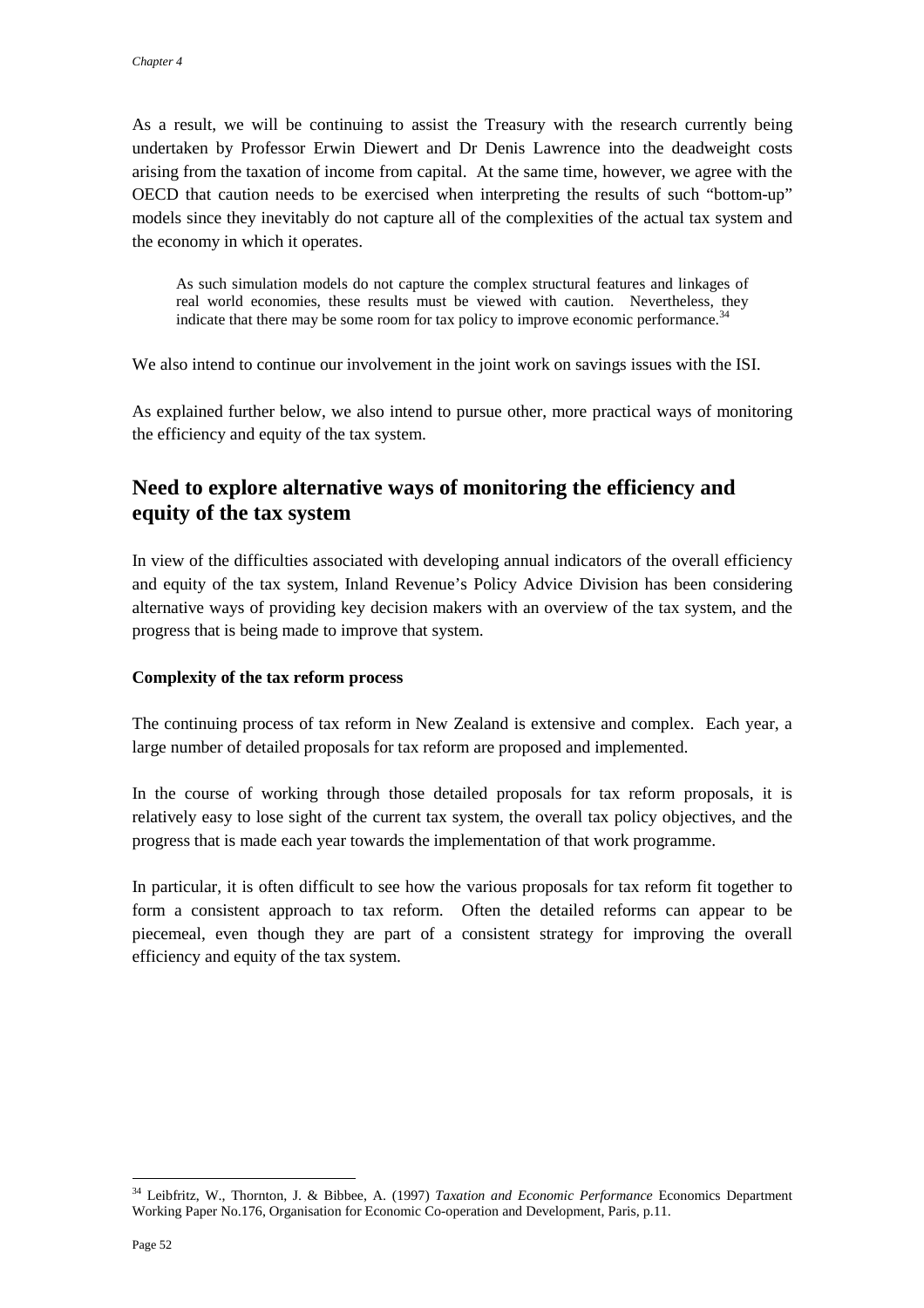As a result, we will be continuing to assist the Treasury with the research currently being undertaken by Professor Erwin Diewert and Dr Denis Lawrence into the deadweight costs arising from the taxation of income from capital. At the same time, however, we agree with the OECD that caution needs to be exercised when interpreting the results of such "bottom-up" models since they inevitably do not capture all of the complexities of the actual tax system and the economy in which it operates.

> As such simulation models do not capture the complex structural features and linkages of real world economies, these results must be viewed with caution. Nevertheless, they indicate that there may be some room for tax policy to improve economic performance.[34]

We also intend to continue our involvement in the joint work on savings issues with the ISI.

As explained further below, we also intend to pursue other, more practical ways of monitoring the efficiency and equity of the tax system.

## Need to explore alternative ways of monitoring the efficiency and equity of the tax system

In view of the difficulties associated with developing annual indicators of the overall efficiency and equity of the tax system, Inland Revenue's Policy Advice Division has been considering alternative ways of providing key decision makers with an overview of the tax system, and the progress that is being made to improve that system.

**Complexity of the tax reform process**

The continuing process of tax reform in New Zealand is extensive and complex. Each year, a large number of detailed proposals for tax reform are proposed and implemented.

In the course of working through those detailed proposals for tax reform proposals, it is relatively easy to lose sight of the current tax system, the overall tax policy objectives, and the progress that is made each year towards the implementation of that work programme.

In particular, it is often difficult to see how the various proposals for tax reform fit together to form a consistent approach to tax reform. Often the detailed reforms can appear to be piecemeal, even though they are part of a consistent strategy for improving the overall efficiency and equity of the tax system.

---

[34] Leibfritz, W., Thornton, J. & Bibbee, A. (1997) *Taxation and Economic Performance* Economics Department Working Paper No.176, Organisation for Economic Co-operation and Development, Paris, p.11.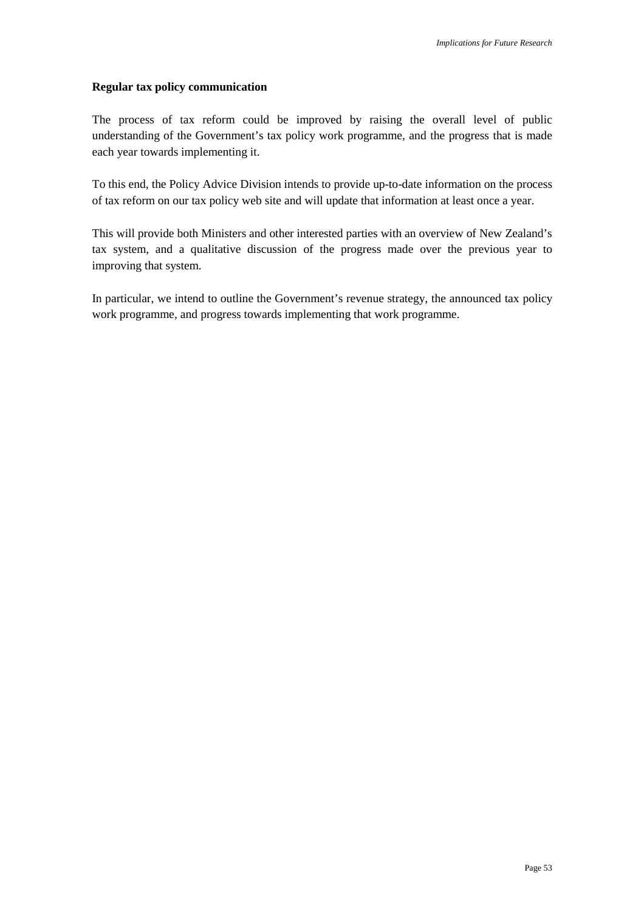**Regular tax policy communication**

The process of tax reform could be improved by raising the overall level of public understanding of the Government's tax policy work programme, and the progress that is made each year towards implementing it.

To this end, the Policy Advice Division intends to provide up-to-date information on the process of tax reform on our tax policy web site and will update that information at least once a year.

This will provide both Ministers and other interested parties with an overview of New Zealand's tax system, and a qualitative discussion of the progress made over the previous year to improving that system.

In particular, we intend to outline the Government's revenue strategy, the announced tax policy work programme, and progress towards implementing that work programme.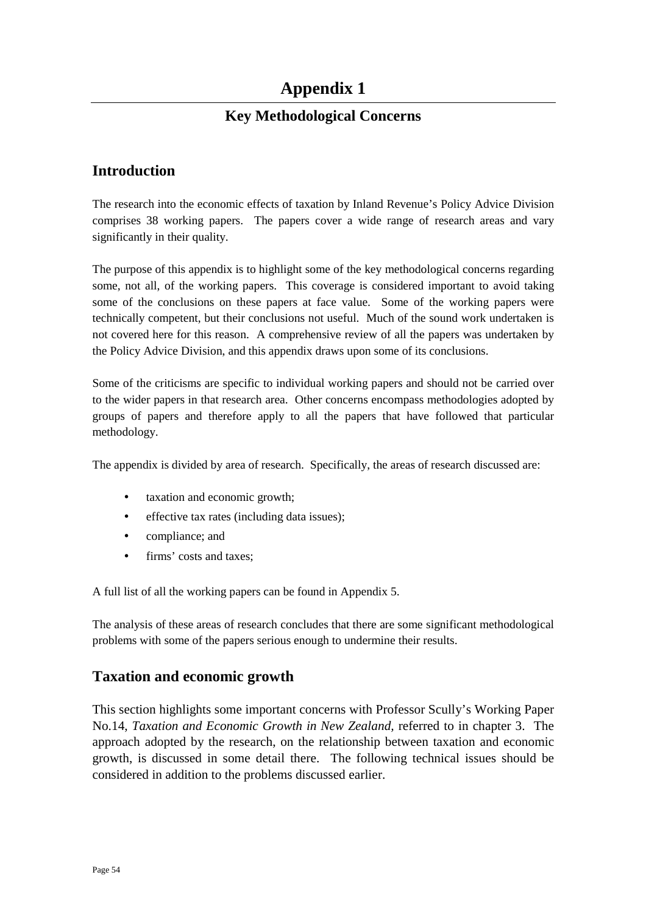# Appendix 1

## Key Methodological Concerns

## Introduction

The research into the economic effects of taxation by Inland Revenue's Policy Advice Division comprises 38 working papers. The papers cover a wide range of research areas and vary significantly in their quality.

The purpose of this appendix is to highlight some of the key methodological concerns regarding some, not all, of the working papers. This coverage is considered important to avoid taking some of the conclusions on these papers at face value. Some of the working papers were technically competent, but their conclusions not useful. Much of the sound work undertaken is not covered here for this reason. A comprehensive review of all the papers was undertaken by the Policy Advice Division, and this appendix draws upon some of its conclusions.

Some of the criticisms are specific to individual working papers and should not be carried over to the wider papers in that research area. Other concerns encompass methodologies adopted by groups of papers and therefore apply to all the papers that have followed that particular methodology.

The appendix is divided by area of research. Specifically, the areas of research discussed are:

- taxation and economic growth;
- effective tax rates (including data issues);
- compliance; and
- firms' costs and taxes;

A full list of all the working papers can be found in Appendix 5.

The analysis of these areas of research concludes that there are some significant methodological problems with some of the papers serious enough to undermine their results.

## Taxation and economic growth

This section highlights some important concerns with Professor Scully's Working Paper No.14, *Taxation and Economic Growth in New Zealand*, referred to in chapter 3. The approach adopted by the research, on the relationship between taxation and economic growth, is discussed in some detail there. The following technical issues should be considered in addition to the problems discussed earlier.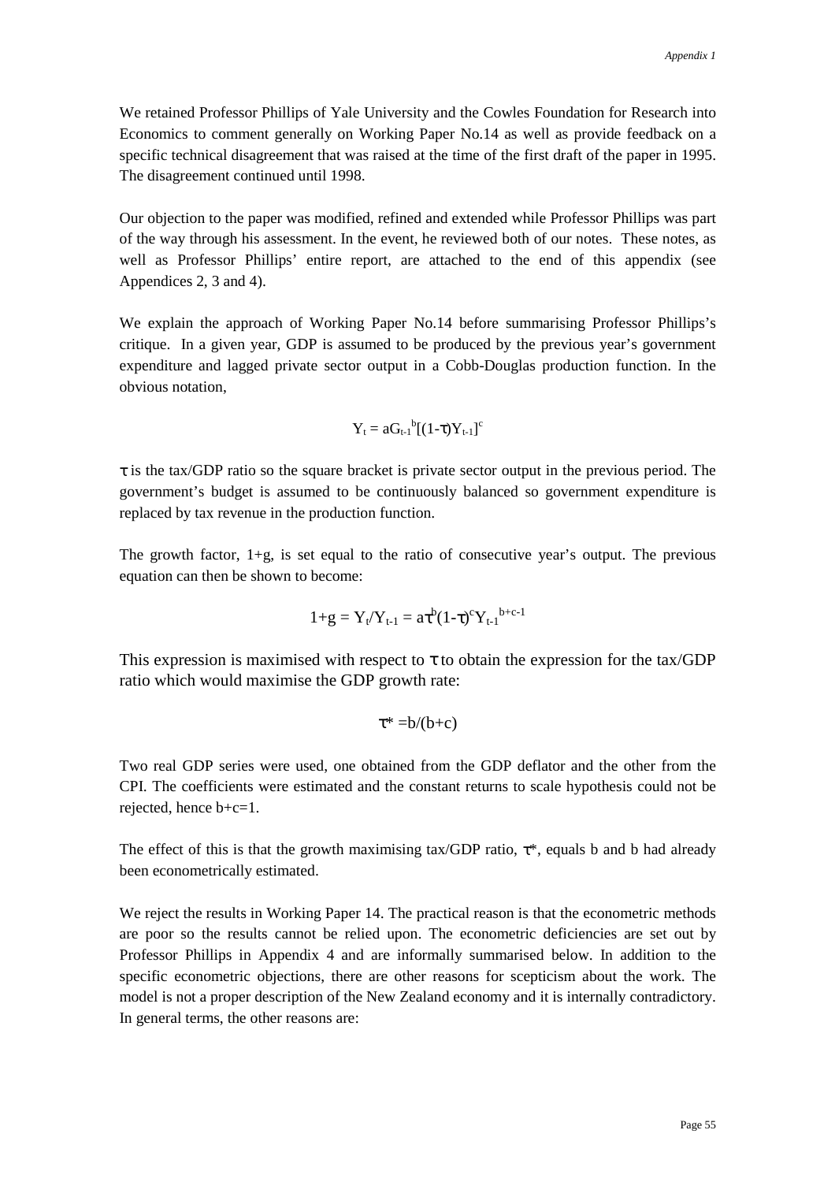We retained Professor Phillips of Yale University and the Cowles Foundation for Research into Economics to comment generally on Working Paper No.14 as well as provide feedback on a specific technical disagreement that was raised at the time of the first draft of the paper in 1995. The disagreement continued until 1998.

Our objection to the paper was modified, refined and extended while Professor Phillips was part of the way through his assessment. In the event, he reviewed both of our notes. These notes, as well as Professor Phillips' entire report, are attached to the end of this appendix (see Appendices 2, 3 and 4).

We explain the approach of Working Paper No.14 before summarising Professor Phillips's critique. In a given year, GDP is assumed to be produced by the previous year's government expenditure and lagged private sector output in a Cobb-Douglas production function. In the obvious notation,

$$Y_t = aG_{t-1}^{b}[(1-\tau)Y_{t-1}]^{c}$$

$\tau$ is the tax/GDP ratio so the square bracket is private sector output in the previous period. The government's budget is assumed to be continuously balanced so government expenditure is replaced by tax revenue in the production function.

The growth factor, 1+g, is set equal to the ratio of consecutive year's output. The previous equation can then be shown to become:

$$1+g = Y_t/Y_{t-1} = a\tau^{b}(1-\tau)^{c}Y_{t-1}^{\,b+c-1}$$

This expression is maximised with respect to $\tau$ to obtain the expression for the tax/GDP ratio which would maximise the GDP growth rate:

$$\tau^* = b/(b+c)$$

Two real GDP series were used, one obtained from the GDP deflator and the other from the CPI. The coefficients were estimated and the constant returns to scale hypothesis could not be rejected, hence $b+c=1$.

The effect of this is that the growth maximising tax/GDP ratio, $\tau^*$, equals b and b had already been econometrically estimated.

We reject the results in Working Paper 14. The practical reason is that the econometric methods are poor so the results cannot be relied upon. The econometric deficiencies are set out by Professor Phillips in Appendix 4 and are informally summarised below. In addition to the specific econometric objections, there are other reasons for scepticism about the work. The model is not a proper description of the New Zealand economy and it is internally contradictory. In general terms, the other reasons are: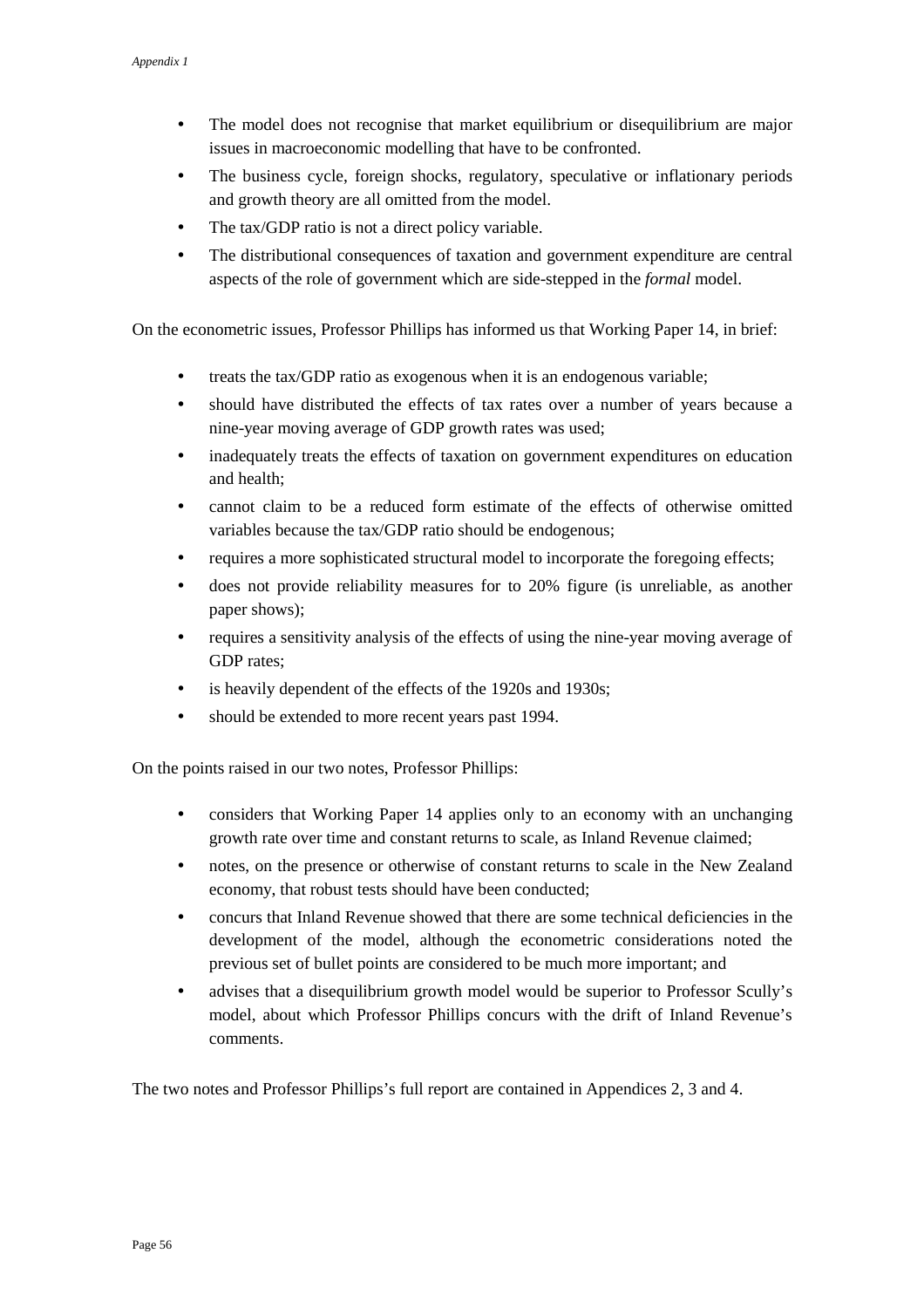- The model does not recognise that market equilibrium or disequilibrium are major issues in macroeconomic modelling that have to be confronted.
- The business cycle, foreign shocks, regulatory, speculative or inflationary periods and growth theory are all omitted from the model.
- The tax/GDP ratio is not a direct policy variable.
- The distributional consequences of taxation and government expenditure are central aspects of the role of government which are side-stepped in the *formal* model.

On the econometric issues, Professor Phillips has informed us that Working Paper 14, in brief:

- treats the tax/GDP ratio as exogenous when it is an endogenous variable;
- should have distributed the effects of tax rates over a number of years because a nine-year moving average of GDP growth rates was used;
- inadequately treats the effects of taxation on government expenditures on education and health;
- cannot claim to be a reduced form estimate of the effects of otherwise omitted variables because the tax/GDP ratio should be endogenous;
- requires a more sophisticated structural model to incorporate the foregoing effects;
- does not provide reliability measures for to 20% figure (is unreliable, as another paper shows);
- requires a sensitivity analysis of the effects of using the nine-year moving average of GDP rates;
- is heavily dependent of the effects of the 1920s and 1930s;
- should be extended to more recent years past 1994.

On the points raised in our two notes, Professor Phillips:

- considers that Working Paper 14 applies only to an economy with an unchanging growth rate over time and constant returns to scale, as Inland Revenue claimed;
- notes, on the presence or otherwise of constant returns to scale in the New Zealand economy, that robust tests should have been conducted;
- concurs that Inland Revenue showed that there are some technical deficiencies in the development of the model, although the econometric considerations noted the previous set of bullet points are considered to be much more important; and
- advises that a disequilibrium growth model would be superior to Professor Scully's model, about which Professor Phillips concurs with the drift of Inland Revenue's comments.

The two notes and Professor Phillips's full report are contained in Appendices 2, 3 and 4.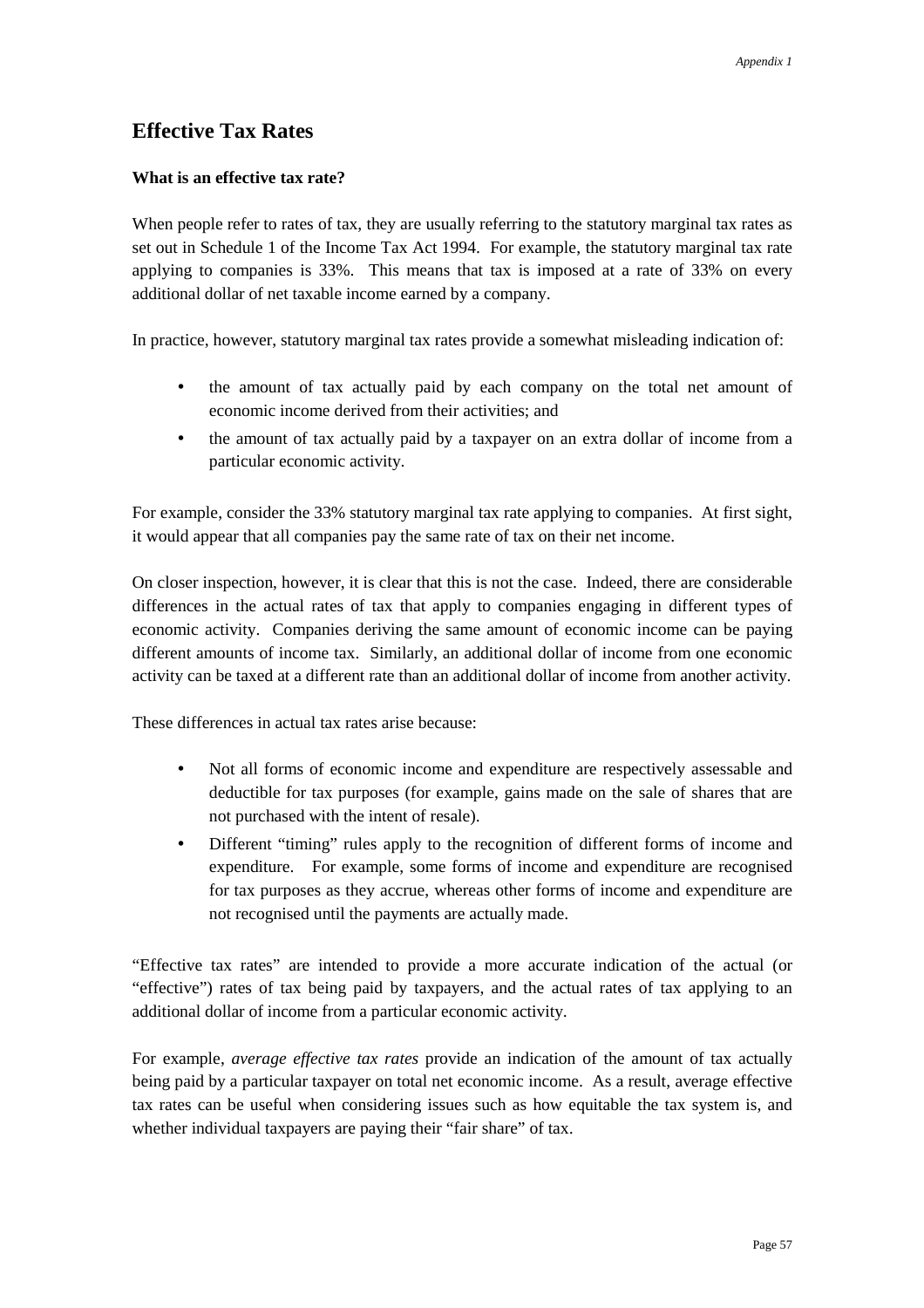# Effective Tax Rates

### What is an effective tax rate?

When people refer to rates of tax, they are usually referring to the statutory marginal tax rates as set out in Schedule 1 of the Income Tax Act 1994. For example, the statutory marginal tax rate applying to companies is 33%. This means that tax is imposed at a rate of 33% on every additional dollar of net taxable income earned by a company.

In practice, however, statutory marginal tax rates provide a somewhat misleading indication of:

- the amount of tax actually paid by each company on the total net amount of economic income derived from their activities; and
- the amount of tax actually paid by a taxpayer on an extra dollar of income from a particular economic activity.

For example, consider the 33% statutory marginal tax rate applying to companies. At first sight, it would appear that all companies pay the same rate of tax on their net income.

On closer inspection, however, it is clear that this is not the case. Indeed, there are considerable differences in the actual rates of tax that apply to companies engaging in different types of economic activity. Companies deriving the same amount of economic income can be paying different amounts of income tax. Similarly, an additional dollar of income from one economic activity can be taxed at a different rate than an additional dollar of income from another activity.

These differences in actual tax rates arise because:

- Not all forms of economic income and expenditure are respectively assessable and deductible for tax purposes (for example, gains made on the sale of shares that are not purchased with the intent of resale).
- Different "timing" rules apply to the recognition of different forms of income and expenditure. For example, some forms of income and expenditure are recognised for tax purposes as they accrue, whereas other forms of income and expenditure are not recognised until the payments are actually made.

"Effective tax rates" are intended to provide a more accurate indication of the actual (or "effective") rates of tax being paid by taxpayers, and the actual rates of tax applying to an additional dollar of income from a particular economic activity.

For example, *average effective tax rates* provide an indication of the amount of tax actually being paid by a particular taxpayer on total net economic income. As a result, average effective tax rates can be useful when considering issues such as how equitable the tax system is, and whether individual taxpayers are paying their "fair share" of tax.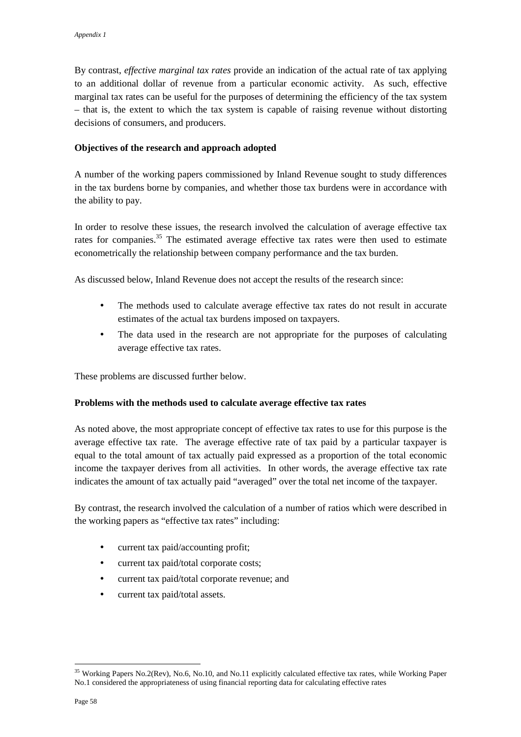By contrast, *effective marginal tax rates* provide an indication of the actual rate of tax applying to an additional dollar of revenue from a particular economic activity. As such, effective marginal tax rates can be useful for the purposes of determining the efficiency of the tax system – that is, the extent to which the tax system is capable of raising revenue without distorting decisions of consumers, and producers.

**Objectives of the research and approach adopted**

A number of the working papers commissioned by Inland Revenue sought to study differences in the tax burdens borne by companies, and whether those tax burdens were in accordance with the ability to pay.

In order to resolve these issues, the research involved the calculation of average effective tax rates for companies.[35] The estimated average effective tax rates were then used to estimate econometrically the relationship between company performance and the tax burden.

As discussed below, Inland Revenue does not accept the results of the research since:

- The methods used to calculate average effective tax rates do not result in accurate estimates of the actual tax burdens imposed on taxpayers.
- The data used in the research are not appropriate for the purposes of calculating average effective tax rates.

These problems are discussed further below.

**Problems with the methods used to calculate average effective tax rates**

As noted above, the most appropriate concept of effective tax rates to use for this purpose is the average effective tax rate. The average effective rate of tax paid by a particular taxpayer is equal to the total amount of tax actually paid expressed as a proportion of the total economic income the taxpayer derives from all activities. In other words, the average effective tax rate indicates the amount of tax actually paid "averaged" over the total net income of the taxpayer.

By contrast, the research involved the calculation of a number of ratios which were described in the working papers as "effective tax rates" including:

- current tax paid/accounting profit;
- current tax paid/total corporate costs;
- current tax paid/total corporate revenue; and
- current tax paid/total assets.

[35] Working Papers No.2(Rev), No.6, No.10, and No.11 explicitly calculated effective tax rates, while Working Paper No.1 considered the appropriateness of using financial reporting data for calculating effective rates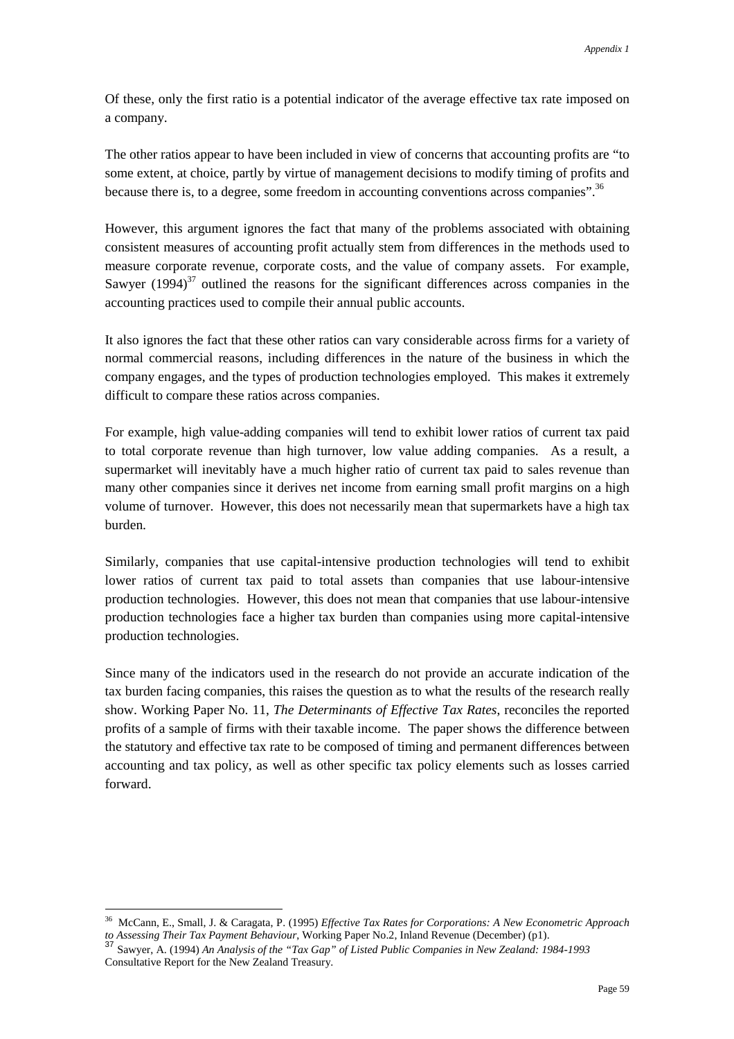Of these, only the first ratio is a potential indicator of the average effective tax rate imposed on a company.

The other ratios appear to have been included in view of concerns that accounting profits are "to some extent, at choice, partly by virtue of management decisions to modify timing of profits and because there is, to a degree, some freedom in accounting conventions across companies".[36]

However, this argument ignores the fact that many of the problems associated with obtaining consistent measures of accounting profit actually stem from differences in the methods used to measure corporate revenue, corporate costs, and the value of company assets. For example, Sawyer (1994)[37] outlined the reasons for the significant differences across companies in the accounting practices used to compile their annual public accounts.

It also ignores the fact that these other ratios can vary considerable across firms for a variety of normal commercial reasons, including differences in the nature of the business in which the company engages, and the types of production technologies employed. This makes it extremely difficult to compare these ratios across companies.

For example, high value-adding companies will tend to exhibit lower ratios of current tax paid to total corporate revenue than high turnover, low value adding companies. As a result, a supermarket will inevitably have a much higher ratio of current tax paid to sales revenue than many other companies since it derives net income from earning small profit margins on a high volume of turnover. However, this does not necessarily mean that supermarkets have a high tax burden.

Similarly, companies that use capital-intensive production technologies will tend to exhibit lower ratios of current tax paid to total assets than companies that use labour-intensive production technologies. However, this does not mean that companies that use labour-intensive production technologies face a higher tax burden than companies using more capital-intensive production technologies.

Since many of the indicators used in the research do not provide an accurate indication of the tax burden facing companies, this raises the question as to what the results of the research really show. Working Paper No. 11, *The Determinants of Effective Tax Rates*, reconciles the reported profits of a sample of firms with their taxable income. The paper shows the difference between the statutory and effective tax rate to be composed of timing and permanent differences between accounting and tax policy, as well as other specific tax policy elements such as losses carried forward.

---

[36] McCann, E., Small, J. & Caragata, P. (1995) *Effective Tax Rates for Corporations: A New Econometric Approach to Assessing Their Tax Payment Behaviour*, Working Paper No.2, Inland Revenue (December) (p1).

[37] Sawyer, A. (1994) *An Analysis of the "Tax Gap" of Listed Public Companies in New Zealand: 1984-1993* Consultative Report for the New Zealand Treasury.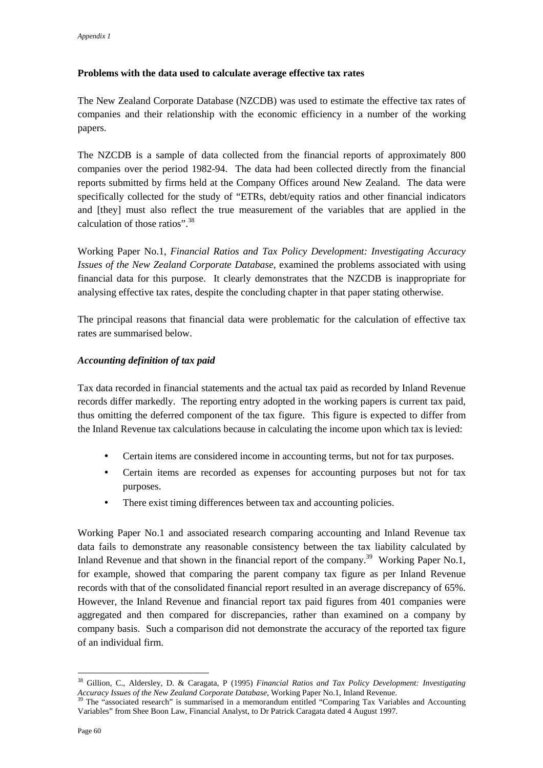**Problems with the data used to calculate average effective tax rates**

The New Zealand Corporate Database (NZCDB) was used to estimate the effective tax rates of companies and their relationship with the economic efficiency in a number of the working papers.

The NZCDB is a sample of data collected from the financial reports of approximately 800 companies over the period 1982-94. The data had been collected directly from the financial reports submitted by firms held at the Company Offices around New Zealand. The data were specifically collected for the study of "ETRs, debt/equity ratios and other financial indicators and [they] must also reflect the true measurement of the variables that are applied in the calculation of those ratios".[38]

Working Paper No.1, *Financial Ratios and Tax Policy Development: Investigating Accuracy Issues of the New Zealand Corporate Database*, examined the problems associated with using financial data for this purpose. It clearly demonstrates that the NZCDB is inappropriate for analysing effective tax rates, despite the concluding chapter in that paper stating otherwise.

The principal reasons that financial data were problematic for the calculation of effective tax rates are summarised below.

***Accounting definition of tax paid***

Tax data recorded in financial statements and the actual tax paid as recorded by Inland Revenue records differ markedly. The reporting entry adopted in the working papers is current tax paid, thus omitting the deferred component of the tax figure. This figure is expected to differ from the Inland Revenue tax calculations because in calculating the income upon which tax is levied:

- Certain items are considered income in accounting terms, but not for tax purposes.
- Certain items are recorded as expenses for accounting purposes but not for tax purposes.
- There exist timing differences between tax and accounting policies.

Working Paper No.1 and associated research comparing accounting and Inland Revenue tax data fails to demonstrate any reasonable consistency between the tax liability calculated by Inland Revenue and that shown in the financial report of the company.[39] Working Paper No.1, for example, showed that comparing the parent company tax figure as per Inland Revenue records with that of the consolidated financial report resulted in an average discrepancy of 65%. However, the Inland Revenue and financial report tax paid figures from 401 companies were aggregated and then compared for discrepancies, rather than examined on a company by company basis. Such a comparison did not demonstrate the accuracy of the reported tax figure of an individual firm.

---

[38] Gillion, C., Aldersley, D. & Caragata, P (1995) *Financial Ratios and Tax Policy Development: Investigating Accuracy Issues of the New Zealand Corporate Database*, Working Paper No.1, Inland Revenue.

[39] The "associated research" is summarised in a memorandum entitled "Comparing Tax Variables and Accounting Variables" from Shee Boon Law, Financial Analyst, to Dr Patrick Caragata dated 4 August 1997.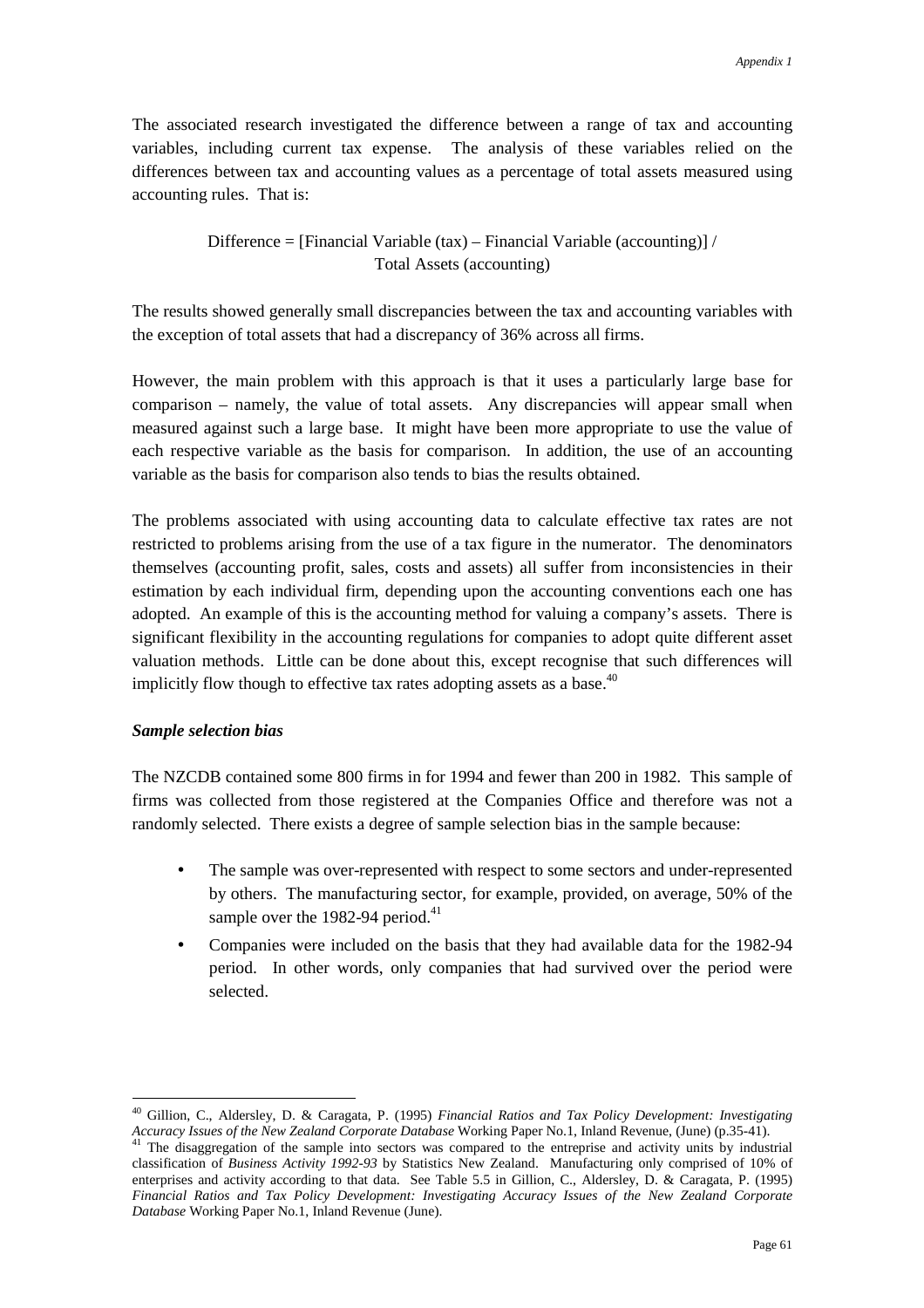The associated research investigated the difference between a range of tax and accounting variables, including current tax expense. The analysis of these variables relied on the differences between tax and accounting values as a percentage of total assets measured using accounting rules. That is:

$$\text{Difference} = [\text{Financial Variable (tax)} - \text{Financial Variable (accounting)}] / \text{Total Assets (accounting)}$$

The results showed generally small discrepancies between the tax and accounting variables with the exception of total assets that had a discrepancy of 36% across all firms.

However, the main problem with this approach is that it uses a particularly large base for comparison – namely, the value of total assets. Any discrepancies will appear small when measured against such a large base. It might have been more appropriate to use the value of each respective variable as the basis for comparison. In addition, the use of an accounting variable as the basis for comparison also tends to bias the results obtained.

The problems associated with using accounting data to calculate effective tax rates are not restricted to problems arising from the use of a tax figure in the numerator. The denominators themselves (accounting profit, sales, costs and assets) all suffer from inconsistencies in their estimation by each individual firm, depending upon the accounting conventions each one has adopted. An example of this is the accounting method for valuing a company's assets. There is significant flexibility in the accounting regulations for companies to adopt quite different asset valuation methods. Little can be done about this, except recognise that such differences will implicitly flow though to effective tax rates adopting assets as a base.[40]

***Sample selection bias***

The NZCDB contained some 800 firms in for 1994 and fewer than 200 in 1982. This sample of firms was collected from those registered at the Companies Office and therefore was not a randomly selected. There exists a degree of sample selection bias in the sample because:

- The sample was over-represented with respect to some sectors and under-represented by others. The manufacturing sector, for example, provided, on average, 50% of the sample over the 1982-94 period.[41]
- Companies were included on the basis that they had available data for the 1982-94 period. In other words, only companies that had survived over the period were selected.

---

[40] Gillion, C., Aldersley, D. & Caragata, P. (1995) *Financial Ratios and Tax Policy Development: Investigating Accuracy Issues of the New Zealand Corporate Database* Working Paper No.1, Inland Revenue, (June) (p.35-41).

[41] The disaggregation of the sample into sectors was compared to the entreprise and activity units by industrial classification of *Business Activity 1992-93* by Statistics New Zealand. Manufacturing only comprised of 10% of enterprises and activity according to that data. See Table 5.5 in Gillion, C., Aldersley, D. & Caragata, P. (1995) *Financial Ratios and Tax Policy Development: Investigating Accuracy Issues of the New Zealand Corporate Database* Working Paper No.1, Inland Revenue (June).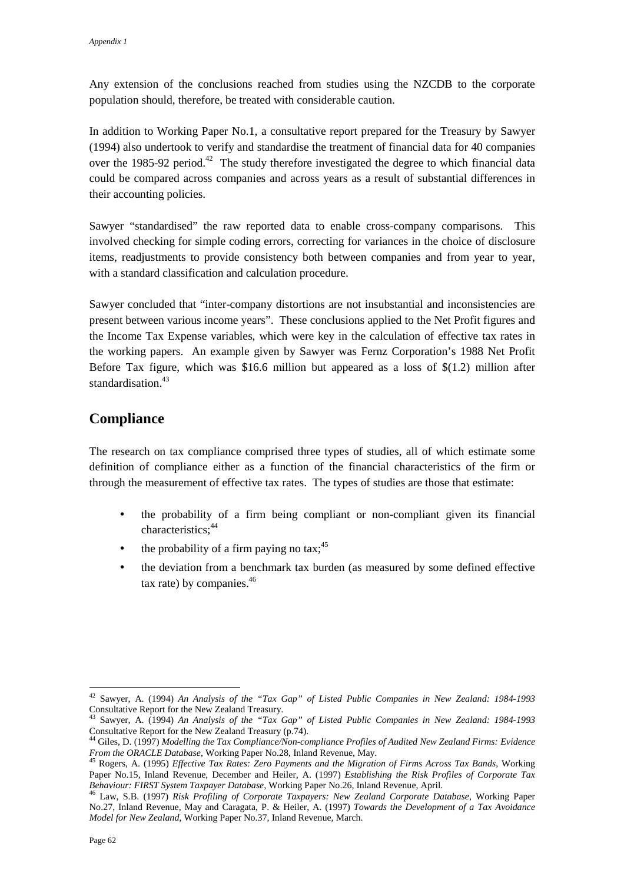Any extension of the conclusions reached from studies using the NZCDB to the corporate population should, therefore, be treated with considerable caution.

In addition to Working Paper No.1, a consultative report prepared for the Treasury by Sawyer (1994) also undertook to verify and standardise the treatment of financial data for 40 companies over the 1985-92 period.[42] The study therefore investigated the degree to which financial data could be compared across companies and across years as a result of substantial differences in their accounting policies.

Sawyer "standardised" the raw reported data to enable cross-company comparisons. This involved checking for simple coding errors, correcting for variances in the choice of disclosure items, readjustments to provide consistency both between companies and from year to year, with a standard classification and calculation procedure.

Sawyer concluded that "inter-company distortions are not insubstantial and inconsistencies are present between various income years". These conclusions applied to the Net Profit figures and the Income Tax Expense variables, which were key in the calculation of effective tax rates in the working papers. An example given by Sawyer was Fernz Corporation's 1988 Net Profit Before Tax figure, which was $16.6 million but appeared as a loss of $(1.2) million after standardisation.[43]

## Compliance

The research on tax compliance comprised three types of studies, all of which estimate some definition of compliance either as a function of the financial characteristics of the firm or through the measurement of effective tax rates. The types of studies are those that estimate:

- the probability of a firm being compliant or non-compliant given its financial characteristics;[44]
- the probability of a firm paying no tax;[45]
- the deviation from a benchmark tax burden (as measured by some defined effective tax rate) by companies.[46]

---

[42] Sawyer, A. (1994) *An Analysis of the "Tax Gap" of Listed Public Companies in New Zealand: 1984-1993* Consultative Report for the New Zealand Treasury.

[43] Sawyer, A. (1994) *An Analysis of the "Tax Gap" of Listed Public Companies in New Zealand: 1984-1993* Consultative Report for the New Zealand Treasury (p.74).

[44] Giles, D. (1997) *Modelling the Tax Compliance/Non-compliance Profiles of Audited New Zealand Firms: Evidence From the ORACLE Database*, Working Paper No.28, Inland Revenue, May.

[45] Rogers, A. (1995) *Effective Tax Rates: Zero Payments and the Migration of Firms Across Tax Bands*, Working Paper No.15, Inland Revenue, December and Heiler, A. (1997) *Establishing the Risk Profiles of Corporate Tax Behaviour: FIRST System Taxpayer Database*, Working Paper No.26, Inland Revenue, April.

[46] Law, S.B. (1997) *Risk Profiling of Corporate Taxpayers: New Zealand Corporate Database*, Working Paper No.27, Inland Revenue, May and Caragata, P. & Heiler, A. (1997) *Towards the Development of a Tax Avoidance Model for New Zealand*, Working Paper No.37, Inland Revenue, March.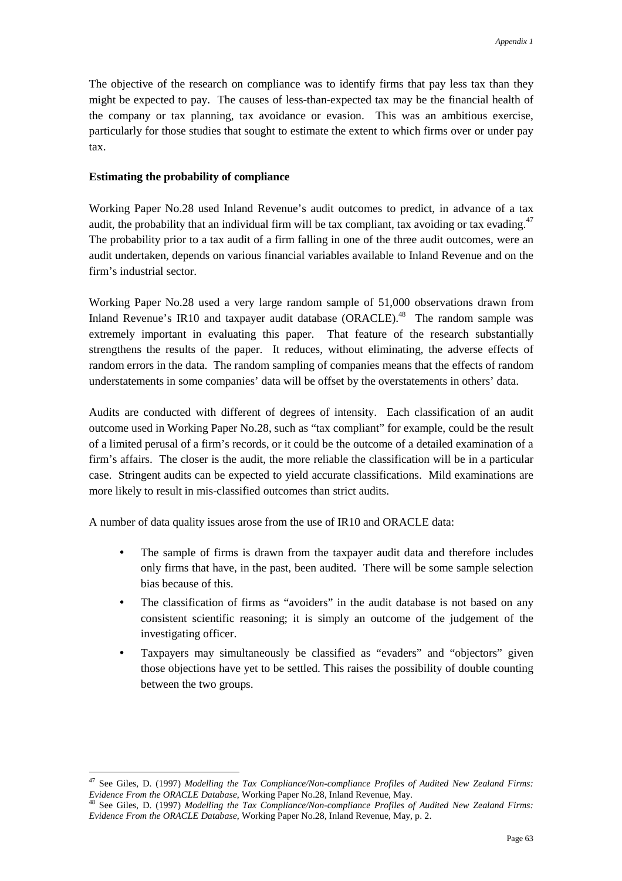The objective of the research on compliance was to identify firms that pay less tax than they might be expected to pay. The causes of less-than-expected tax may be the financial health of the company or tax planning, tax avoidance or evasion. This was an ambitious exercise, particularly for those studies that sought to estimate the extent to which firms over or under pay tax.

**Estimating the probability of compliance**

Working Paper No.28 used Inland Revenue's audit outcomes to predict, in advance of a tax audit, the probability that an individual firm will be tax compliant, tax avoiding or tax evading.[47] The probability prior to a tax audit of a firm falling in one of the three audit outcomes, were an audit undertaken, depends on various financial variables available to Inland Revenue and on the firm's industrial sector.

Working Paper No.28 used a very large random sample of 51,000 observations drawn from Inland Revenue's IR10 and taxpayer audit database (ORACLE).[48] The random sample was extremely important in evaluating this paper. That feature of the research substantially strengthens the results of the paper. It reduces, without eliminating, the adverse effects of random errors in the data. The random sampling of companies means that the effects of random understatements in some companies' data will be offset by the overstatements in others' data.

Audits are conducted with different of degrees of intensity. Each classification of an audit outcome used in Working Paper No.28, such as "tax compliant" for example, could be the result of a limited perusal of a firm's records, or it could be the outcome of a detailed examination of a firm's affairs. The closer is the audit, the more reliable the classification will be in a particular case. Stringent audits can be expected to yield accurate classifications. Mild examinations are more likely to result in mis-classified outcomes than strict audits.

A number of data quality issues arose from the use of IR10 and ORACLE data:

- The sample of firms is drawn from the taxpayer audit data and therefore includes only firms that have, in the past, been audited. There will be some sample selection bias because of this.
- The classification of firms as "avoiders" in the audit database is not based on any consistent scientific reasoning; it is simply an outcome of the judgement of the investigating officer.
- Taxpayers may simultaneously be classified as "evaders" and "objectors" given those objections have yet to be settled. This raises the possibility of double counting between the two groups.

---

[47] See Giles, D. (1997) *Modelling the Tax Compliance/Non-compliance Profiles of Audited New Zealand Firms: Evidence From the ORACLE Database,* Working Paper No.28, Inland Revenue, May.

[48] See Giles, D. (1997) *Modelling the Tax Compliance/Non-compliance Profiles of Audited New Zealand Firms: Evidence From the ORACLE Database,* Working Paper No.28, Inland Revenue, May, p. 2.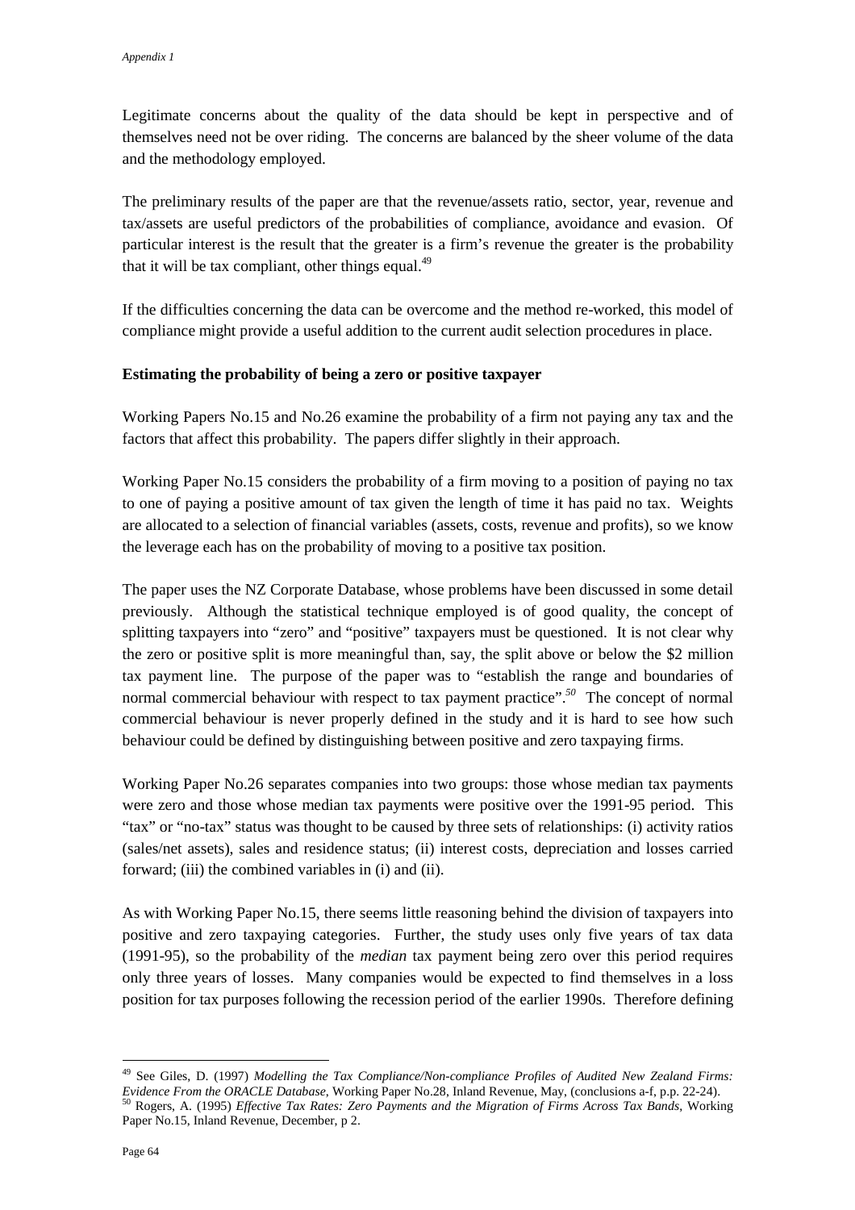Legitimate concerns about the quality of the data should be kept in perspective and of themselves need not be over riding. The concerns are balanced by the sheer volume of the data and the methodology employed.

The preliminary results of the paper are that the revenue/assets ratio, sector, year, revenue and tax/assets are useful predictors of the probabilities of compliance, avoidance and evasion. Of particular interest is the result that the greater is a firm's revenue the greater is the probability that it will be tax compliant, other things equal.[49]

If the difficulties concerning the data can be overcome and the method re-worked, this model of compliance might provide a useful addition to the current audit selection procedures in place.

**Estimating the probability of being a zero or positive taxpayer**

Working Papers No.15 and No.26 examine the probability of a firm not paying any tax and the factors that affect this probability. The papers differ slightly in their approach.

Working Paper No.15 considers the probability of a firm moving to a position of paying no tax to one of paying a positive amount of tax given the length of time it has paid no tax. Weights are allocated to a selection of financial variables (assets, costs, revenue and profits), so we know the leverage each has on the probability of moving to a positive tax position.

The paper uses the NZ Corporate Database, whose problems have been discussed in some detail previously. Although the statistical technique employed is of good quality, the concept of splitting taxpayers into "zero" and "positive" taxpayers must be questioned. It is not clear why the zero or positive split is more meaningful than, say, the split above or below the $2 million tax payment line. The purpose of the paper was to "establish the range and boundaries of normal commercial behaviour with respect to tax payment practice".[50] The concept of normal commercial behaviour is never properly defined in the study and it is hard to see how such behaviour could be defined by distinguishing between positive and zero taxpaying firms.

Working Paper No.26 separates companies into two groups: those whose median tax payments were zero and those whose median tax payments were positive over the 1991-95 period. This "tax" or "no-tax" status was thought to be caused by three sets of relationships: (i) activity ratios (sales/net assets), sales and residence status; (ii) interest costs, depreciation and losses carried forward; (iii) the combined variables in (i) and (ii).

As with Working Paper No.15, there seems little reasoning behind the division of taxpayers into positive and zero taxpaying categories. Further, the study uses only five years of tax data (1991-95), so the probability of the *median* tax payment being zero over this period requires only three years of losses. Many companies would be expected to find themselves in a loss position for tax purposes following the recession period of the earlier 1990s. Therefore defining

---

[49] See Giles, D. (1997) *Modelling the Tax Compliance/Non-compliance Profiles of Audited New Zealand Firms: Evidence From the ORACLE Database*, Working Paper No.28, Inland Revenue, May, (conclusions a-f, p.p. 22-24).

[50] Rogers, A. (1995) *Effective Tax Rates: Zero Payments and the Migration of Firms Across Tax Bands*, Working Paper No.15, Inland Revenue, December, p 2.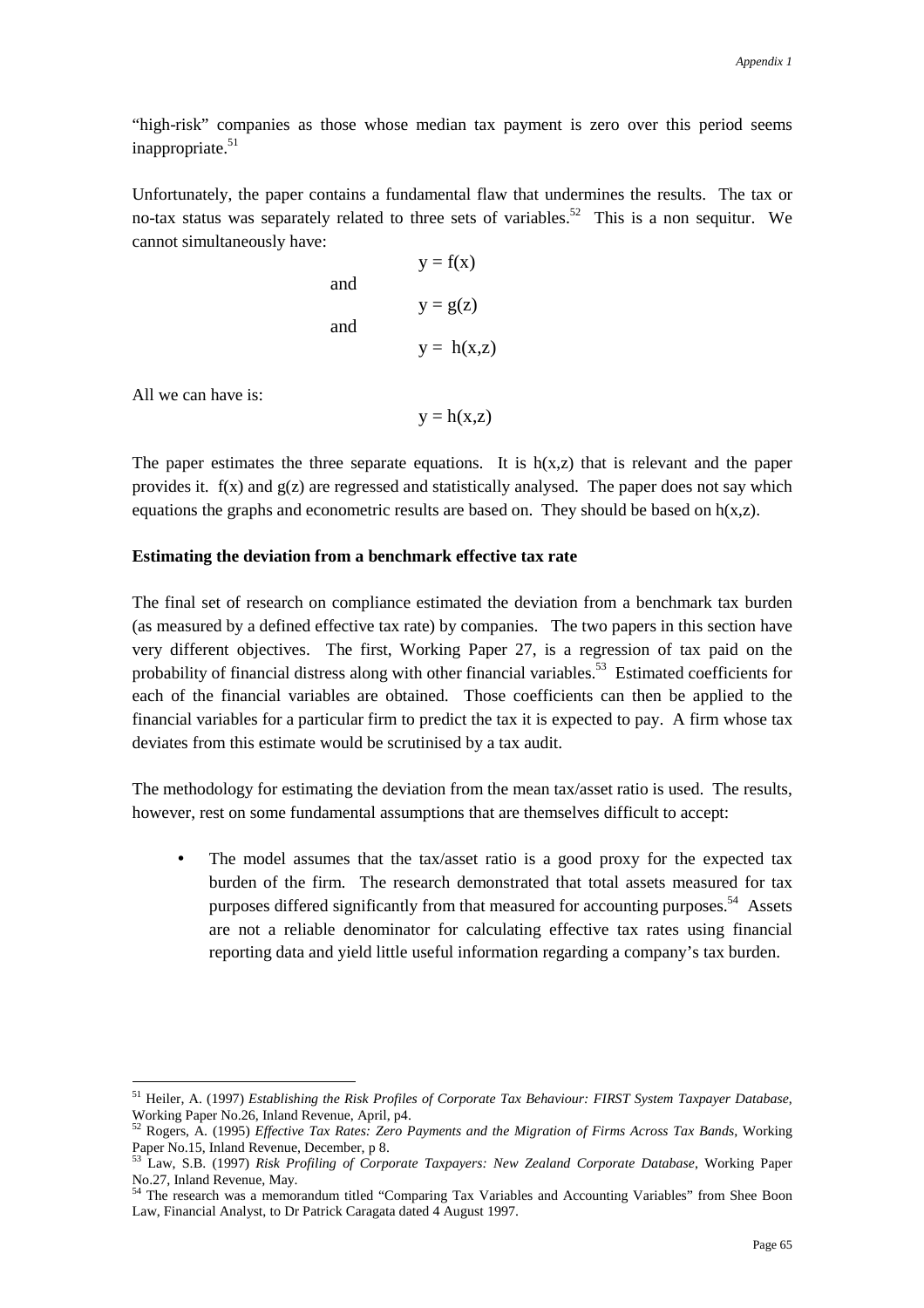"high-risk" companies as those whose median tax payment is zero over this period seems inappropriate.[51]

Unfortunately, the paper contains a fundamental flaw that undermines the results. The tax or no-tax status was separately related to three sets of variables.[52] This is a non sequitur. We cannot simultaneously have:

$$y = f(x)$$

and

$$y = g(z)$$

and

$$y = h(x,z)$$

All we can have is:

$$y = h(x,z)$$

The paper estimates the three separate equations. It is $h(x,z)$ that is relevant and the paper provides it. $f(x)$ and $g(z)$ are regressed and statistically analysed. The paper does not say which equations the graphs and econometric results are based on. They should be based on $h(x,z)$.

**Estimating the deviation from a benchmark effective tax rate**

The final set of research on compliance estimated the deviation from a benchmark tax burden (as measured by a defined effective tax rate) by companies. The two papers in this section have very different objectives. The first, Working Paper 27, is a regression of tax paid on the probability of financial distress along with other financial variables.[53] Estimated coefficients for each of the financial variables are obtained. Those coefficients can then be applied to the financial variables for a particular firm to predict the tax it is expected to pay. A firm whose tax deviates from this estimate would be scrutinised by a tax audit.

The methodology for estimating the deviation from the mean tax/asset ratio is used. The results, however, rest on some fundamental assumptions that are themselves difficult to accept:

- The model assumes that the tax/asset ratio is a good proxy for the expected tax burden of the firm. The research demonstrated that total assets measured for tax purposes differed significantly from that measured for accounting purposes.[54] Assets are not a reliable denominator for calculating effective tax rates using financial reporting data and yield little useful information regarding a company's tax burden.

---

[51] Heiler, A. (1997) *Establishing the Risk Profiles of Corporate Tax Behaviour: FIRST System Taxpayer Database*, Working Paper No.26, Inland Revenue, April, p4.

[52] Rogers, A. (1995) *Effective Tax Rates: Zero Payments and the Migration of Firms Across Tax Bands*, Working Paper No.15, Inland Revenue, December, p 8.

[53] Law, S.B. (1997) *Risk Profiling of Corporate Taxpayers: New Zealand Corporate Database*, Working Paper No.27, Inland Revenue, May.

[54] The research was a memorandum titled "Comparing Tax Variables and Accounting Variables" from Shee Boon Law, Financial Analyst, to Dr Patrick Caragata dated 4 August 1997.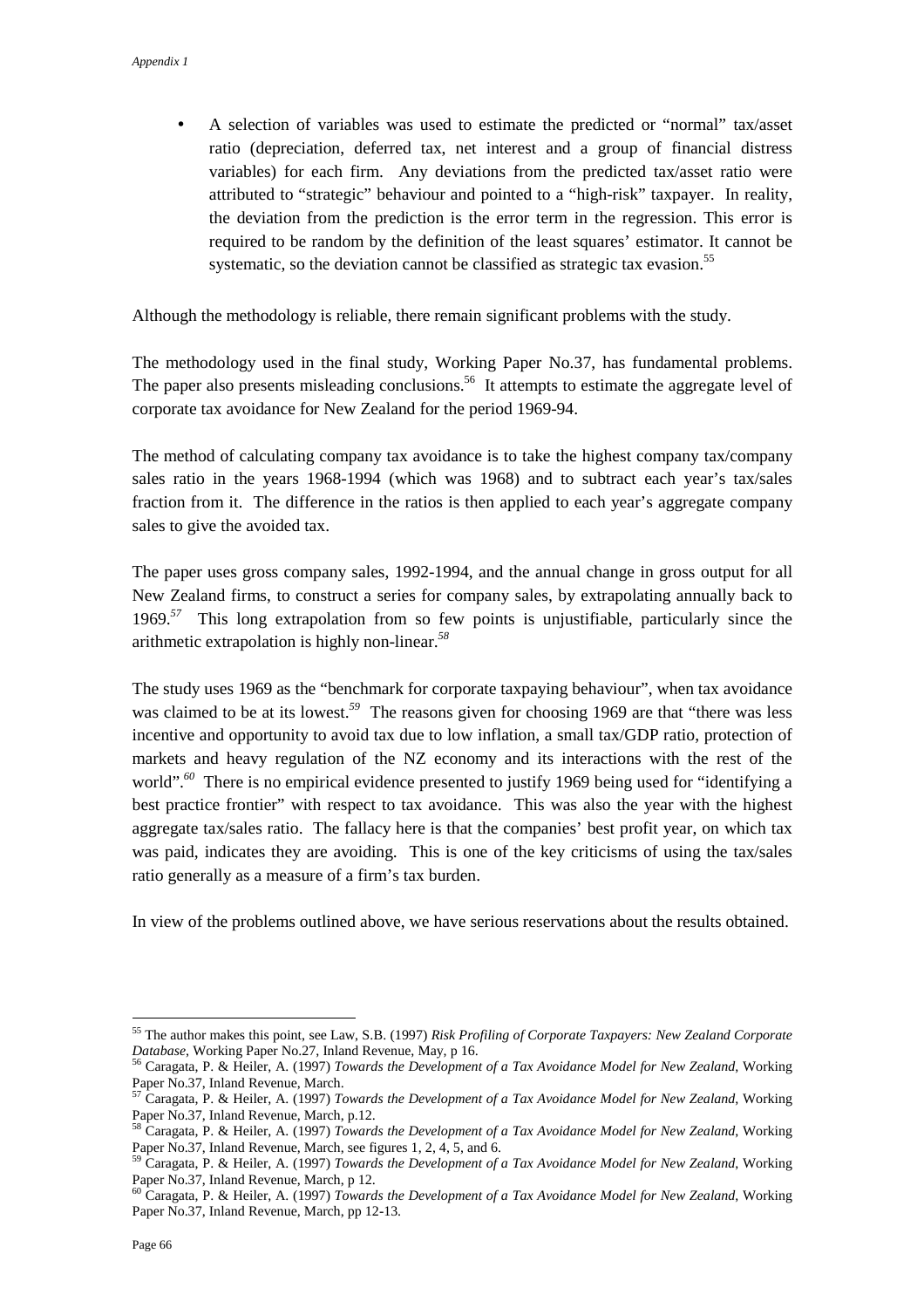- A selection of variables was used to estimate the predicted or "normal" tax/asset ratio (depreciation, deferred tax, net interest and a group of financial distress variables) for each firm. Any deviations from the predicted tax/asset ratio were attributed to "strategic" behaviour and pointed to a "high-risk" taxpayer. In reality, the deviation from the prediction is the error term in the regression. This error is required to be random by the definition of the least squares' estimator. It cannot be systematic, so the deviation cannot be classified as strategic tax evasion.[55]

Although the methodology is reliable, there remain significant problems with the study.

The methodology used in the final study, Working Paper No.37, has fundamental problems. The paper also presents misleading conclusions.[56] It attempts to estimate the aggregate level of corporate tax avoidance for New Zealand for the period 1969-94.

The method of calculating company tax avoidance is to take the highest company tax/company sales ratio in the years 1968-1994 (which was 1968) and to subtract each year's tax/sales fraction from it. The difference in the ratios is then applied to each year's aggregate company sales to give the avoided tax.

The paper uses gross company sales, 1992-1994, and the annual change in gross output for all New Zealand firms, to construct a series for company sales, by extrapolating annually back to 1969.[57] This long extrapolation from so few points is unjustifiable, particularly since the arithmetic extrapolation is highly non-linear.[58]

The study uses 1969 as the "benchmark for corporate taxpaying behaviour", when tax avoidance was claimed to be at its lowest.[59] The reasons given for choosing 1969 are that "there was less incentive and opportunity to avoid tax due to low inflation, a small tax/GDP ratio, protection of markets and heavy regulation of the NZ economy and its interactions with the rest of the world".[60] There is no empirical evidence presented to justify 1969 being used for "identifying a best practice frontier" with respect to tax avoidance. This was also the year with the highest aggregate tax/sales ratio. The fallacy here is that the companies' best profit year, on which tax was paid, indicates they are avoiding. This is one of the key criticisms of using the tax/sales ratio generally as a measure of a firm's tax burden.

In view of the problems outlined above, we have serious reservations about the results obtained.

---

[55] The author makes this point, see Law, S.B. (1997) *Risk Profiling of Corporate Taxpayers: New Zealand Corporate Database*, Working Paper No.27, Inland Revenue, May, p 16.

[56] Caragata, P. & Heiler, A. (1997) *Towards the Development of a Tax Avoidance Model for New Zealand*, Working Paper No.37, Inland Revenue, March.

[57] Caragata, P. & Heiler, A. (1997) *Towards the Development of a Tax Avoidance Model for New Zealand*, Working Paper No.37, Inland Revenue, March, p.12.

[58] Caragata, P. & Heiler, A. (1997) *Towards the Development of a Tax Avoidance Model for New Zealand*, Working Paper No.37, Inland Revenue, March, see figures 1, 2, 4, 5, and 6.

[59] Caragata, P. & Heiler, A. (1997) *Towards the Development of a Tax Avoidance Model for New Zealand*, Working Paper No.37, Inland Revenue, March, p 12.

[60] Caragata, P. & Heiler, A. (1997) *Towards the Development of a Tax Avoidance Model for New Zealand*, Working Paper No.37, Inland Revenue, March, pp 12-13.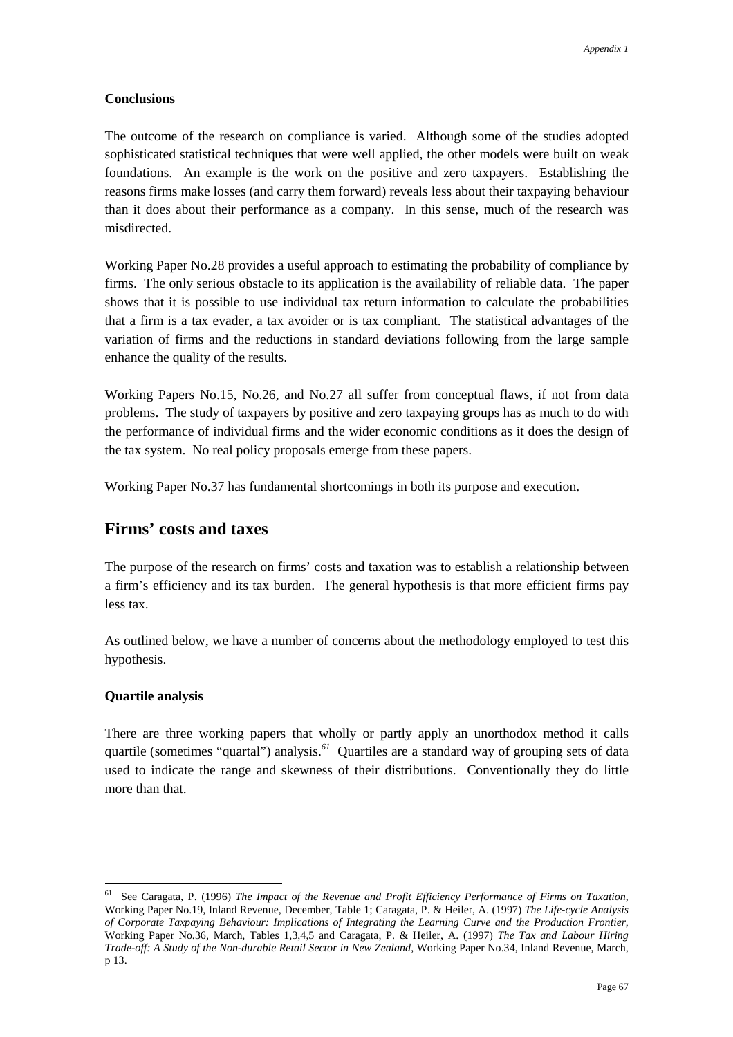**Conclusions**

The outcome of the research on compliance is varied. Although some of the studies adopted sophisticated statistical techniques that were well applied, the other models were built on weak foundations. An example is the work on the positive and zero taxpayers. Establishing the reasons firms make losses (and carry them forward) reveals less about their taxpaying behaviour than it does about their performance as a company. In this sense, much of the research was misdirected.

Working Paper No.28 provides a useful approach to estimating the probability of compliance by firms. The only serious obstacle to its application is the availability of reliable data. The paper shows that it is possible to use individual tax return information to calculate the probabilities that a firm is a tax evader, a tax avoider or is tax compliant. The statistical advantages of the variation of firms and the reductions in standard deviations following from the large sample enhance the quality of the results.

Working Papers No.15, No.26, and No.27 all suffer from conceptual flaws, if not from data problems. The study of taxpayers by positive and zero taxpaying groups has as much to do with the performance of individual firms and the wider economic conditions as it does the design of the tax system. No real policy proposals emerge from these papers.

Working Paper No.37 has fundamental shortcomings in both its purpose and execution.

## Firms' costs and taxes

The purpose of the research on firms' costs and taxation was to establish a relationship between a firm's efficiency and its tax burden. The general hypothesis is that more efficient firms pay less tax.

As outlined below, we have a number of concerns about the methodology employed to test this hypothesis.

**Quartile analysis**

There are three working papers that wholly or partly apply an unorthodox method it calls quartile (sometimes "quartal") analysis.[61] Quartiles are a standard way of grouping sets of data used to indicate the range and skewness of their distributions. Conventionally they do little more than that.

---

[61] See Caragata, P. (1996) *The Impact of the Revenue and Profit Efficiency Performance of Firms on Taxation*, Working Paper No.19, Inland Revenue, December, Table 1; Caragata, P. & Heiler, A. (1997) *The Life-cycle Analysis of Corporate Taxpaying Behaviour: Implications of Integrating the Learning Curve and the Production Frontier*, Working Paper No.36, March, Tables 1,3,4,5 and Caragata, P. & Heiler, A. (1997) *The Tax and Labour Hiring Trade-off: A Study of the Non-durable Retail Sector in New Zealand*, Working Paper No.34, Inland Revenue, March, p 13.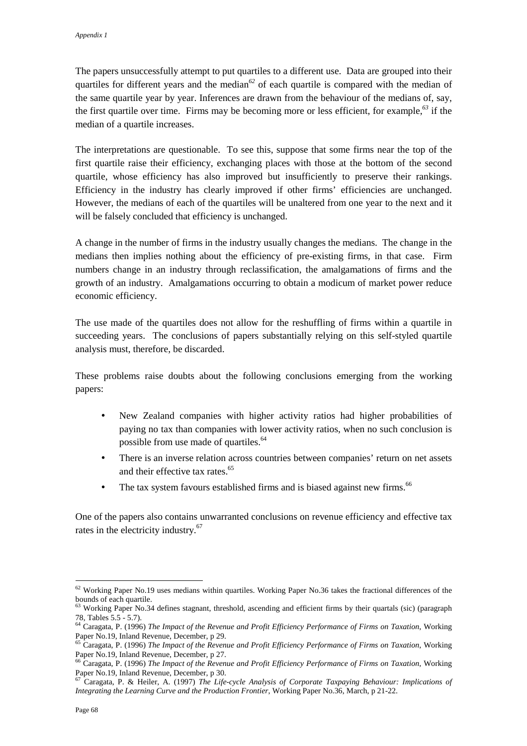The papers unsuccessfully attempt to put quartiles to a different use. Data are grouped into their quartiles for different years and the median[62] of each quartile is compared with the median of the same quartile year by year. Inferences are drawn from the behaviour of the medians of, say, the first quartile over time. Firms may be becoming more or less efficient, for example,[63] if the median of a quartile increases.

The interpretations are questionable. To see this, suppose that some firms near the top of the first quartile raise their efficiency, exchanging places with those at the bottom of the second quartile, whose efficiency has also improved but insufficiently to preserve their rankings. Efficiency in the industry has clearly improved if other firms' efficiencies are unchanged. However, the medians of each of the quartiles will be unaltered from one year to the next and it will be falsely concluded that efficiency is unchanged.

A change in the number of firms in the industry usually changes the medians. The change in the medians then implies nothing about the efficiency of pre-existing firms, in that case. Firm numbers change in an industry through reclassification, the amalgamations of firms and the growth of an industry. Amalgamations occurring to obtain a modicum of market power reduce economic efficiency.

The use made of the quartiles does not allow for the reshuffling of firms within a quartile in succeeding years. The conclusions of papers substantially relying on this self-styled quartile analysis must, therefore, be discarded.

These problems raise doubts about the following conclusions emerging from the working papers:

- New Zealand companies with higher activity ratios had higher probabilities of paying no tax than companies with lower activity ratios, when no such conclusion is possible from use made of quartiles.[64]
- There is an inverse relation across countries between companies' return on net assets and their effective tax rates.[65]
- The tax system favours established firms and is biased against new firms.[66]

One of the papers also contains unwarranted conclusions on revenue efficiency and effective tax rates in the electricity industry.[67]

---

[62] Working Paper No.19 uses medians within quartiles. Working Paper No.36 takes the fractional differences of the bounds of each quartile.

[63] Working Paper No.34 defines stagnant, threshold, ascending and efficient firms by their quartals (sic) (paragraph 78, Tables 5.5 - 5.7).

[64] Caragata, P. (1996) *The Impact of the Revenue and Profit Efficiency Performance of Firms on Taxation*, Working Paper No.19, Inland Revenue, December, p 29.

[65] Caragata, P. (1996) *The Impact of the Revenue and Profit Efficiency Performance of Firms on Taxation*, Working Paper No.19, Inland Revenue, December, p 27.

[66] Caragata, P. (1996) *The Impact of the Revenue and Profit Efficiency Performance of Firms on Taxation*, Working Paper No.19, Inland Revenue, December, p 30.

[67] Caragata, P. & Heiler, A. (1997) *The Life-cycle Analysis of Corporate Taxpaying Behaviour: Implications of Integrating the Learning Curve and the Production Frontier*, Working Paper No.36, March, p 21-22.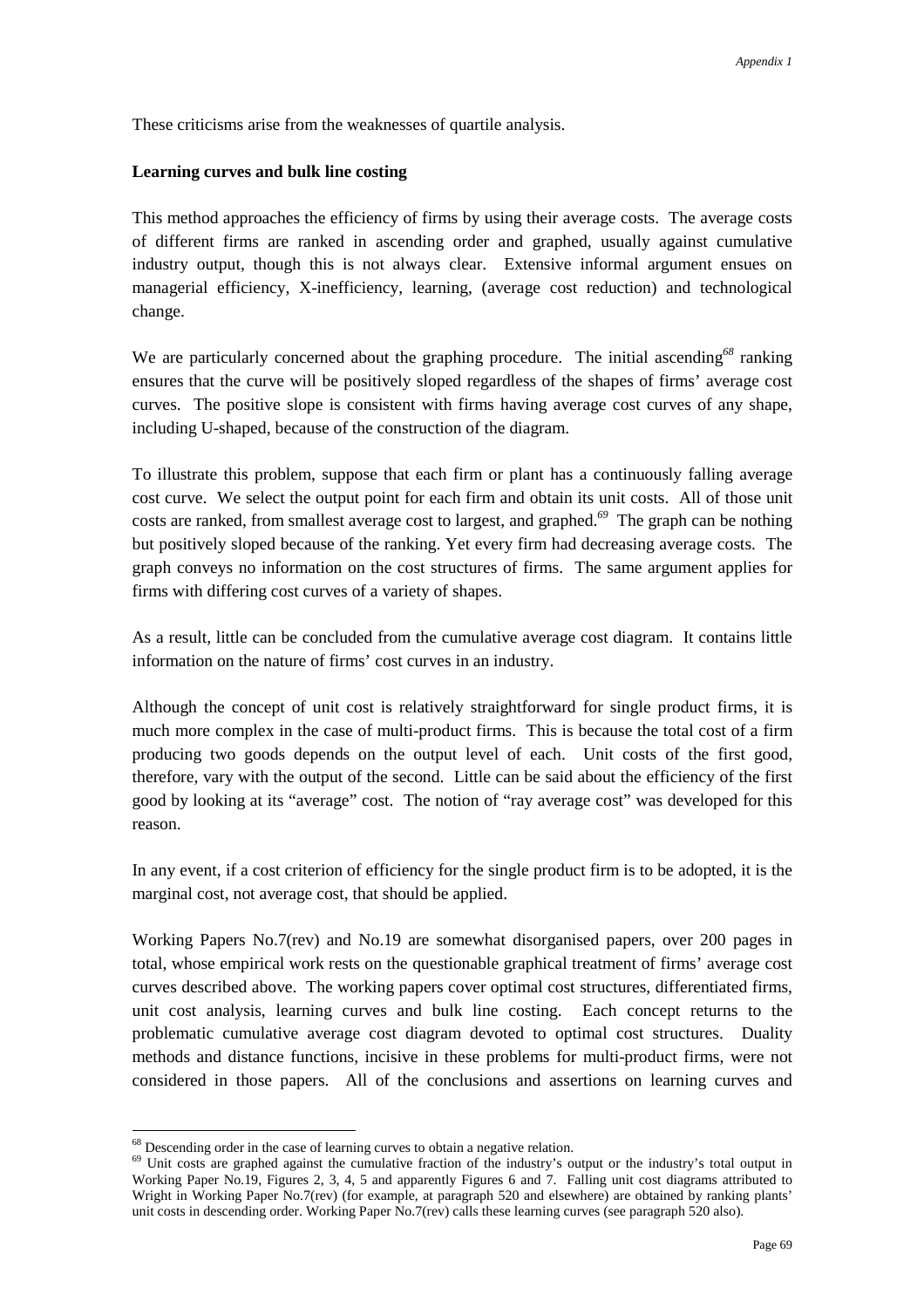These criticisms arise from the weaknesses of quartile analysis.

**Learning curves and bulk line costing**

This method approaches the efficiency of firms by using their average costs. The average costs of different firms are ranked in ascending order and graphed, usually against cumulative industry output, though this is not always clear. Extensive informal argument ensues on managerial efficiency, X-inefficiency, learning, (average cost reduction) and technological change.

We are particularly concerned about the graphing procedure. The initial ascending[68] ranking ensures that the curve will be positively sloped regardless of the shapes of firms' average cost curves. The positive slope is consistent with firms having average cost curves of any shape, including U-shaped, because of the construction of the diagram.

To illustrate this problem, suppose that each firm or plant has a continuously falling average cost curve. We select the output point for each firm and obtain its unit costs. All of those unit costs are ranked, from smallest average cost to largest, and graphed.[69] The graph can be nothing but positively sloped because of the ranking. Yet every firm had decreasing average costs. The graph conveys no information on the cost structures of firms. The same argument applies for firms with differing cost curves of a variety of shapes.

As a result, little can be concluded from the cumulative average cost diagram. It contains little information on the nature of firms' cost curves in an industry.

Although the concept of unit cost is relatively straightforward for single product firms, it is much more complex in the case of multi-product firms. This is because the total cost of a firm producing two goods depends on the output level of each. Unit costs of the first good, therefore, vary with the output of the second. Little can be said about the efficiency of the first good by looking at its "average" cost. The notion of "ray average cost" was developed for this reason.

In any event, if a cost criterion of efficiency for the single product firm is to be adopted, it is the marginal cost, not average cost, that should be applied.

Working Papers No.7(rev) and No.19 are somewhat disorganised papers, over 200 pages in total, whose empirical work rests on the questionable graphical treatment of firms' average cost curves described above. The working papers cover optimal cost structures, differentiated firms, unit cost analysis, learning curves and bulk line costing. Each concept returns to the problematic cumulative average cost diagram devoted to optimal cost structures. Duality methods and distance functions, incisive in these problems for multi-product firms, were not considered in those papers. All of the conclusions and assertions on learning curves and

---

[68] Descending order in the case of learning curves to obtain a negative relation.

[69] Unit costs are graphed against the cumulative fraction of the industry's output or the industry's total output in Working Paper No.19, Figures 2, 3, 4, 5 and apparently Figures 6 and 7. Falling unit cost diagrams attributed to Wright in Working Paper No.7(rev) (for example, at paragraph 520 and elsewhere) are obtained by ranking plants' unit costs in descending order. Working Paper No.7(rev) calls these learning curves (see paragraph 520 also).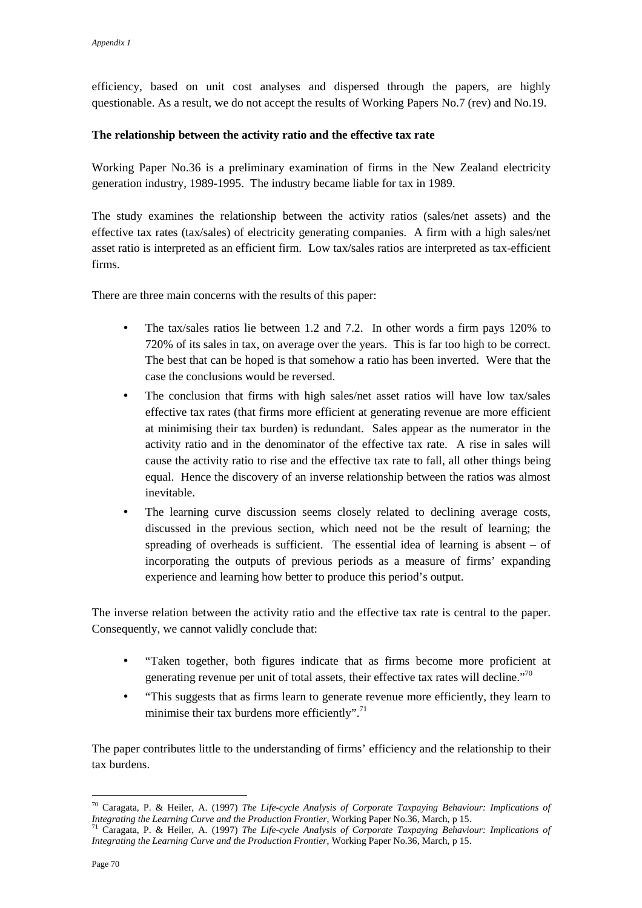efficiency, based on unit cost analyses and dispersed through the papers, are highly questionable. As a result, we do not accept the results of Working Papers No.7 (rev) and No.19.

**The relationship between the activity ratio and the effective tax rate**

Working Paper No.36 is a preliminary examination of firms in the New Zealand electricity generation industry, 1989-1995. The industry became liable for tax in 1989.

The study examines the relationship between the activity ratios (sales/net assets) and the effective tax rates (tax/sales) of electricity generating companies. A firm with a high sales/net asset ratio is interpreted as an efficient firm. Low tax/sales ratios are interpreted as tax-efficient firms.

There are three main concerns with the results of this paper:

- The tax/sales ratios lie between 1.2 and 7.2. In other words a firm pays 120% to 720% of its sales in tax, on average over the years. This is far too high to be correct. The best that can be hoped is that somehow a ratio has been inverted. Were that the case the conclusions would be reversed.
- The conclusion that firms with high sales/net asset ratios will have low tax/sales effective tax rates (that firms more efficient at generating revenue are more efficient at minimising their tax burden) is redundant. Sales appear as the numerator in the activity ratio and in the denominator of the effective tax rate. A rise in sales will cause the activity ratio to rise and the effective tax rate to fall, all other things being equal. Hence the discovery of an inverse relationship between the ratios was almost inevitable.
- The learning curve discussion seems closely related to declining average costs, discussed in the previous section, which need not be the result of learning; the spreading of overheads is sufficient. The essential idea of learning is absent – of incorporating the outputs of previous periods as a measure of firms' expanding experience and learning how better to produce this period's output.

The inverse relation between the activity ratio and the effective tax rate is central to the paper. Consequently, we cannot validly conclude that:

- "Taken together, both figures indicate that as firms become more proficient at generating revenue per unit of total assets, their effective tax rates will decline."[70]
- "This suggests that as firms learn to generate revenue more efficiently, they learn to minimise their tax burdens more efficiently".[71]

The paper contributes little to the understanding of firms' efficiency and the relationship to their tax burdens.

---

[70] Caragata, P. & Heiler, A. (1997) *The Life-cycle Analysis of Corporate Taxpaying Behaviour: Implications of Integrating the Learning Curve and the Production Frontier*, Working Paper No.36, March, p 15.

[71] Caragata, P. & Heiler, A. (1997) *The Life-cycle Analysis of Corporate Taxpaying Behaviour: Implications of Integrating the Learning Curve and the Production Frontier*, Working Paper No.36, March, p 15.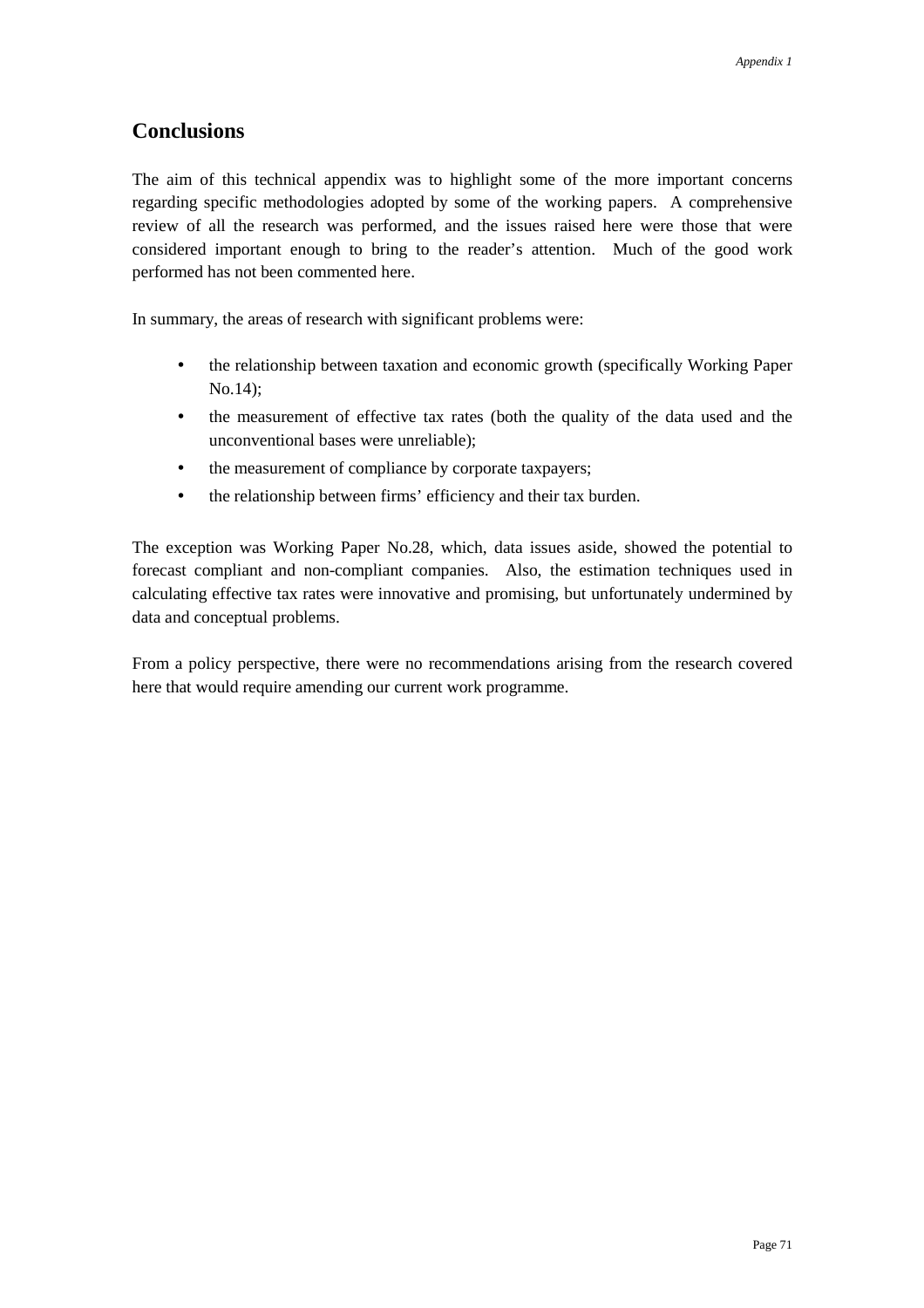## Conclusions

The aim of this technical appendix was to highlight some of the more important concerns regarding specific methodologies adopted by some of the working papers. A comprehensive review of all the research was performed, and the issues raised here were those that were considered important enough to bring to the reader's attention. Much of the good work performed has not been commented here.

In summary, the areas of research with significant problems were:

- the relationship between taxation and economic growth (specifically Working Paper No.14);
- the measurement of effective tax rates (both the quality of the data used and the unconventional bases were unreliable);
- the measurement of compliance by corporate taxpayers;
- the relationship between firms' efficiency and their tax burden.

The exception was Working Paper No.28, which, data issues aside, showed the potential to forecast compliant and non-compliant companies. Also, the estimation techniques used in calculating effective tax rates were innovative and promising, but unfortunately undermined by data and conceptual problems.

From a policy perspective, there were no recommendations arising from the research covered here that would require amending our current work programme.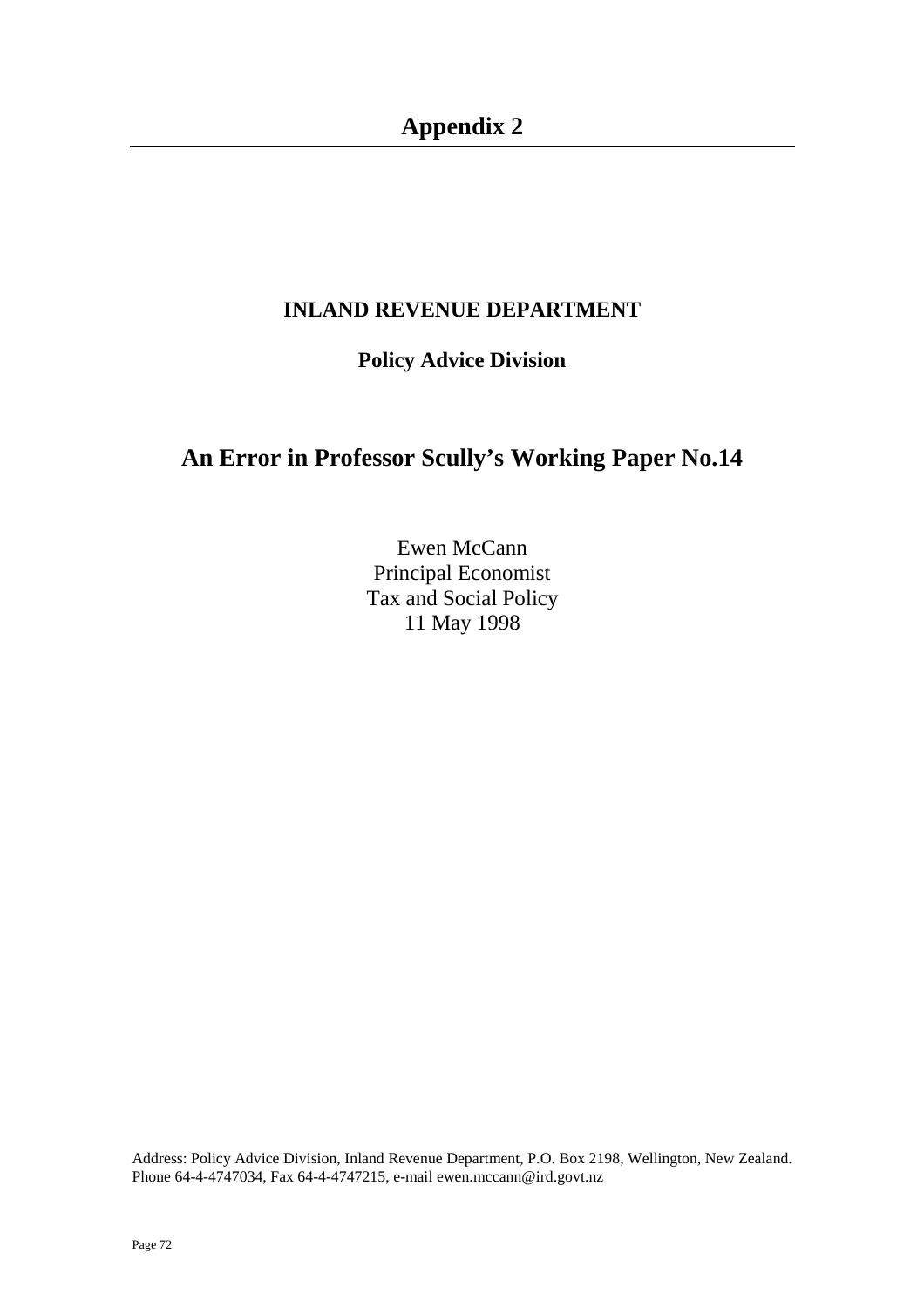# Appendix 2

**INLAND REVENUE DEPARTMENT**

**Policy Advice Division**

## An Error in Professor Scully's Working Paper No.14

Ewen McCann
Principal Economist
Tax and Social Policy
11 May 1998

Address: Policy Advice Division, Inland Revenue Department, P.O. Box 2198, Wellington, New Zealand.
Phone 64-4-4747034, Fax 64-4-4747215, e-mail ewen.mccann@ird.govt.nz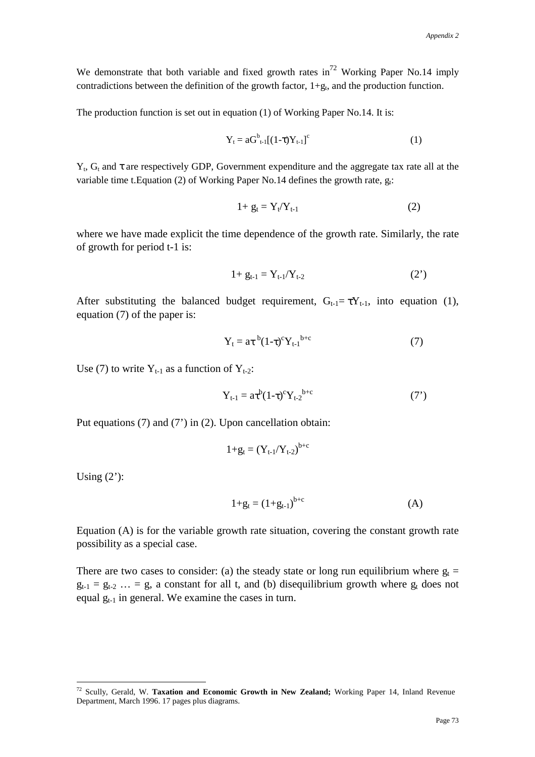We demonstrate that both variable and fixed growth rates in[72] Working Paper No.14 imply contradictions between the definition of the growth factor, $1+g_t$, and the production function.

The production function is set out in equation (1) of Working Paper No.14. It is:

$$Y_t = aG^b_{t-1}[(1-\tau)Y_{t-1}]^c \qquad (1)$$

$Y_t$, $G_t$ and $\tau$ are respectively GDP, Government expenditure and the aggregate tax rate all at the variable time t.Equation (2) of Working Paper No.14 defines the growth rate, $g_t$:

$$1+ g_t = Y_t/Y_{t-1} \qquad (2)$$

where we have made explicit the time dependence of the growth rate. Similarly, the rate of growth for period t-1 is:

$$1+ g_{t-1} = Y_{t-1}/Y_{t-2} \qquad (2')$$

After substituting the balanced budget requirement, $G_{t-1}= \tau Y_{t-1}$, into equation (1), equation (7) of the paper is:

$$Y_t = a\tau^b(1-\tau)^c Y_{t-1}^{b+c} \qquad (7)$$

Use (7) to write $Y_{t-1}$ as a function of $Y_{t-2}$:

$$Y_{t-1} = a\tau^b(1-\tau)^c Y_{t-2}^{b+c} \qquad (7')$$

Put equations (7) and (7') in (2). Upon cancellation obtain:

$$1+g_t = (Y_{t-1}/Y_{t-2})^{b+c}$$

Using (2'):

$$1+g_t = (1+g_{t-1})^{b+c} \qquad (A)$$

Equation (A) is for the variable growth rate situation, covering the constant growth rate possibility as a special case.

There are two cases to consider: (a) the steady state or long run equilibrium where $g_t = g_{t-1} = g_{t-2} \ldots = g$, a constant for all t, and (b) disequilibrium growth where $g_t$ does not equal $g_{t-1}$ in general. We examine the cases in turn.

[72] Scully, Gerald, W. **Taxation and Economic Growth in New Zealand;** Working Paper 14, Inland Revenue Department, March 1996. 17 pages plus diagrams.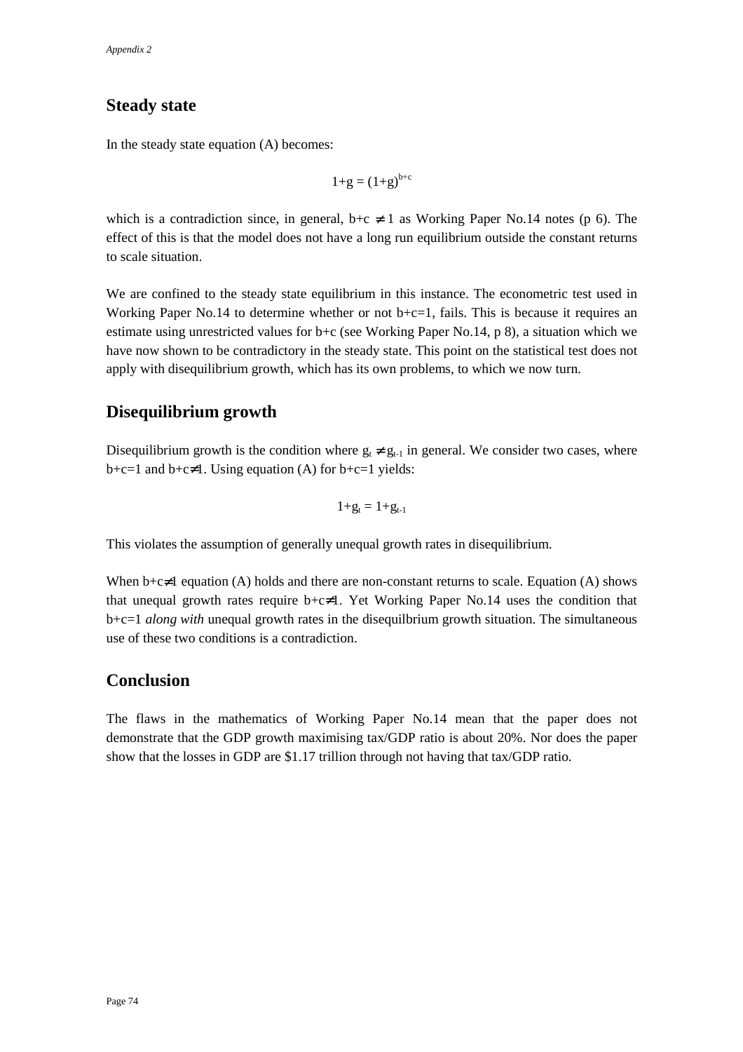## Steady state

In the steady state equation (A) becomes:

$$1+g = (1+g)^{b+c}$$

which is a contradiction since, in general, $b+c \neq 1$ as Working Paper No.14 notes (p 6). The effect of this is that the model does not have a long run equilibrium outside the constant returns to scale situation.

We are confined to the steady state equilibrium in this instance. The econometric test used in Working Paper No.14 to determine whether or not $b+c=1$, fails. This is because it requires an estimate using unrestricted values for $b+c$ (see Working Paper No.14, p 8), a situation which we have now shown to be contradictory in the steady state. This point on the statistical test does not apply with disequilibrium growth, which has its own problems, to which we now turn.

## Disequilibrium growth

Disequilibrium growth is the condition where $g_t \neq g_{t-1}$ in general. We consider two cases, where $b+c=1$ and $b+c\neq1$. Using equation (A) for $b+c=1$ yields:

$$1+g_t = 1+g_{t-1}$$

This violates the assumption of generally unequal growth rates in disequilibrium.

When $b+c\neq1$ equation (A) holds and there are non-constant returns to scale. Equation (A) shows that unequal growth rates require $b+c\neq1$. Yet Working Paper No.14 uses the condition that $b+c=1$ *along with* unequal growth rates in the disequilbrium growth situation. The simultaneous use of these two conditions is a contradiction.

## Conclusion

The flaws in the mathematics of Working Paper No.14 mean that the paper does not demonstrate that the GDP growth maximising tax/GDP ratio is about 20%. Nor does the paper show that the losses in GDP are $1.17 trillion through not having that tax/GDP ratio.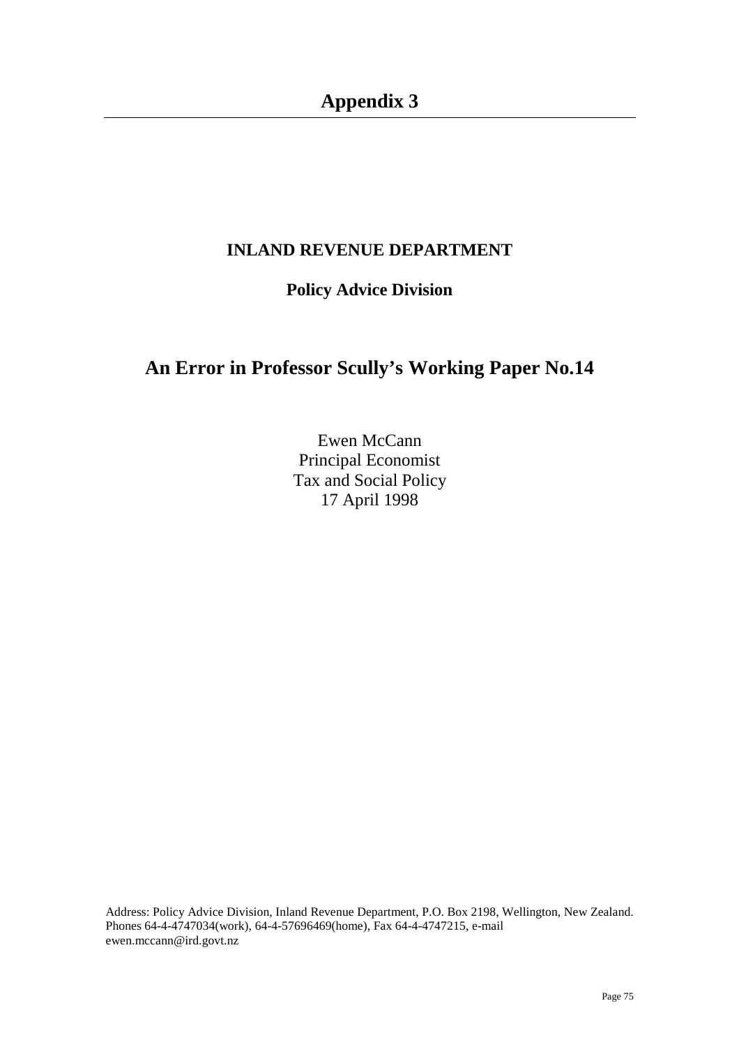# Appendix 3

**INLAND REVENUE DEPARTMENT**

**Policy Advice Division**

## An Error in Professor Scully's Working Paper No.14

Ewen McCann
Principal Economist
Tax and Social Policy
17 April 1998

Address: Policy Advice Division, Inland Revenue Department, P.O. Box 2198, Wellington, New Zealand. Phones 64-4-4747034(work), 64-4-57696469(home), Fax 64-4-4747215, e-mail ewen.mccann@ird.govt.nz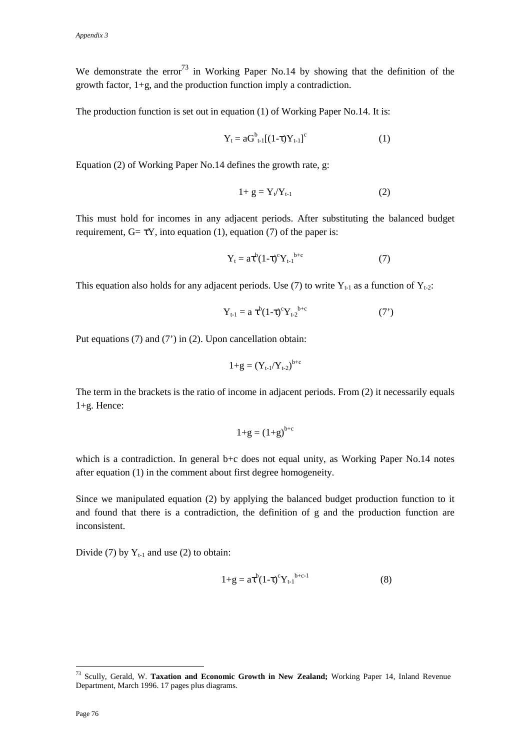We demonstrate the error[73] in Working Paper No.14 by showing that the definition of the growth factor, 1+g, and the production function imply a contradiction.

The production function is set out in equation (1) of Working Paper No.14. It is:

$$Y_t = aG^b_{t-1}[(1-\tau)Y_{t-1}]^c \qquad (1)$$

Equation (2) of Working Paper No.14 defines the growth rate, g:

$$1+ g = Y_t/Y_{t-1} \qquad (2)$$

This must hold for incomes in any adjacent periods. After substituting the balanced budget requirement, $G= \tau Y$, into equation (1), equation (7) of the paper is:

$$Y_t = a\tau^b(1-\tau)^c Y_{t-1}^{\ b+c} \qquad (7)$$

This equation also holds for any adjacent periods. Use (7) to write $Y_{t-1}$ as a function of $Y_{t-2}$:

$$Y_{t-1} = a\ \tau^b(1-\tau)^c Y_{t-2}^{\ b+c} \qquad (7')$$

Put equations (7) and (7') in (2). Upon cancellation obtain:

$$1+g = (Y_{t-1}/Y_{t-2})^{b+c}$$

The term in the brackets is the ratio of income in adjacent periods. From (2) it necessarily equals 1+g. Hence:

$$1+g = (1+g)^{b+c}$$

which is a contradiction. In general b+c does not equal unity, as Working Paper No.14 notes after equation (1) in the comment about first degree homogeneity.

Since we manipulated equation (2) by applying the balanced budget production function to it and found that there is a contradiction, the definition of g and the production function are inconsistent.

Divide (7) by $Y_{t-1}$ and use (2) to obtain:

$$1+g = a\tau^b(1-\tau)^c Y_{t-1}^{\ b+c-1} \qquad (8)$$

[73] Scully, Gerald, W. **Taxation and Economic Growth in New Zealand;** Working Paper 14, Inland Revenue Department, March 1996. 17 pages plus diagrams.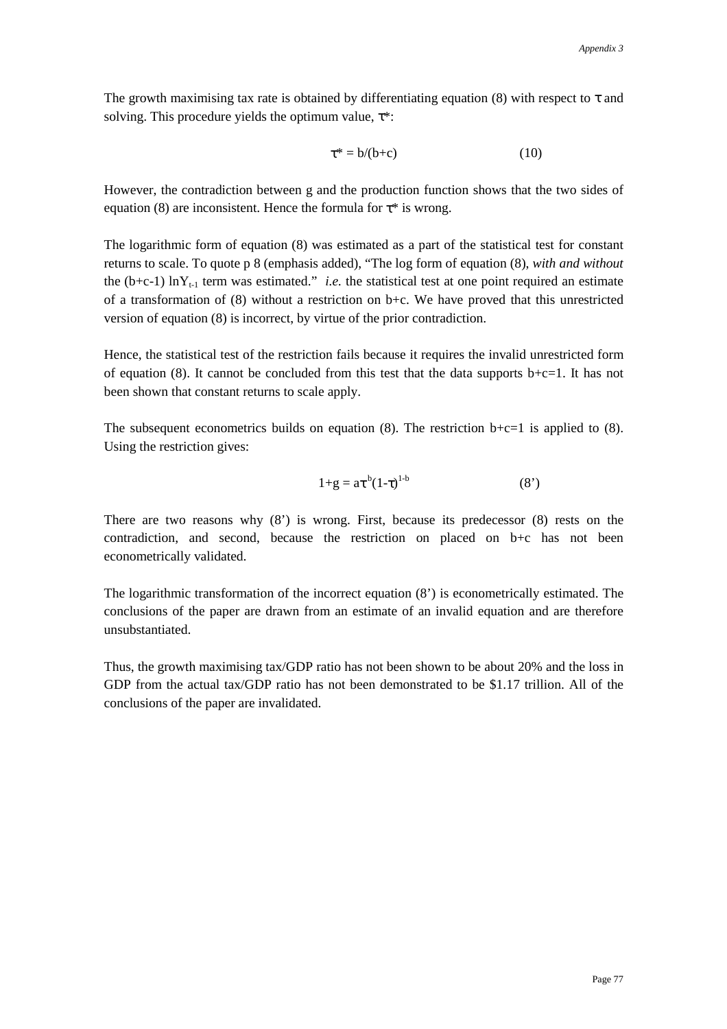The growth maximising tax rate is obtained by differentiating equation (8) with respect to $\tau$ and solving. This procedure yields the optimum value, $\tau^*$:

$$\tau^* = b/(b+c) \qquad (10)$$

However, the contradiction between g and the production function shows that the two sides of equation (8) are inconsistent. Hence the formula for $\tau^*$ is wrong.

The logarithmic form of equation (8) was estimated as a part of the statistical test for constant returns to scale. To quote p 8 (emphasis added), "The log form of equation (8), *with and without* the $(b+c-1)\ \ln Y_{t-1}$ term was estimated." *i.e.* the statistical test at one point required an estimate of a transformation of (8) without a restriction on b+c. We have proved that this unrestricted version of equation (8) is incorrect, by virtue of the prior contradiction.

Hence, the statistical test of the restriction fails because it requires the invalid unrestricted form of equation (8). It cannot be concluded from this test that the data supports b+c=1. It has not been shown that constant returns to scale apply.

The subsequent econometrics builds on equation (8). The restriction b+c=1 is applied to (8). Using the restriction gives:

$$1+g = a\tau^{b}(1-\tau)^{1-b} \qquad (8')$$

There are two reasons why (8') is wrong. First, because its predecessor (8) rests on the contradiction, and second, because the restriction on placed on b+c has not been econometrically validated.

The logarithmic transformation of the incorrect equation (8') is econometrically estimated. The conclusions of the paper are drawn from an estimate of an invalid equation and are therefore unsubstantiated.

Thus, the growth maximising tax/GDP ratio has not been shown to be about 20% and the loss in GDP from the actual tax/GDP ratio has not been demonstrated to be $1.17 trillion. All of the conclusions of the paper are invalidated.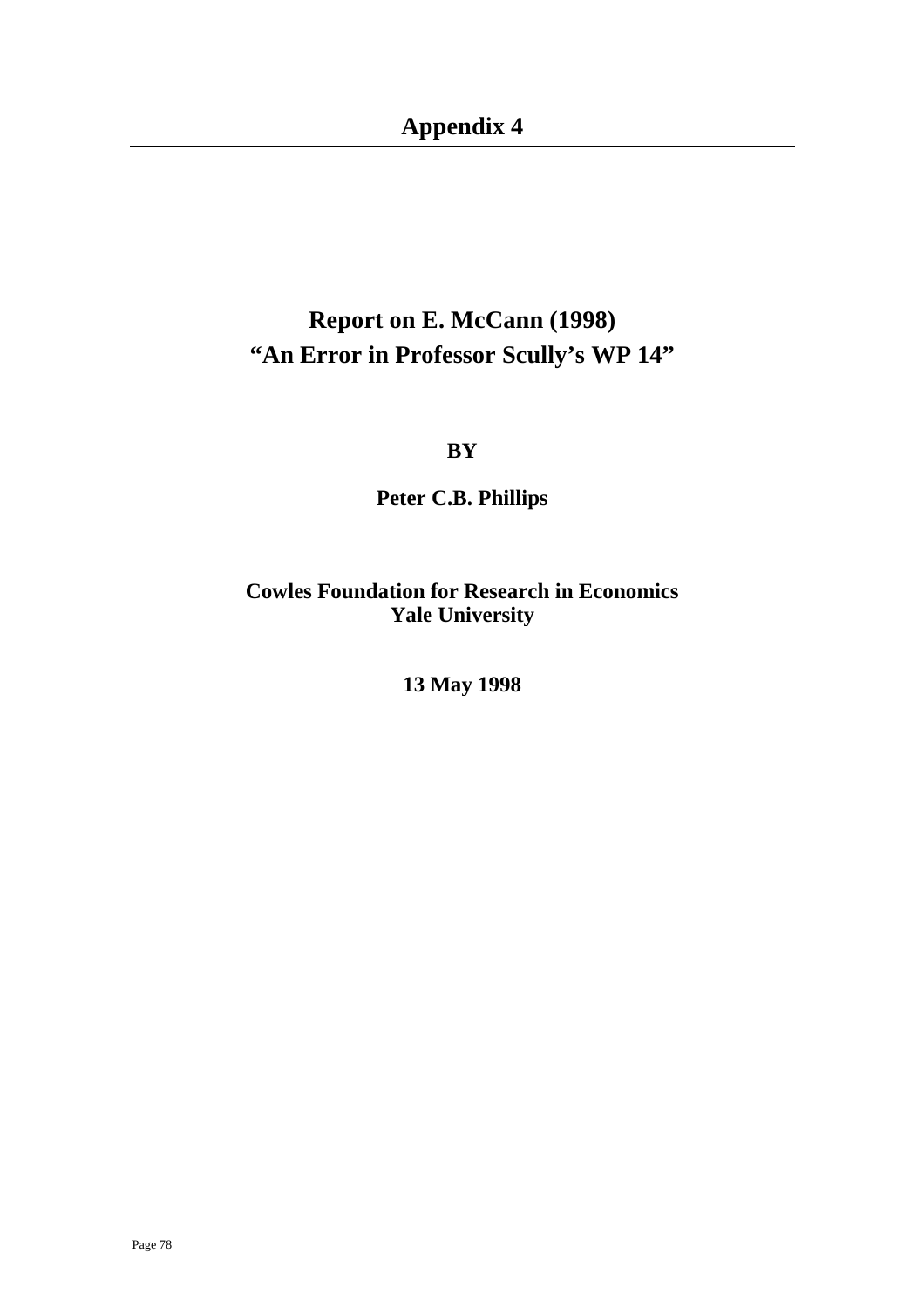# Appendix 4

## Report on E. McCann (1998) “An Error in Professor Scully’s WP 14”

**BY**

**Peter C.B. Phillips**

**Cowles Foundation for Research in Economics**
**Yale University**

**13 May 1998**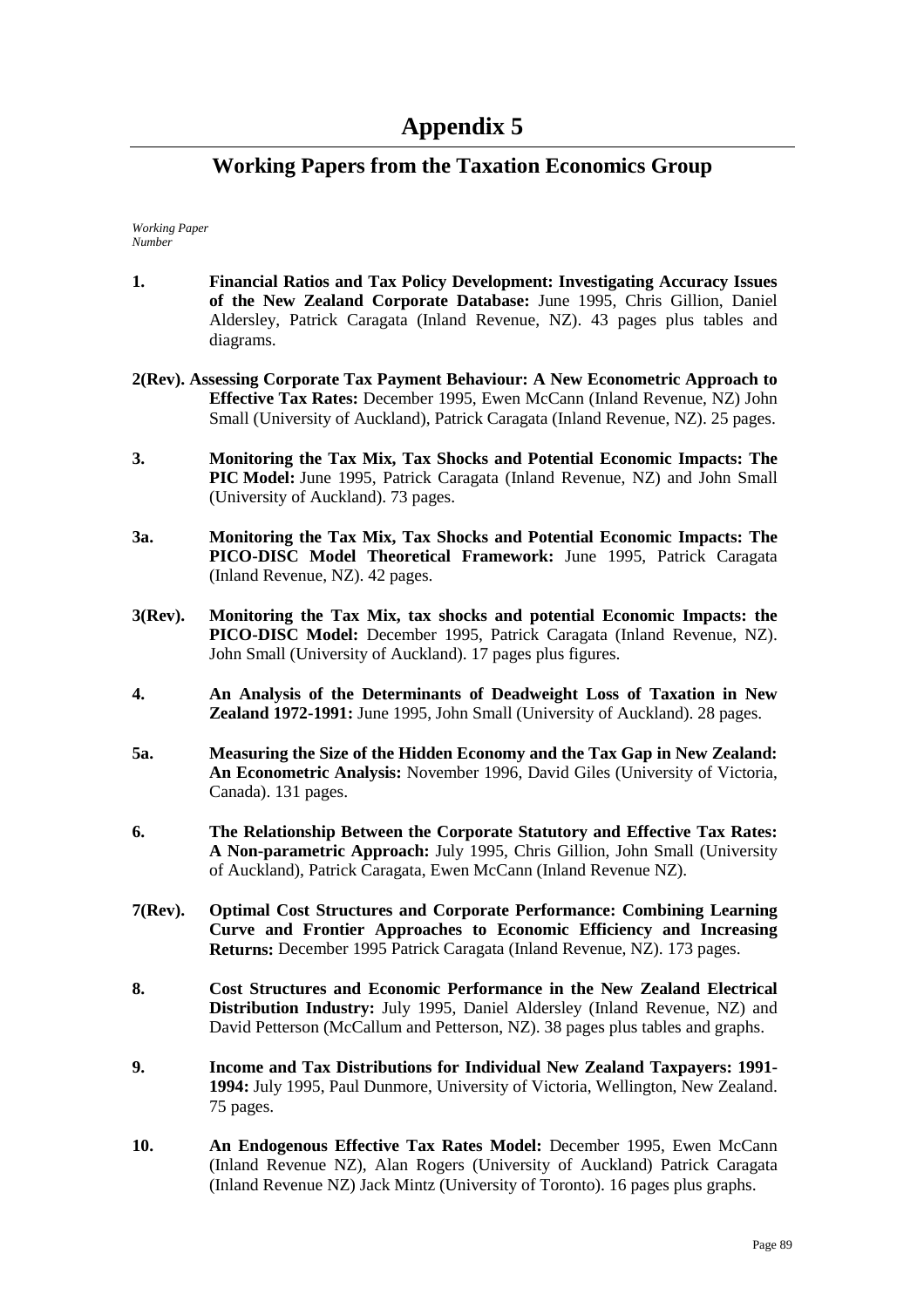# Appendix 5

## Working Papers from the Taxation Economics Group

*Working Paper Number*

**1.** **Financial Ratios and Tax Policy Development: Investigating Accuracy Issues of the New Zealand Corporate Database:** June 1995, Chris Gillion, Daniel Aldersley, Patrick Caragata (Inland Revenue, NZ). 43 pages plus tables and diagrams.

**2(Rev).** **Assessing Corporate Tax Payment Behaviour: A New Econometric Approach to Effective Tax Rates:** December 1995, Ewen McCann (Inland Revenue, NZ) John Small (University of Auckland), Patrick Caragata (Inland Revenue, NZ). 25 pages.

**3.** **Monitoring the Tax Mix, Tax Shocks and Potential Economic Impacts: The PIC Model:** June 1995, Patrick Caragata (Inland Revenue, NZ) and John Small (University of Auckland). 73 pages.

**3a.** **Monitoring the Tax Mix, Tax Shocks and Potential Economic Impacts: The PICO-DISC Model Theoretical Framework:** June 1995, Patrick Caragata (Inland Revenue, NZ). 42 pages.

**3(Rev).** **Monitoring the Tax Mix, tax shocks and potential Economic Impacts: the PICO-DISC Model:** December 1995, Patrick Caragata (Inland Revenue, NZ). John Small (University of Auckland). 17 pages plus figures.

**4.** **An Analysis of the Determinants of Deadweight Loss of Taxation in New Zealand 1972-1991:** June 1995, John Small (University of Auckland). 28 pages.

**5a.** **Measuring the Size of the Hidden Economy and the Tax Gap in New Zealand: An Econometric Analysis:** November 1996, David Giles (University of Victoria, Canada). 131 pages.

**6.** **The Relationship Between the Corporate Statutory and Effective Tax Rates: A Non-parametric Approach:** July 1995, Chris Gillion, John Small (University of Auckland), Patrick Caragata, Ewen McCann (Inland Revenue NZ).

**7(Rev).** **Optimal Cost Structures and Corporate Performance: Combining Learning Curve and Frontier Approaches to Economic Efficiency and Increasing Returns:** December 1995 Patrick Caragata (Inland Revenue, NZ). 173 pages.

**8.** **Cost Structures and Economic Performance in the New Zealand Electrical Distribution Industry:** July 1995, Daniel Aldersley (Inland Revenue, NZ) and David Petterson (McCallum and Petterson, NZ). 38 pages plus tables and graphs.

**9.** **Income and Tax Distributions for Individual New Zealand Taxpayers: 1991-1994:** July 1995, Paul Dunmore, University of Victoria, Wellington, New Zealand. 75 pages.

**10.** **An Endogenous Effective Tax Rates Model:** December 1995, Ewen McCann (Inland Revenue NZ), Alan Rogers (University of Auckland) Patrick Caragata (Inland Revenue NZ) Jack Mintz (University of Toronto). 16 pages plus graphs.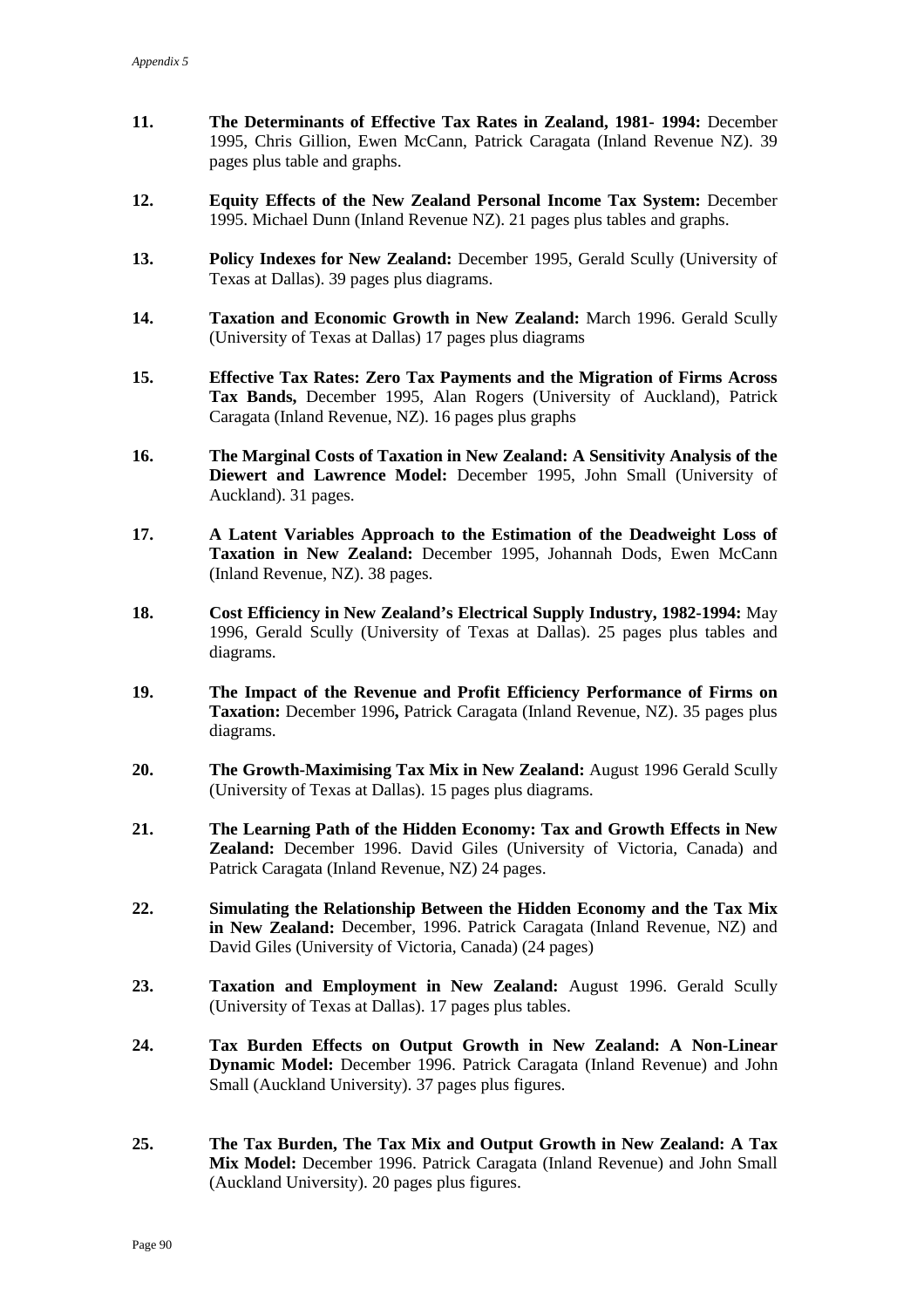11. **The Determinants of Effective Tax Rates in Zealand, 1981- 1994:** December 1995, Chris Gillion, Ewen McCann, Patrick Caragata (Inland Revenue NZ). 39 pages plus table and graphs.

12. **Equity Effects of the New Zealand Personal Income Tax System:** December 1995. Michael Dunn (Inland Revenue NZ). 21 pages plus tables and graphs.

13. **Policy Indexes for New Zealand:** December 1995, Gerald Scully (University of Texas at Dallas). 39 pages plus diagrams.

14. **Taxation and Economic Growth in New Zealand:** March 1996. Gerald Scully (University of Texas at Dallas) 17 pages plus diagrams

15. **Effective Tax Rates: Zero Tax Payments and the Migration of Firms Across Tax Bands,** December 1995, Alan Rogers (University of Auckland), Patrick Caragata (Inland Revenue, NZ). 16 pages plus graphs

16. **The Marginal Costs of Taxation in New Zealand: A Sensitivity Analysis of the Diewert and Lawrence Model:** December 1995, John Small (University of Auckland). 31 pages.

17. **A Latent Variables Approach to the Estimation of the Deadweight Loss of Taxation in New Zealand:** December 1995, Johannah Dods, Ewen McCann (Inland Revenue, NZ). 38 pages.

18. **Cost Efficiency in New Zealand's Electrical Supply Industry, 1982-1994:** May 1996, Gerald Scully (University of Texas at Dallas). 25 pages plus tables and diagrams.

19. **The Impact of the Revenue and Profit Efficiency Performance of Firms on Taxation:** December 1996**,** Patrick Caragata (Inland Revenue, NZ). 35 pages plus diagrams.

20. **The Growth-Maximising Tax Mix in New Zealand:** August 1996 Gerald Scully (University of Texas at Dallas). 15 pages plus diagrams.

21. **The Learning Path of the Hidden Economy: Tax and Growth Effects in New Zealand:** December 1996. David Giles (University of Victoria, Canada) and Patrick Caragata (Inland Revenue, NZ) 24 pages.

22. **Simulating the Relationship Between the Hidden Economy and the Tax Mix in New Zealand:** December, 1996. Patrick Caragata (Inland Revenue, NZ) and David Giles (University of Victoria, Canada) (24 pages)

23. **Taxation and Employment in New Zealand:** August 1996. Gerald Scully (University of Texas at Dallas). 17 pages plus tables.

24. **Tax Burden Effects on Output Growth in New Zealand: A Non-Linear Dynamic Model:** December 1996. Patrick Caragata (Inland Revenue) and John Small (Auckland University). 37 pages plus figures.

25. **The Tax Burden, The Tax Mix and Output Growth in New Zealand: A Tax Mix Model:** December 1996. Patrick Caragata (Inland Revenue) and John Small (Auckland University). 20 pages plus figures.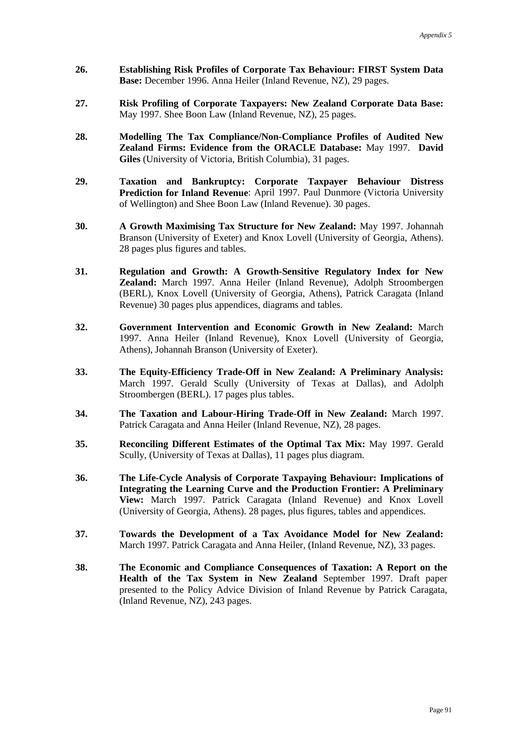26. **Establishing Risk Profiles of Corporate Tax Behaviour: FIRST System Data Base:** December 1996. Anna Heiler (Inland Revenue, NZ), 29 pages.

27. **Risk Profiling of Corporate Taxpayers: New Zealand Corporate Data Base:** May 1997. Shee Boon Law (Inland Revenue, NZ), 25 pages.

28. **Modelling The Tax Compliance/Non-Compliance Profiles of Audited New Zealand Firms: Evidence from the ORACLE Database:** May 1997. **David Giles** (University of Victoria, British Columbia), 31 pages.

29. **Taxation and Bankruptcy: Corporate Taxpayer Behaviour Distress Prediction for Inland Revenue**: April 1997. Paul Dunmore (Victoria University of Wellington) and Shee Boon Law (Inland Revenue). 30 pages.

30. **A Growth Maximising Tax Structure for New Zealand:** May 1997. Johannah Branson (University of Exeter) and Knox Lovell (University of Georgia, Athens). 28 pages plus figures and tables.

31. **Regulation and Growth: A Growth-Sensitive Regulatory Index for New Zealand:** March 1997. Anna Heiler (Inland Revenue), Adolph Stroombergen (BERL), Knox Lovell (University of Georgia, Athens), Patrick Caragata (Inland Revenue) 30 pages plus appendices, diagrams and tables.

32. **Government Intervention and Economic Growth in New Zealand:** March 1997. Anna Heiler (Inland Revenue), Knox Lovell (University of Georgia, Athens), Johannah Branson (University of Exeter).

33. **The Equity-Efficiency Trade-Off in New Zealand: A Preliminary Analysis:** March 1997. Gerald Scully (University of Texas at Dallas), and Adolph Stroombergen (BERL). 17 pages plus tables.

34. **The Taxation and Labour-Hiring Trade-Off in New Zealand:** March 1997. Patrick Caragata and Anna Heiler (Inland Revenue, NZ), 28 pages.

35. **Reconciling Different Estimates of the Optimal Tax Mix:** May 1997. Gerald Scully, (University of Texas at Dallas), 11 pages plus diagram.

36. **The Life-Cycle Analysis of Corporate Taxpaying Behaviour: Implications of Integrating the Learning Curve and the Production Frontier: A Preliminary View:** March 1997. Patrick Caragata (Inland Revenue) and Knox Lovell (University of Georgia, Athens). 28 pages, plus figures, tables and appendices.

37. **Towards the Development of a Tax Avoidance Model for New Zealand:** March 1997. Patrick Caragata and Anna Heiler, (Inland Revenue, NZ), 33 pages.

38. **The Economic and Compliance Consequences of Taxation: A Report on the Health of the Tax System in New Zealand** September 1997. Draft paper presented to the Policy Advice Division of Inland Revenue by Patrick Caragata, (Inland Revenue, NZ), 243 pages.